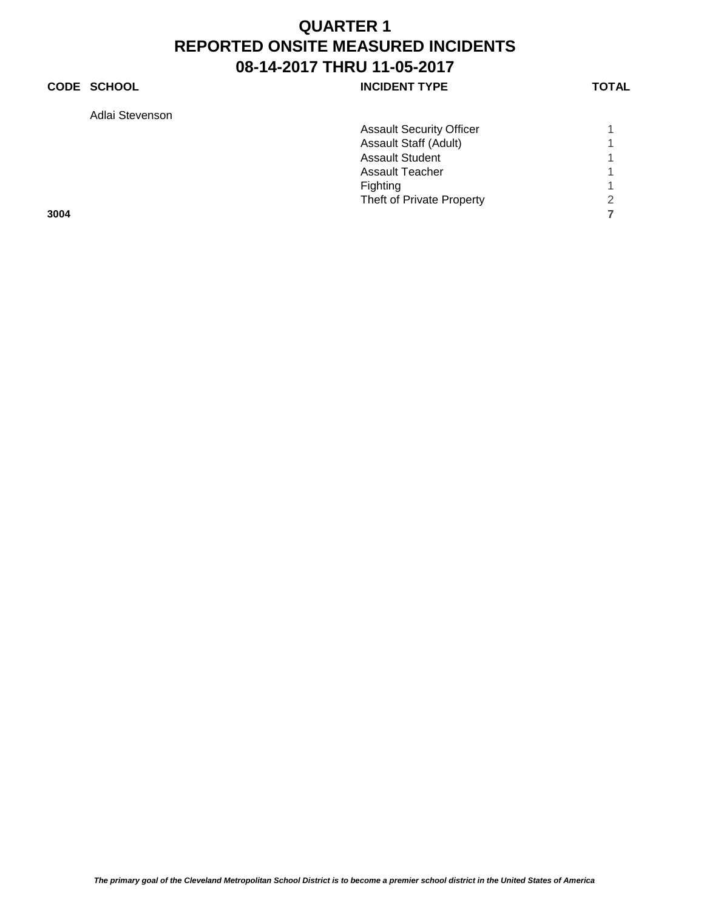# QUARTER 1
# REPORTED ONSITE MEASURED INCIDENTS
# 08-14-2017 THRU 11-05-2017

| CODE | SCHOOL | INCIDENT TYPE | TOTAL |
|---|---|---|---|
| | Adlai Stevenson | | |
| | | Assault Security Officer | 1 |
| | | Assault Staff (Adult) | 1 |
| | | Assault Student | 1 |
| | | Assault Teacher | 1 |
| | | Fighting | 1 |
| | | Theft of Private Property | 2 |
| **3004** | | | **7** |

***The primary goal of the Cleveland Metropolitan School District is to become a premier school district in the United States of America***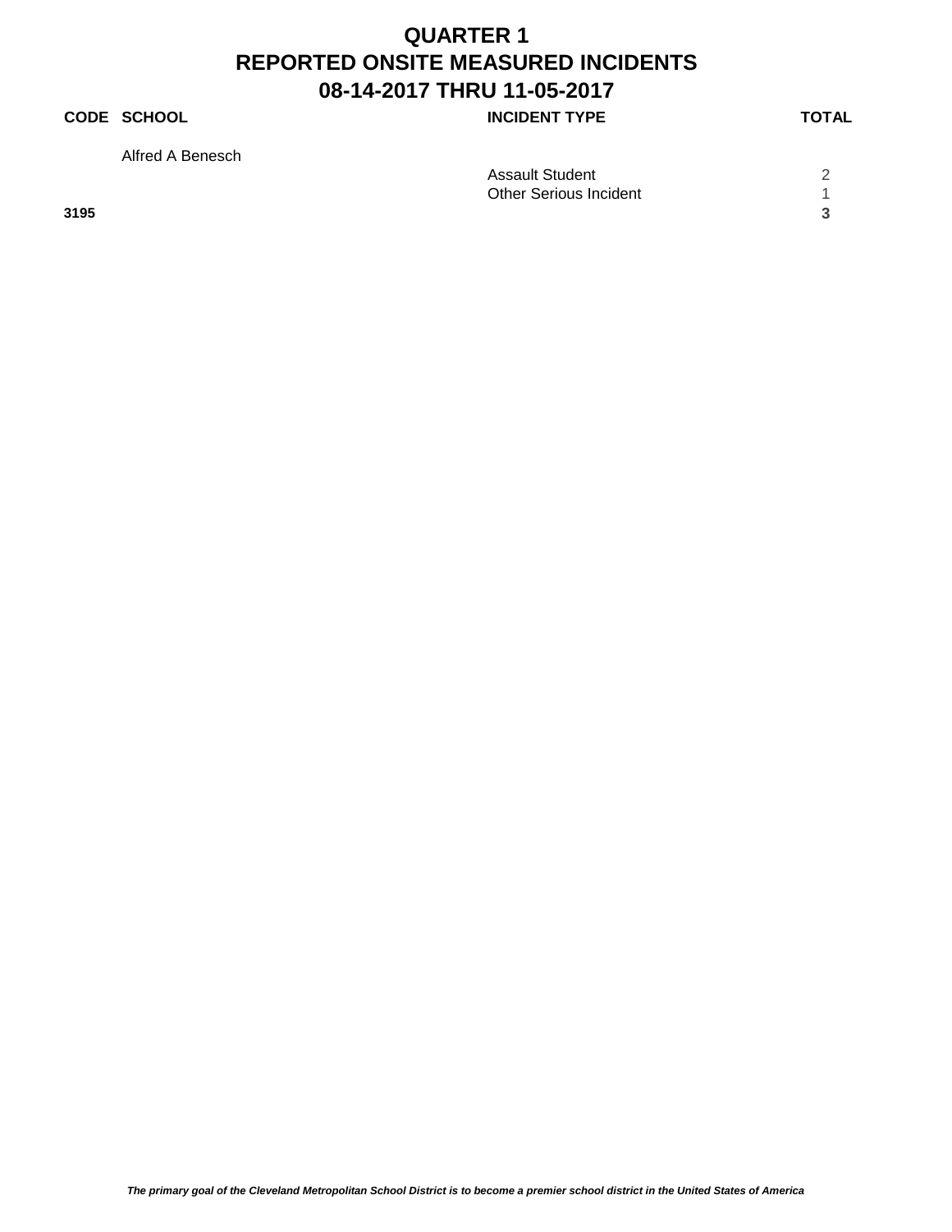# QUARTER 1
# REPORTED ONSITE MEASURED INCIDENTS
# 08-14-2017 THRU 11-05-2017

| CODE | SCHOOL | INCIDENT TYPE | TOTAL |
|---|---|---|---|
| | Alfred A Benesch | | |
| | | Assault Student | 2 |
| | | Other Serious Incident | 1 |
| **3195** | | | **3** |

*The primary goal of the Cleveland Metropolitan School District is to become a premier school district in the United States of America*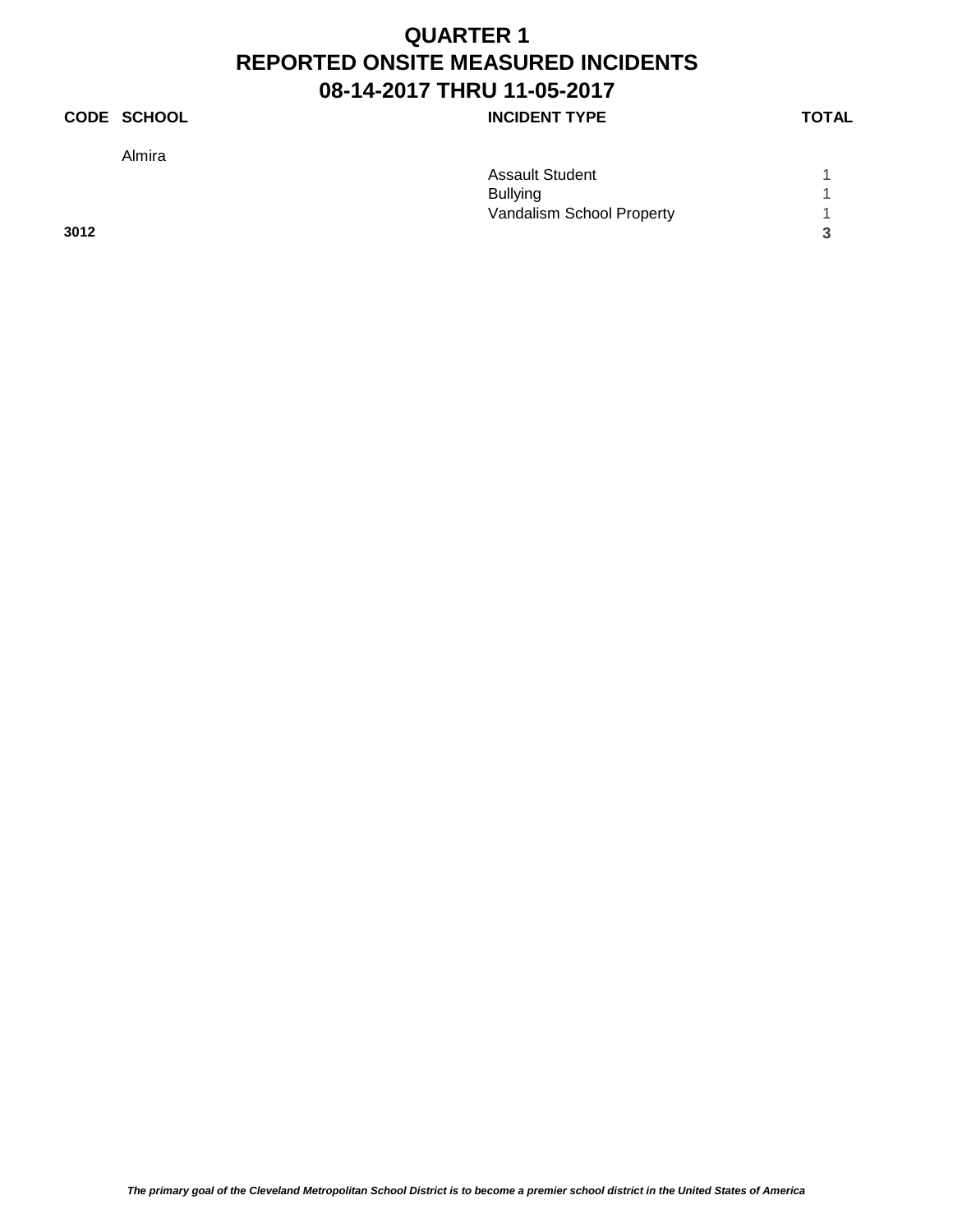# QUARTER 1
# REPORTED ONSITE MEASURED INCIDENTS
# 08-14-2017 THRU 11-05-2017

| CODE | SCHOOL | INCIDENT TYPE | TOTAL |
|---|---|---|---|
| | Almira | | |
| | | Assault Student | 1 |
| | | Bullying | 1 |
| | | Vandalism School Property | 1 |
| **3012** | | | **3** |

*The primary goal of the Cleveland Metropolitan School District is to become a premier school district in the United States of America*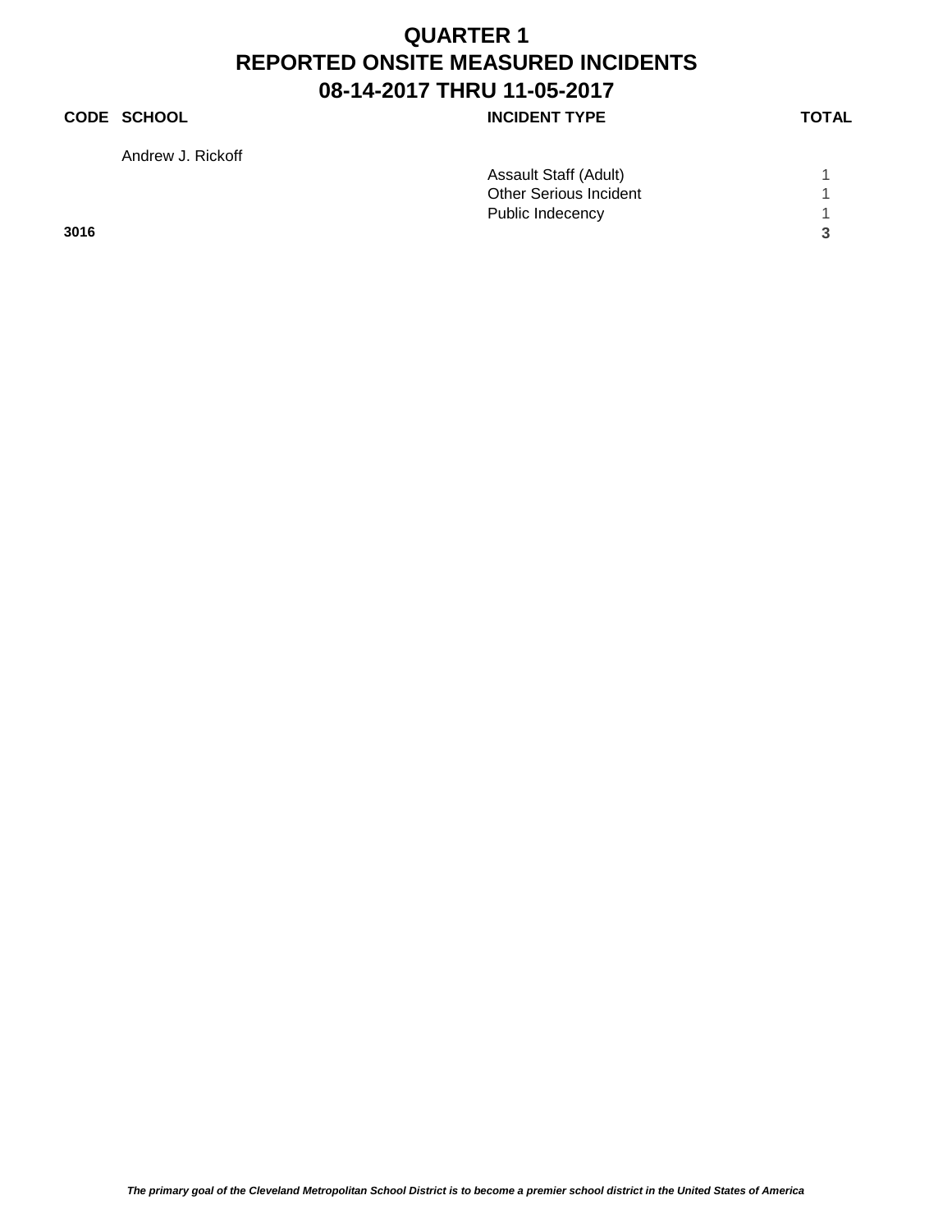# QUARTER 1
# REPORTED ONSITE MEASURED INCIDENTS
# 08-14-2017 THRU 11-05-2017

| CODE | SCHOOL | INCIDENT TYPE | TOTAL |
|---|---|---|---|
| | Andrew J. Rickoff | | |
| | | Assault Staff (Adult) | 1 |
| | | Other Serious Incident | 1 |
| | | Public Indecency | 1 |
| **3016** | | | **3** |

*The primary goal of the Cleveland Metropolitan School District is to become a premier school district in the United States of America*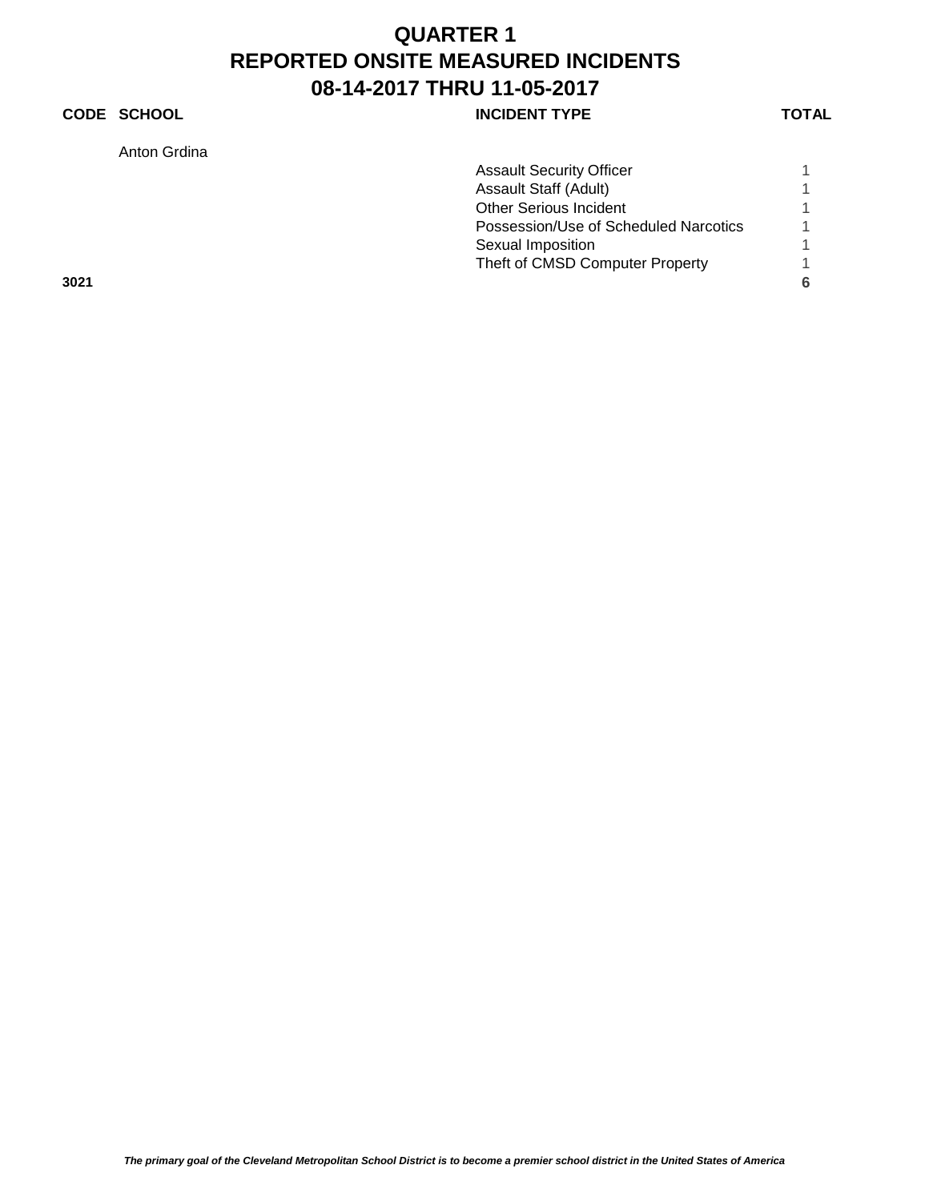# QUARTER 1
# REPORTED ONSITE MEASURED INCIDENTS
# 08-14-2017 THRU 11-05-2017

| CODE | SCHOOL | INCIDENT TYPE | TOTAL |
|---|---|---|---|
| | Anton Grdina | | |
| | | Assault Security Officer | 1 |
| | | Assault Staff (Adult) | 1 |
| | | Other Serious Incident | 1 |
| | | Possession/Use of Scheduled Narcotics | 1 |
| | | Sexual Imposition | 1 |
| | | Theft of CMSD Computer Property | 1 |
| **3021** | | | **6** |

*The primary goal of the Cleveland Metropolitan School District is to become a premier school district in the United States of America*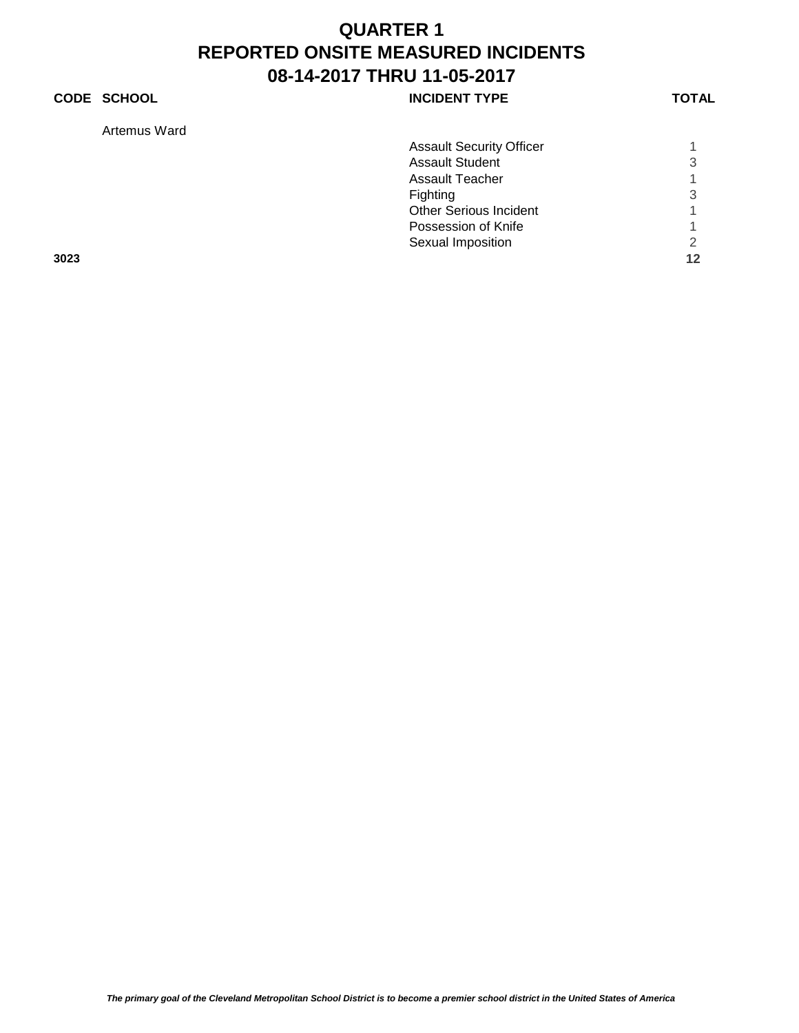# QUARTER 1
# REPORTED ONSITE MEASURED INCIDENTS
# 08-14-2017 THRU 11-05-2017

| CODE | SCHOOL | INCIDENT TYPE | TOTAL |
|---|---|---|---|
| | Artemus Ward | | |
| | | Assault Security Officer | 1 |
| | | Assault Student | 3 |
| | | Assault Teacher | 1 |
| | | Fighting | 3 |
| | | Other Serious Incident | 1 |
| | | Possession of Knife | 1 |
| | | Sexual Imposition | 2 |
| **3023** | | | **12** |

***The primary goal of the Cleveland Metropolitan School District is to become a premier school district in the United States of America***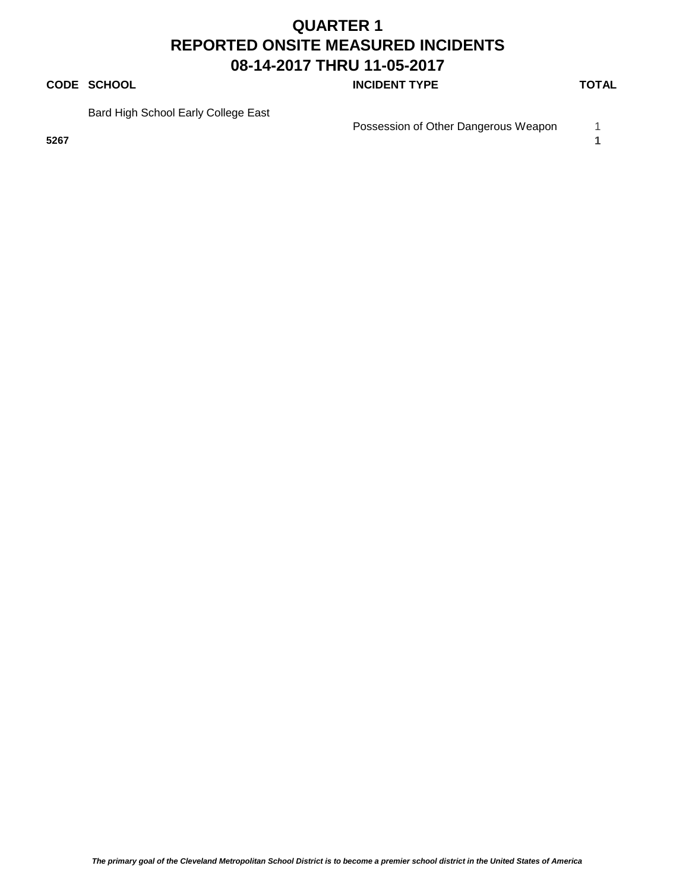# QUARTER 1
# REPORTED ONSITE MEASURED INCIDENTS
# 08-14-2017 THRU 11-05-2017

| CODE | SCHOOL | INCIDENT TYPE | TOTAL |
|---|---|---|---|
| | Bard High School Early College East | | |
| | | Possession of Other Dangerous Weapon | 1 |
| **5267** | | | **1** |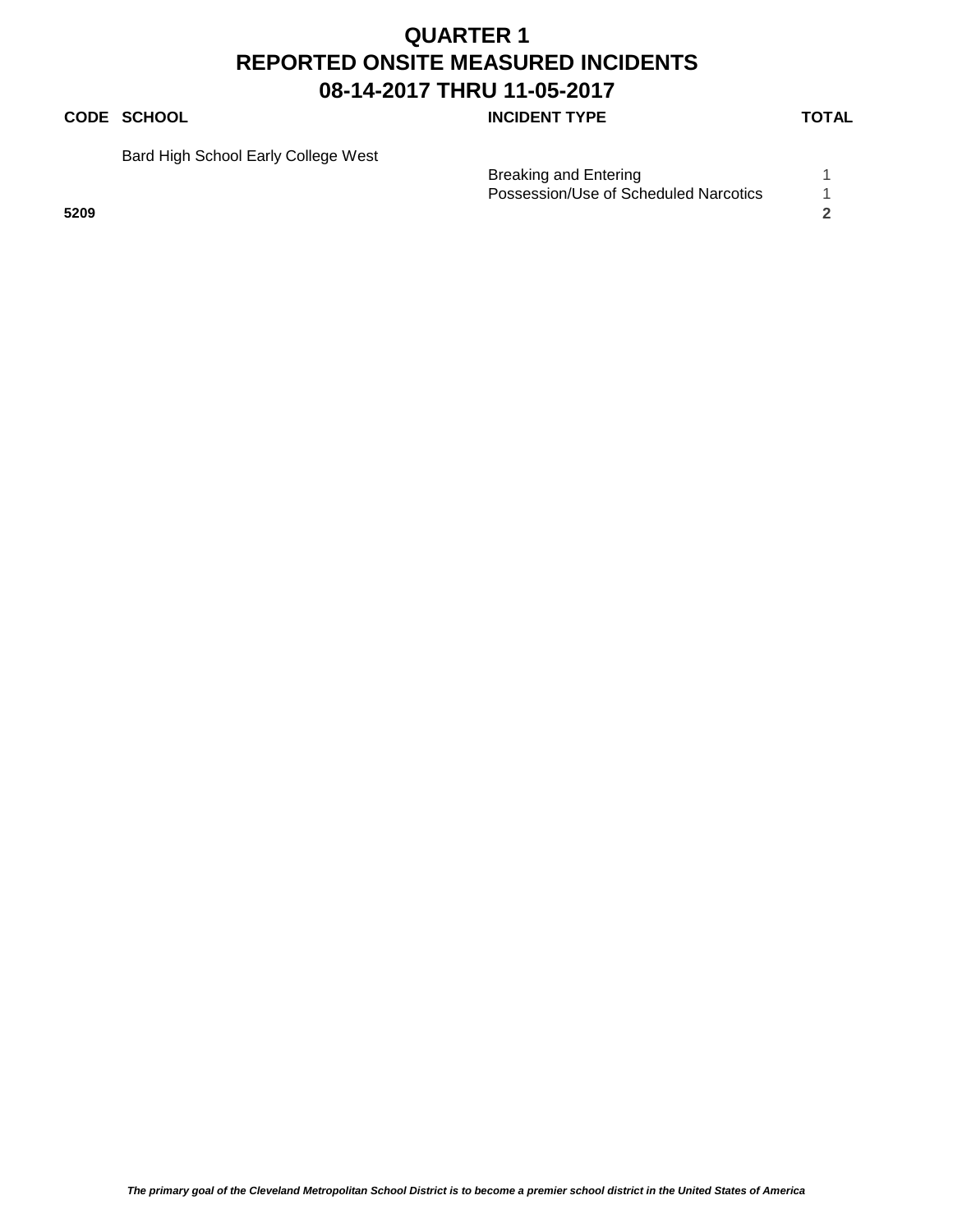# QUARTER 1
# REPORTED ONSITE MEASURED INCIDENTS
# 08-14-2017 THRU 11-05-2017

| CODE | SCHOOL | INCIDENT TYPE | TOTAL |
|---|---|---|---|
| | Bard High School Early College West | | |
| | | Breaking and Entering | 1 |
| | | Possession/Use of Scheduled Narcotics | 1 |
| **5209** | | | **2** |

***The primary goal of the Cleveland Metropolitan School District is to become a premier school district in the United States of America***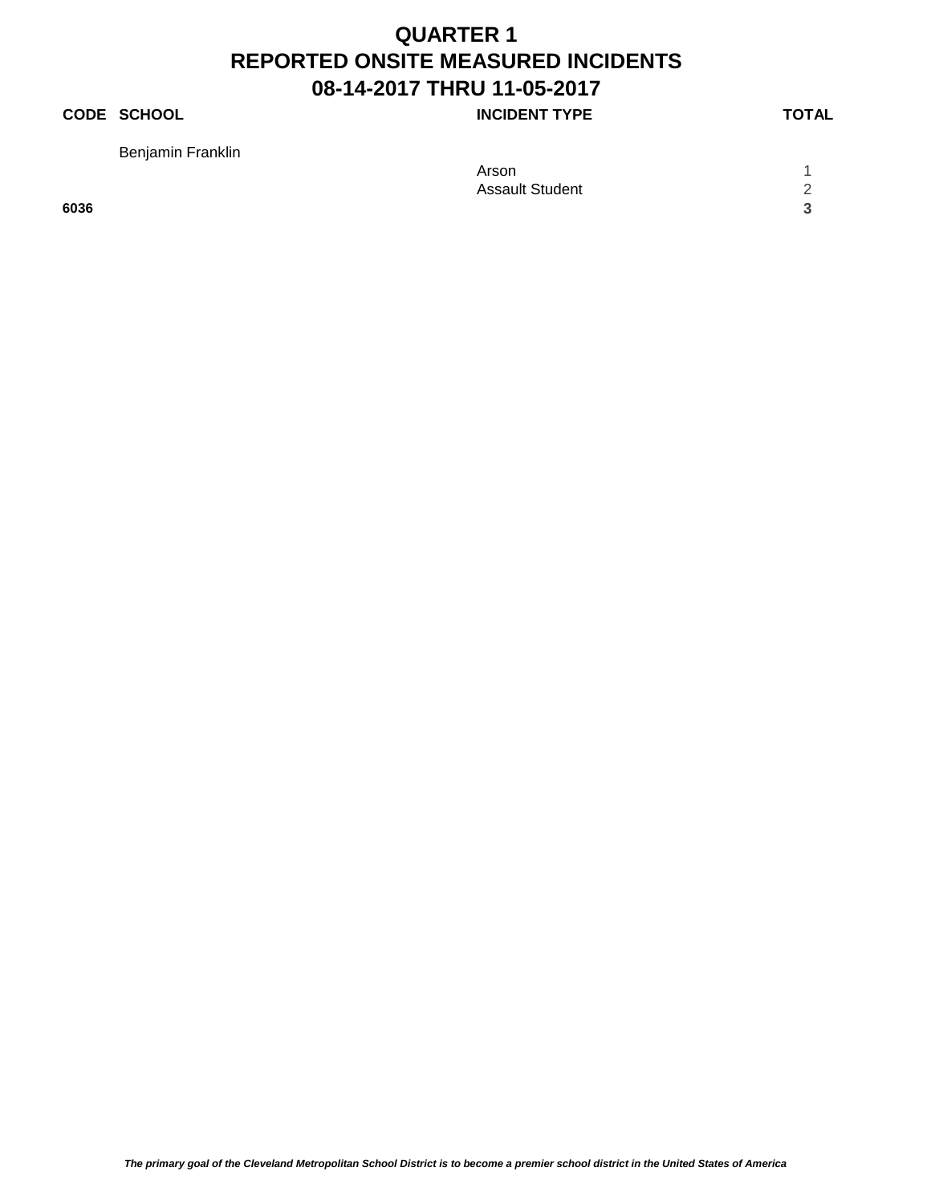# QUARTER 1
# REPORTED ONSITE MEASURED INCIDENTS
# 08-14-2017 THRU 11-05-2017

| CODE | SCHOOL | INCIDENT TYPE | TOTAL |
|---|---|---|---|
| | Benjamin Franklin | | |
| | | Arson | 1 |
| | | Assault Student | 2 |
| **6036** | | | **3** |

***The primary goal of the Cleveland Metropolitan School District is to become a premier school district in the United States of America***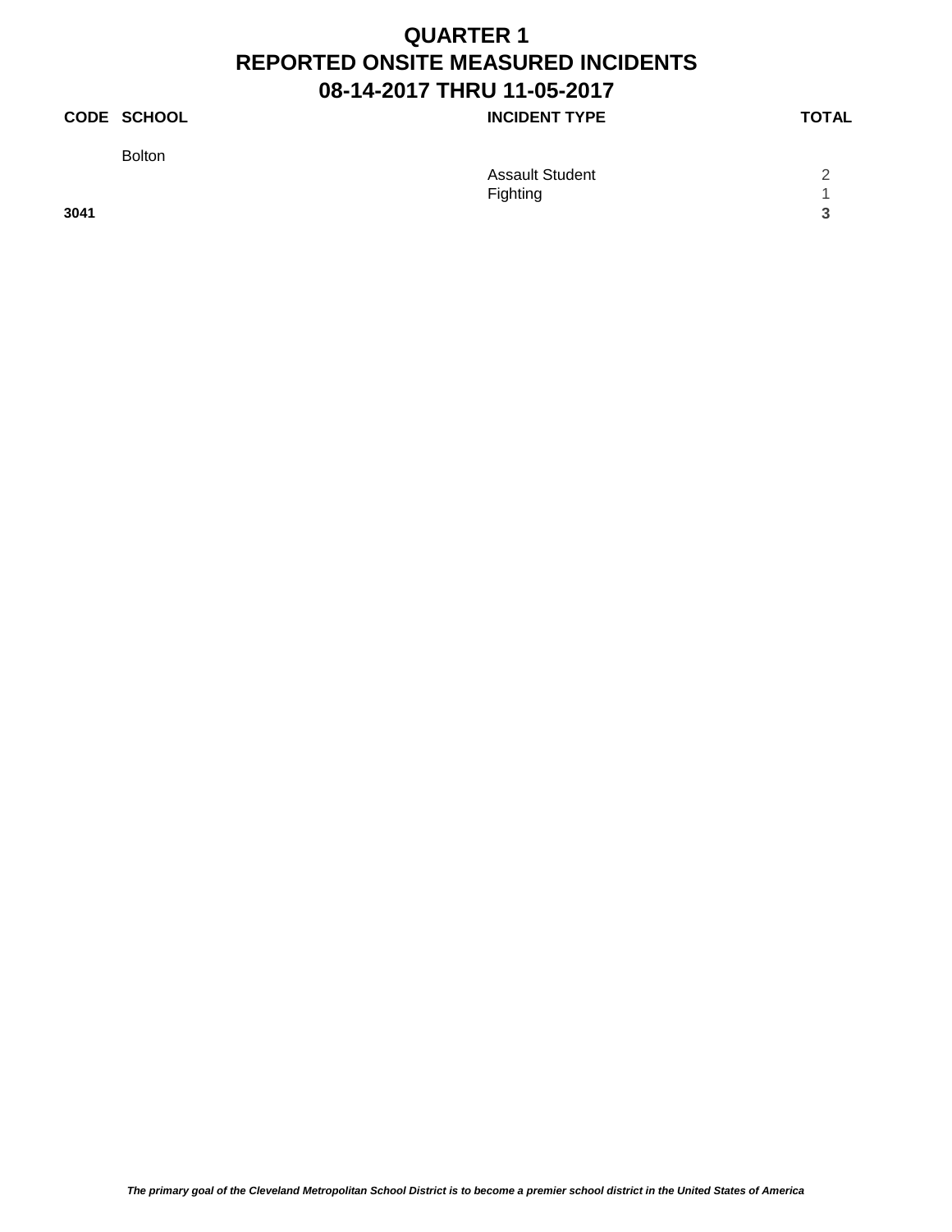# QUARTER 1
# REPORTED ONSITE MEASURED INCIDENTS
# 08-14-2017 THRU 11-05-2017

| CODE | SCHOOL | INCIDENT TYPE | TOTAL |
|---|---|---|---|
| | Bolton | | |
| | | Assault Student | 2 |
| | | Fighting | 1 |
| **3041** | | | **3** |

*The primary goal of the Cleveland Metropolitan School District is to become a premier school district in the United States of America*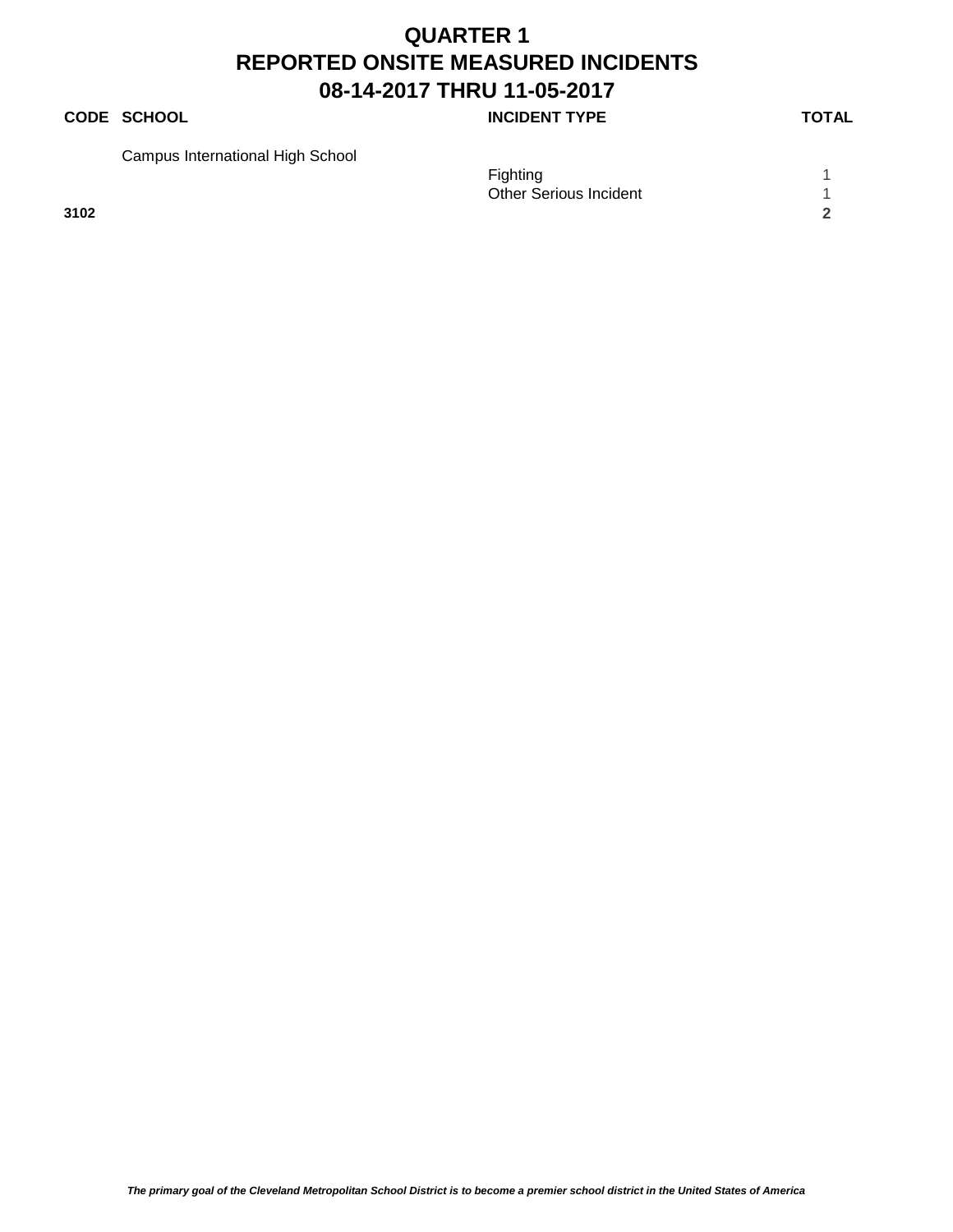# QUARTER 1
# REPORTED ONSITE MEASURED INCIDENTS
# 08-14-2017 THRU 11-05-2017

| CODE | SCHOOL | INCIDENT TYPE | TOTAL |
|---|---|---|---|
| | Campus International High School | | |
| | | Fighting | 1 |
| | | Other Serious Incident | 1 |
| **3102** | | | **2** |

*The primary goal of the Cleveland Metropolitan School District is to become a premier school district in the United States of America*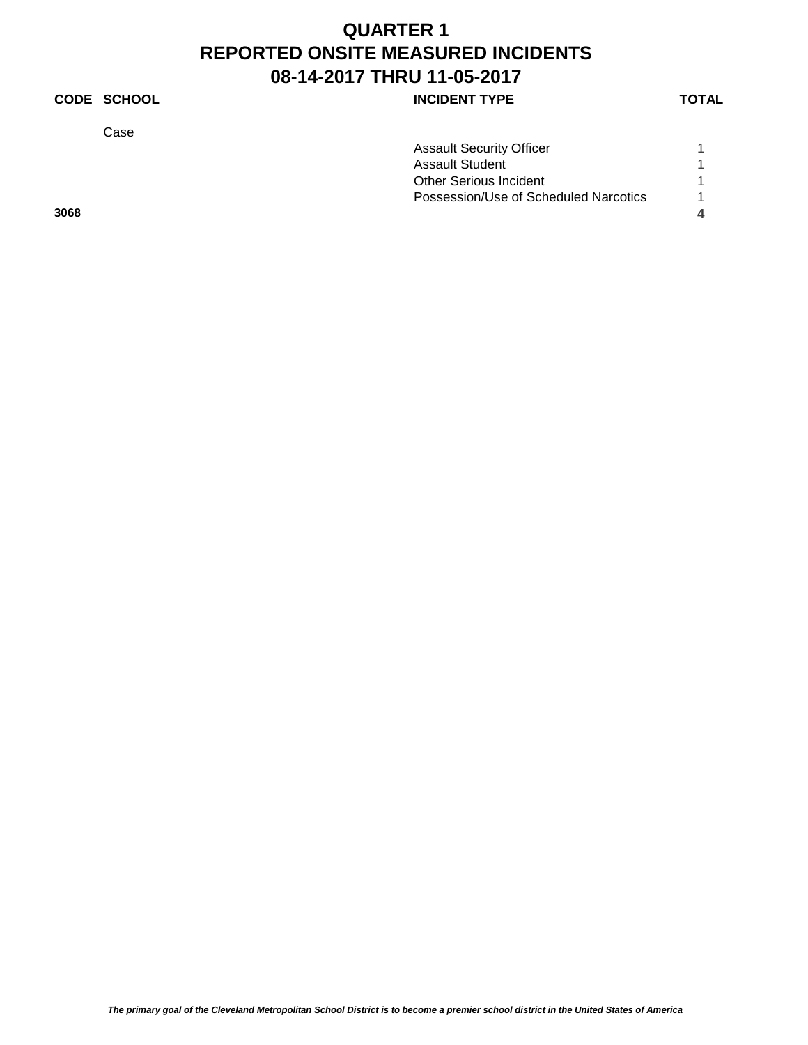# QUARTER 1
# REPORTED ONSITE MEASURED INCIDENTS
# 08-14-2017 THRU 11-05-2017

| CODE | SCHOOL | INCIDENT TYPE | TOTAL |
|---|---|---|---|
| | Case | | |
| | | Assault Security Officer | 1 |
| | | Assault Student | 1 |
| | | Other Serious Incident | 1 |
| | | Possession/Use of Scheduled Narcotics | 1 |
| **3068** | | | **4** |

***The primary goal of the Cleveland Metropolitan School District is to become a premier school district in the United States of America***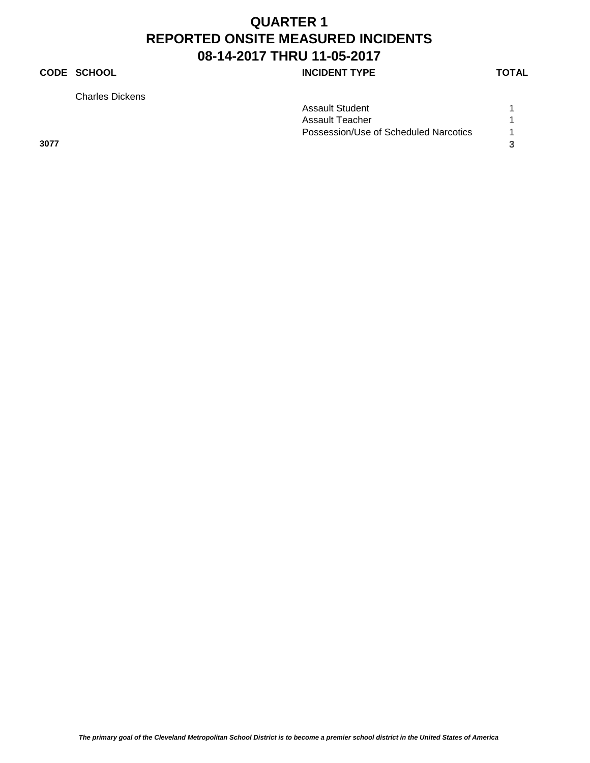# QUARTER 1
# REPORTED ONSITE MEASURED INCIDENTS
# 08-14-2017 THRU 11-05-2017

| CODE | SCHOOL | INCIDENT TYPE | TOTAL |
|---|---|---|---|
| | Charles Dickens | | |
| | | Assault Student | 1 |
| | | Assault Teacher | 1 |
| | | Possession/Use of Scheduled Narcotics | 1 |
| **3077** | | | **3** |

***The primary goal of the Cleveland Metropolitan School District is to become a premier school district in the United States of America***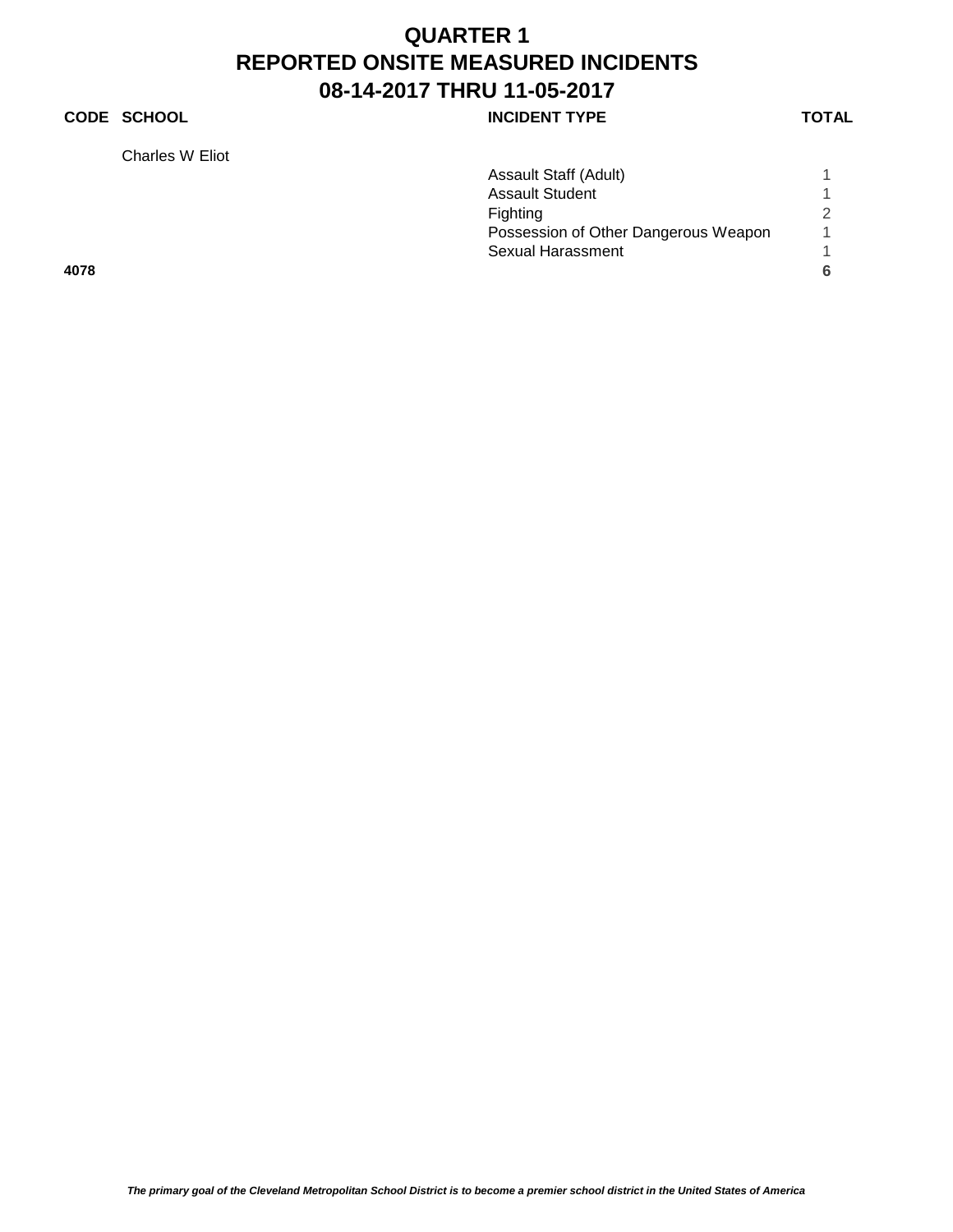# QUARTER 1
# REPORTED ONSITE MEASURED INCIDENTS
# 08-14-2017 THRU 11-05-2017

| CODE | SCHOOL | INCIDENT TYPE | TOTAL |
|---|---|---|---|
| | Charles W Eliot | | |
| | | Assault Staff (Adult) | 1 |
| | | Assault Student | 1 |
| | | Fighting | 2 |
| | | Possession of Other Dangerous Weapon | 1 |
| | | Sexual Harassment | 1 |
| **4078** | | | **6** |

***The primary goal of the Cleveland Metropolitan School District is to become a premier school district in the United States of America***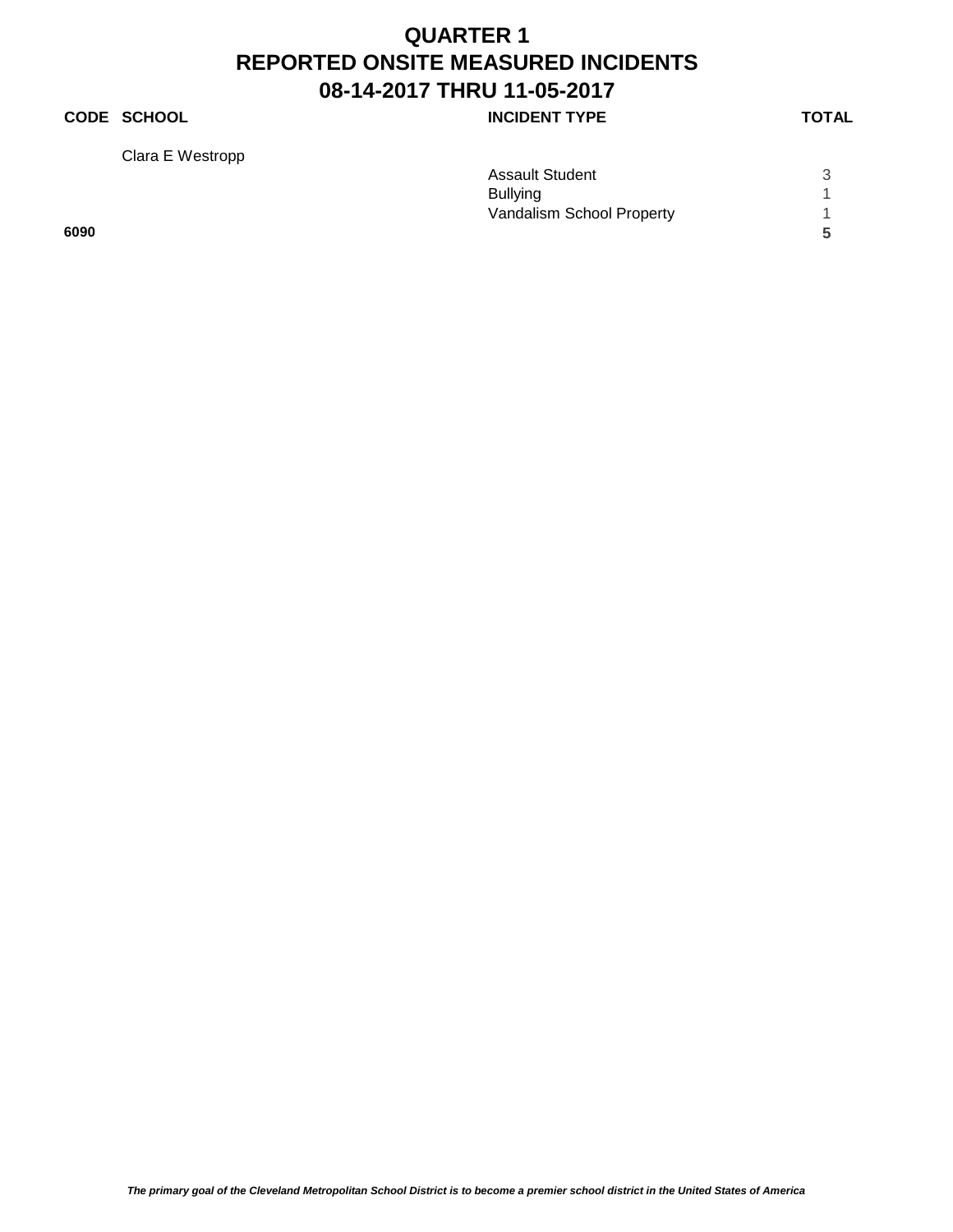# QUARTER 1
# REPORTED ONSITE MEASURED INCIDENTS
# 08-14-2017 THRU 11-05-2017

| CODE | SCHOOL | INCIDENT TYPE | TOTAL |
|---|---|---|---|
| | Clara E Westropp | | |
| | | Assault Student | 3 |
| | | Bullying | 1 |
| | | Vandalism School Property | 1 |
| **6090** | | | **5** |

***The primary goal of the Cleveland Metropolitan School District is to become a premier school district in the United States of America***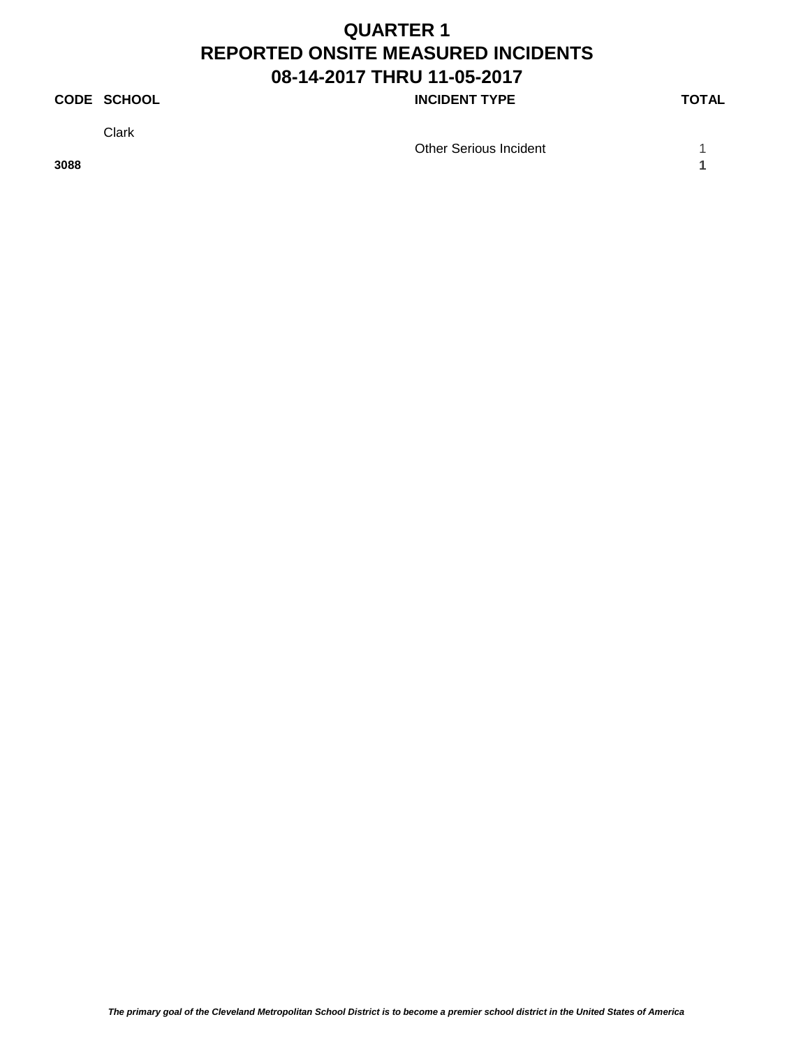# QUARTER 1
# REPORTED ONSITE MEASURED INCIDENTS
# 08-14-2017 THRU 11-05-2017

| CODE | SCHOOL | INCIDENT TYPE | TOTAL |
|---|---|---|---|
| | Clark | | |
| | | Other Serious Incident | 1 |
| **3088** | | | **1** |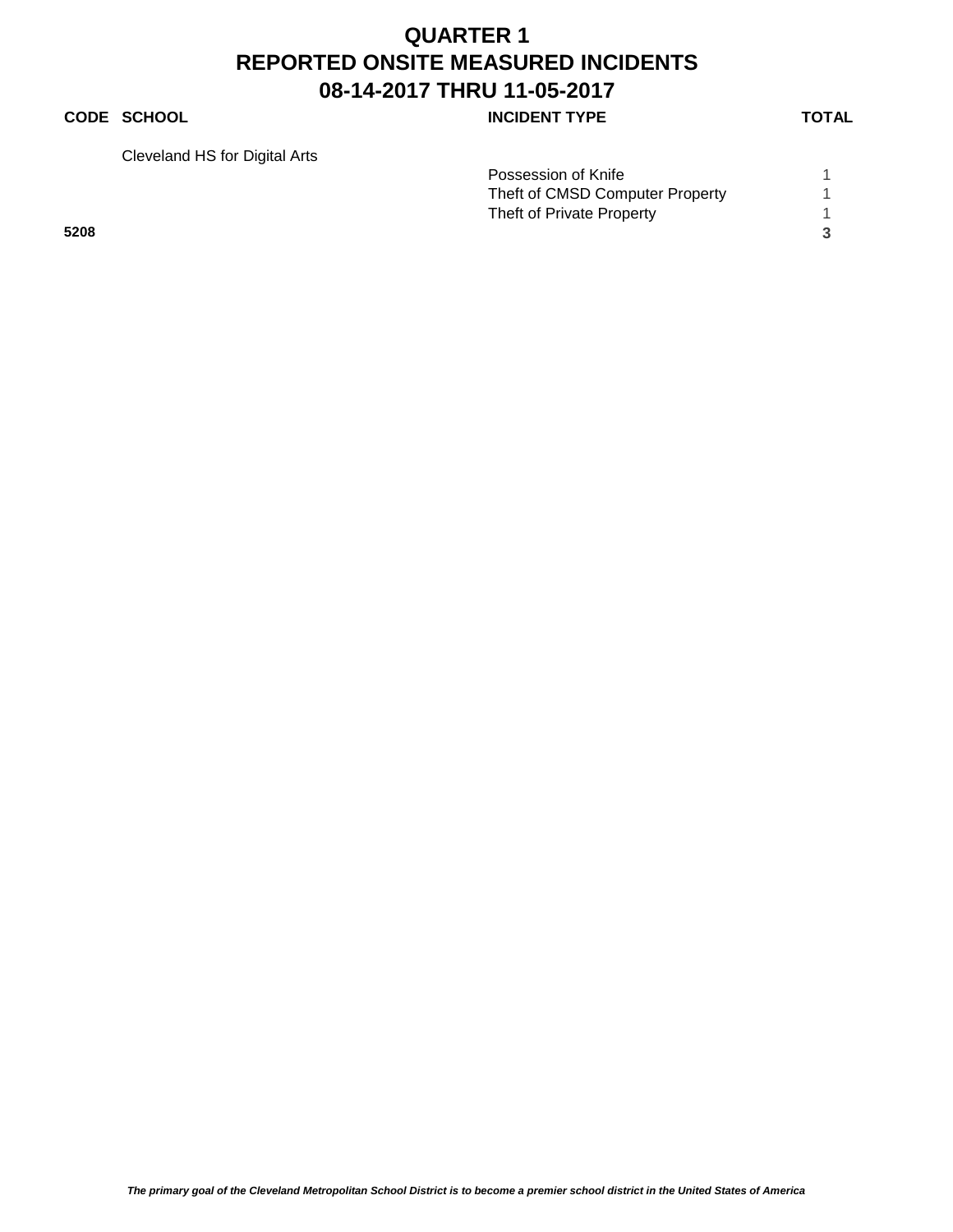# QUARTER 1
# REPORTED ONSITE MEASURED INCIDENTS
# 08-14-2017 THRU 11-05-2017

| CODE | SCHOOL | INCIDENT TYPE | TOTAL |
|---|---|---|---|
| | Cleveland HS for Digital Arts | | |
| | | Possession of Knife | 1 |
| | | Theft of CMSD Computer Property | 1 |
| | | Theft of Private Property | 1 |
| **5208** | | | **3** |

*The primary goal of the Cleveland Metropolitan School District is to become a premier school district in the United States of America*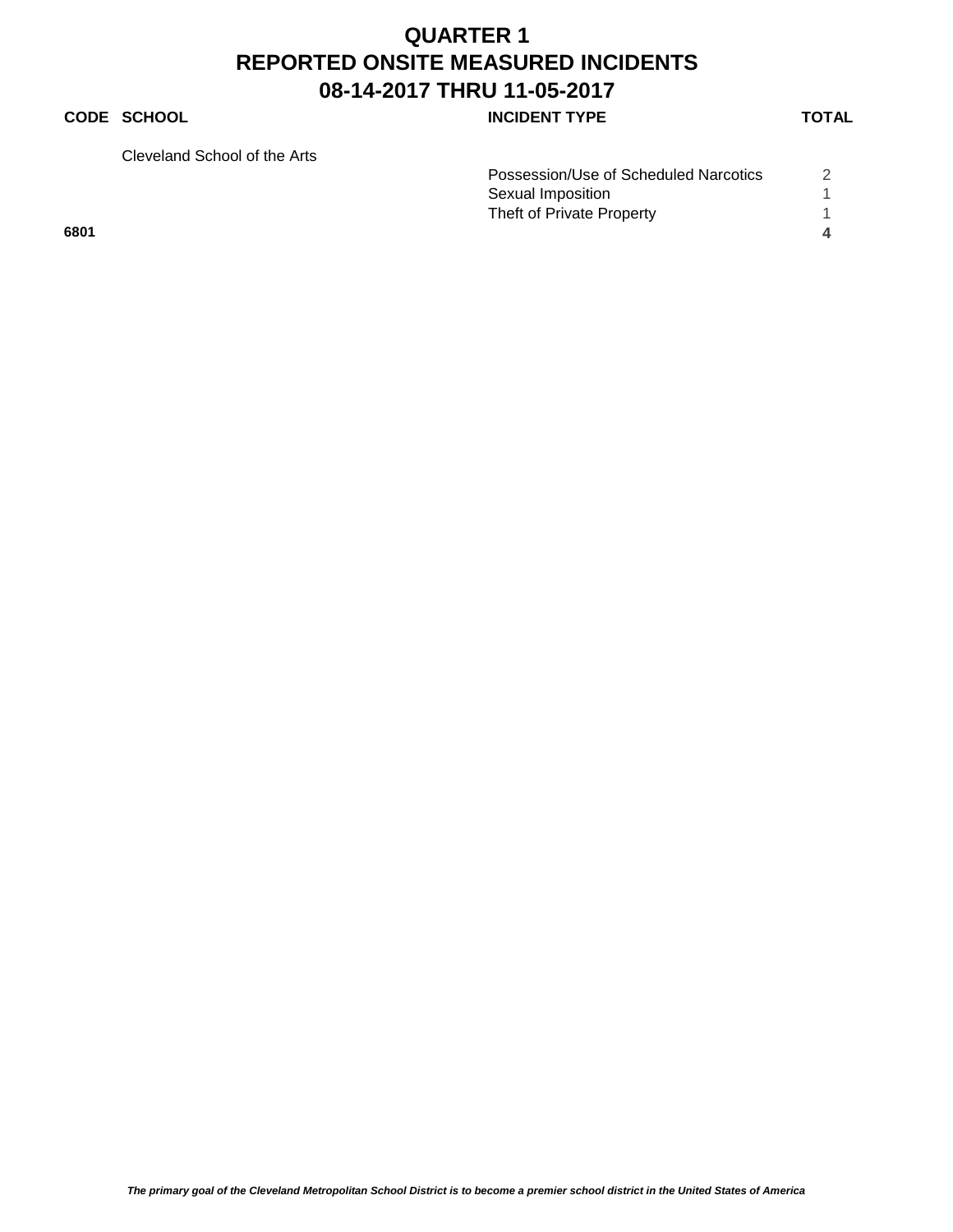# QUARTER 1
# REPORTED ONSITE MEASURED INCIDENTS
# 08-14-2017 THRU 11-05-2017

| CODE | SCHOOL | INCIDENT TYPE | TOTAL |
|---|---|---|---|
| | Cleveland School of the Arts | | |
| | | Possession/Use of Scheduled Narcotics | 2 |
| | | Sexual Imposition | 1 |
| | | Theft of Private Property | 1 |
| **6801** | | | **4** |

***The primary goal of the Cleveland Metropolitan School District is to become a premier school district in the United States of America***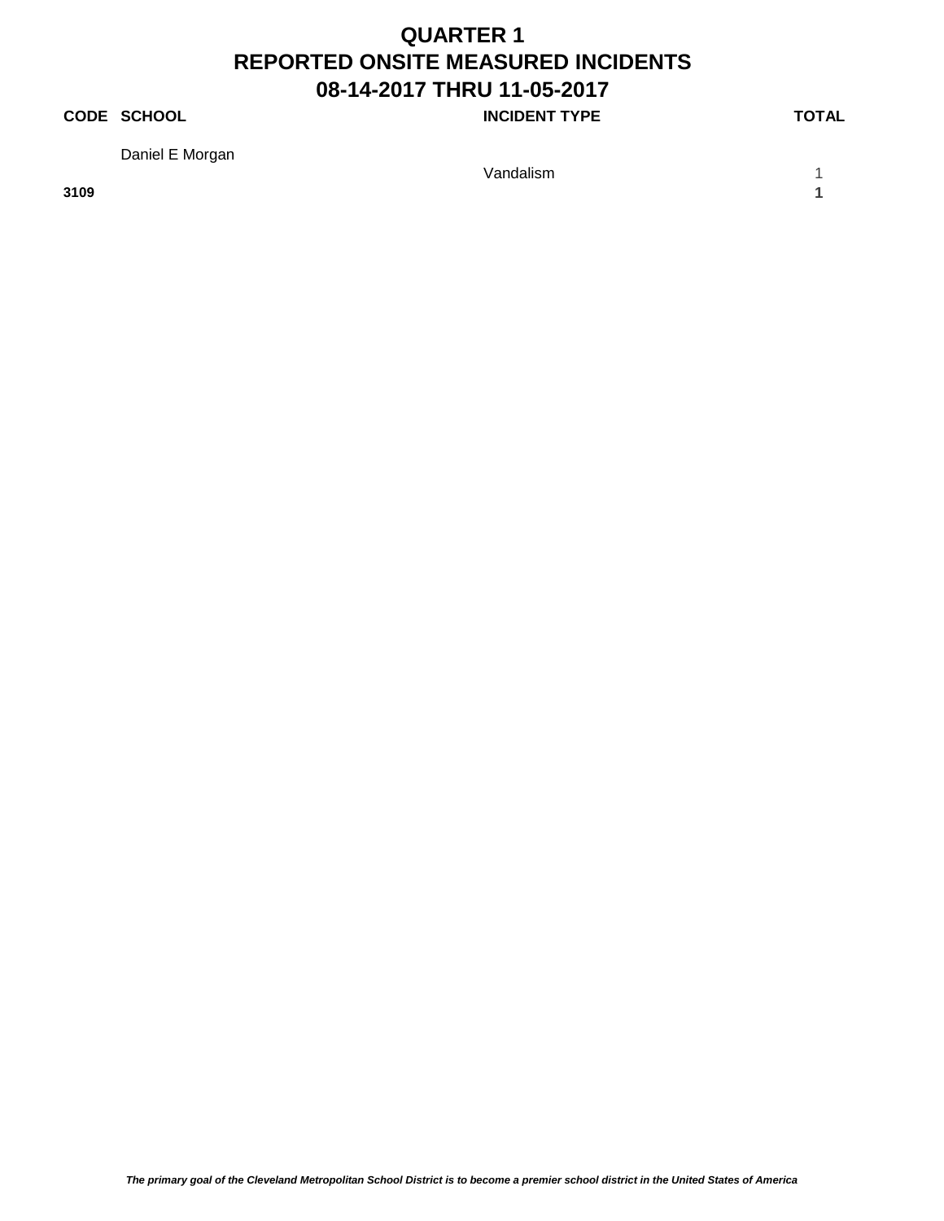# QUARTER 1
# REPORTED ONSITE MEASURED INCIDENTS
# 08-14-2017 THRU 11-05-2017

| CODE | SCHOOL | INCIDENT TYPE | TOTAL |
|---|---|---|---|
| | Daniel E Morgan | | |
| | | Vandalism | 1 |
| **3109** | | | **1** |

*The primary goal of the Cleveland Metropolitan School District is to become a premier school district in the United States of America*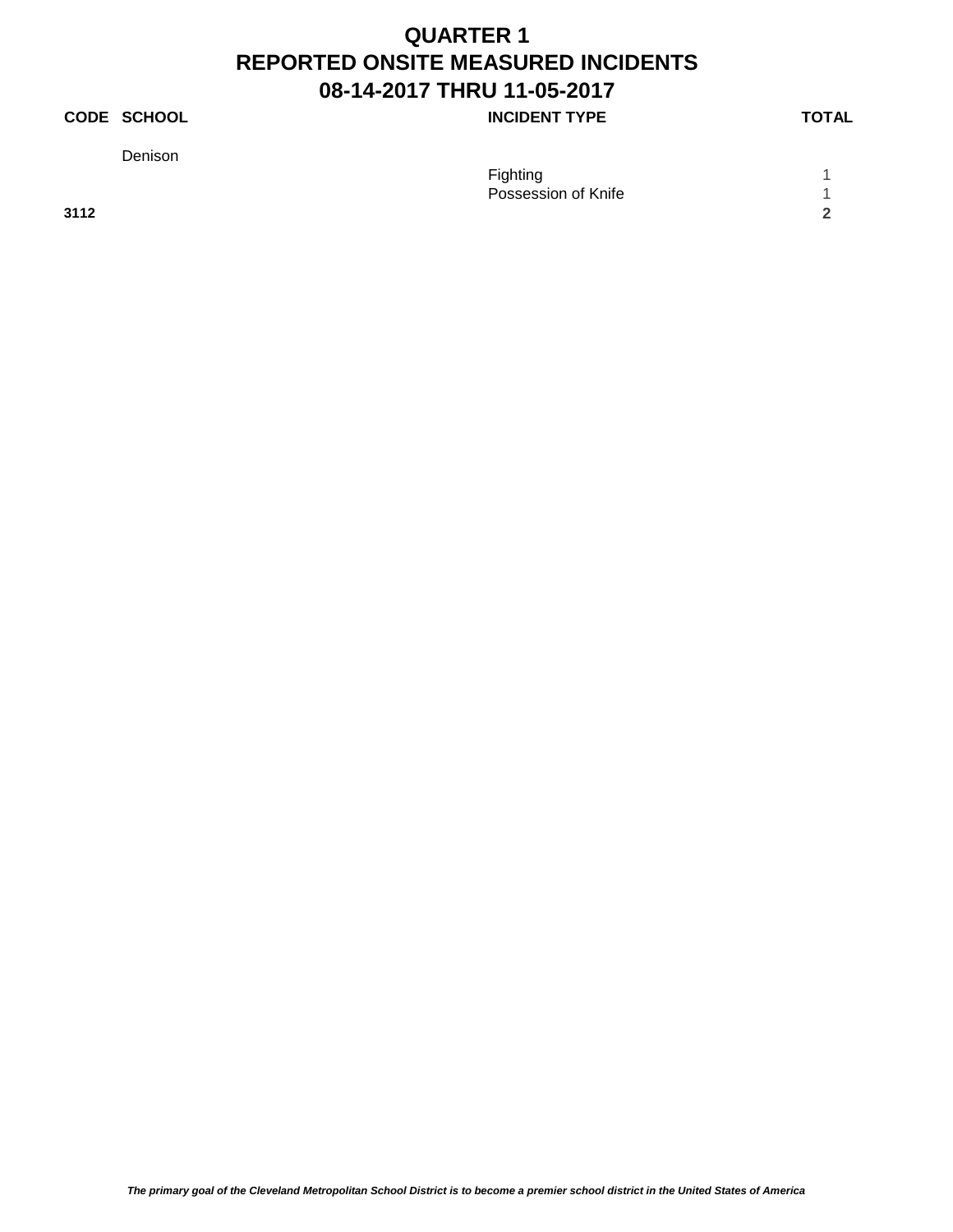# QUARTER 1
# REPORTED ONSITE MEASURED INCIDENTS
# 08-14-2017 THRU 11-05-2017

| CODE | SCHOOL | INCIDENT TYPE | TOTAL |
| --- | --- | --- | --- |
| | Denison | | |
| | | Fighting | 1 |
| | | Possession of Knife | 1 |
| **3112** | | | **2** |

*The primary goal of the Cleveland Metropolitan School District is to become a premier school district in the United States of America*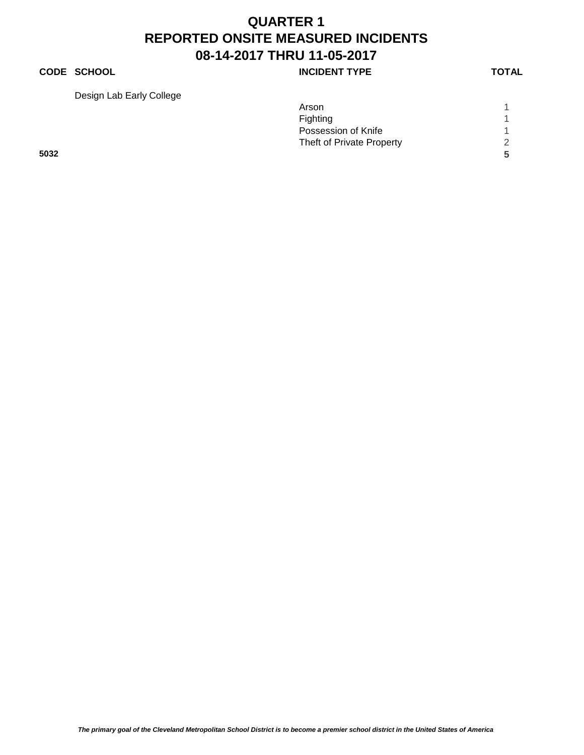# QUARTER 1
# REPORTED ONSITE MEASURED INCIDENTS
# 08-14-2017 THRU 11-05-2017

| CODE | SCHOOL | INCIDENT TYPE | TOTAL |
|---|---|---|---|
| | Design Lab Early College | | |
| | | Arson | 1 |
| | | Fighting | 1 |
| | | Possession of Knife | 1 |
| | | Theft of Private Property | 2 |
| **5032** | | | **5** |

***The primary goal of the Cleveland Metropolitan School District is to become a premier school district in the United States of America***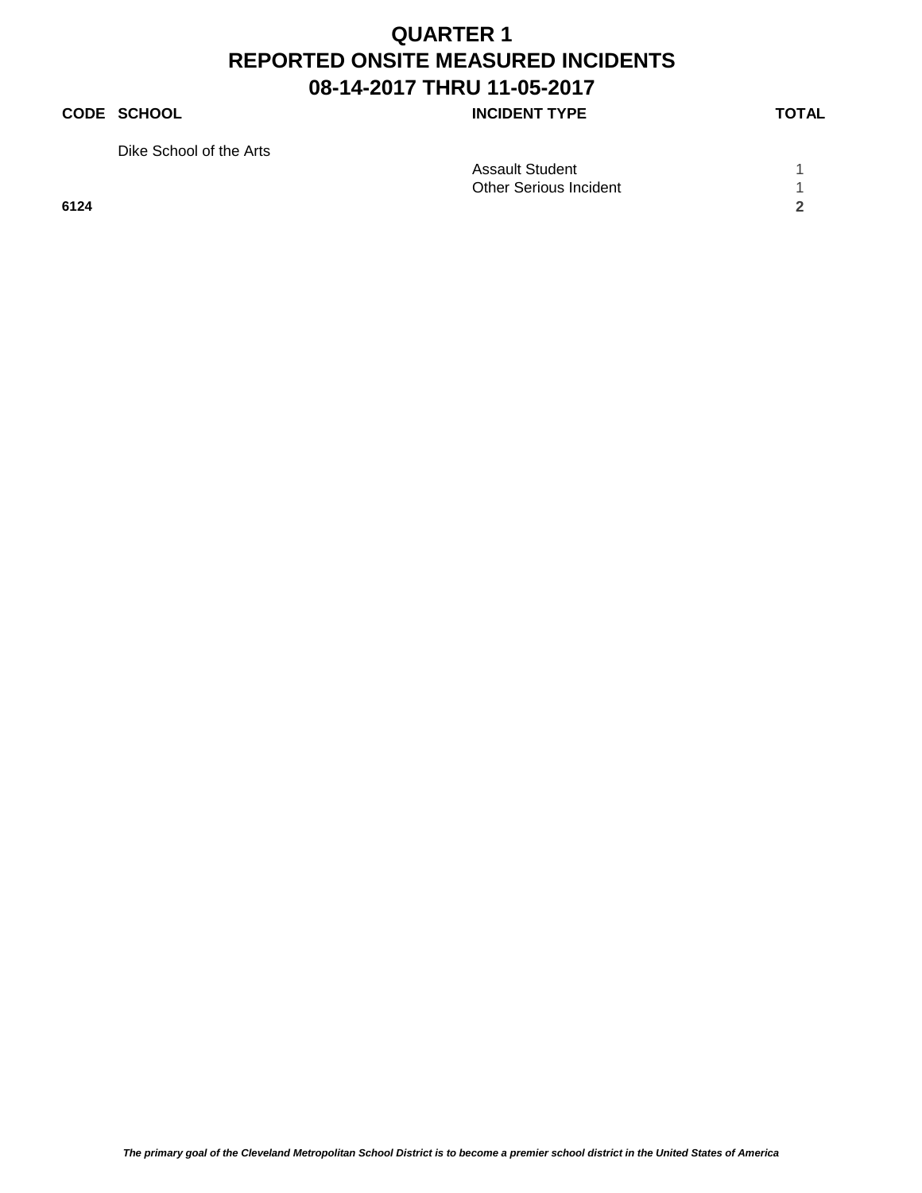# QUARTER 1
# REPORTED ONSITE MEASURED INCIDENTS
# 08-14-2017 THRU 11-05-2017

| CODE | SCHOOL | INCIDENT TYPE | TOTAL |
|---|---|---|---|
| | Dike School of the Arts | | |
| | | Assault Student | 1 |
| | | Other Serious Incident | 1 |
| **6124** | | | **2** |

***The primary goal of the Cleveland Metropolitan School District is to become a premier school district in the United States of America***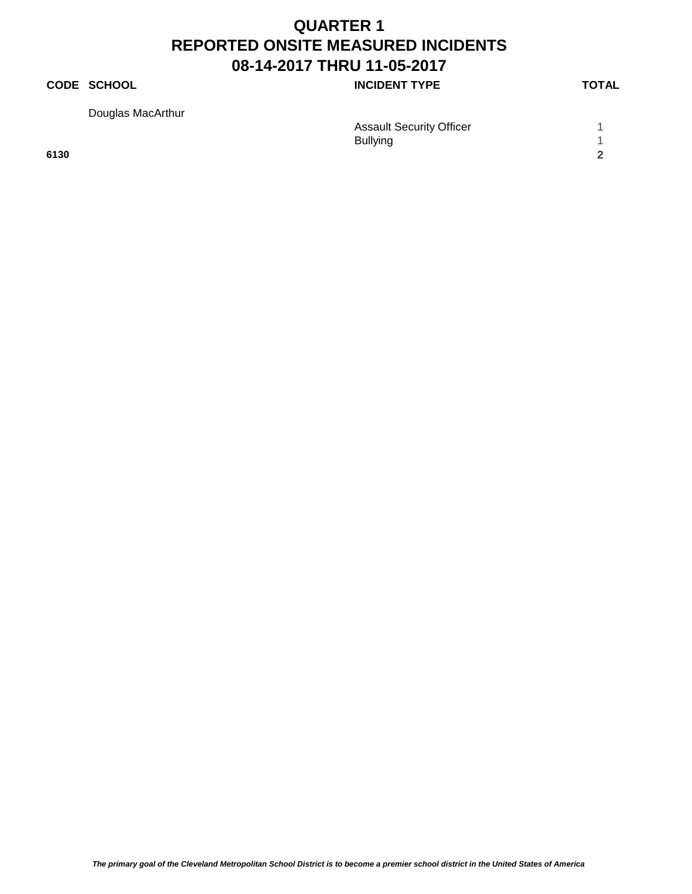# QUARTER 1
# REPORTED ONSITE MEASURED INCIDENTS
# 08-14-2017 THRU 11-05-2017

| CODE | SCHOOL | INCIDENT TYPE | TOTAL |
|---|---|---|---|
| | Douglas MacArthur | | |
| | | Assault Security Officer | 1 |
| | | Bullying | 1 |
| **6130** | | | **2** |

***The primary goal of the Cleveland Metropolitan School District is to become a premier school district in the United States of America***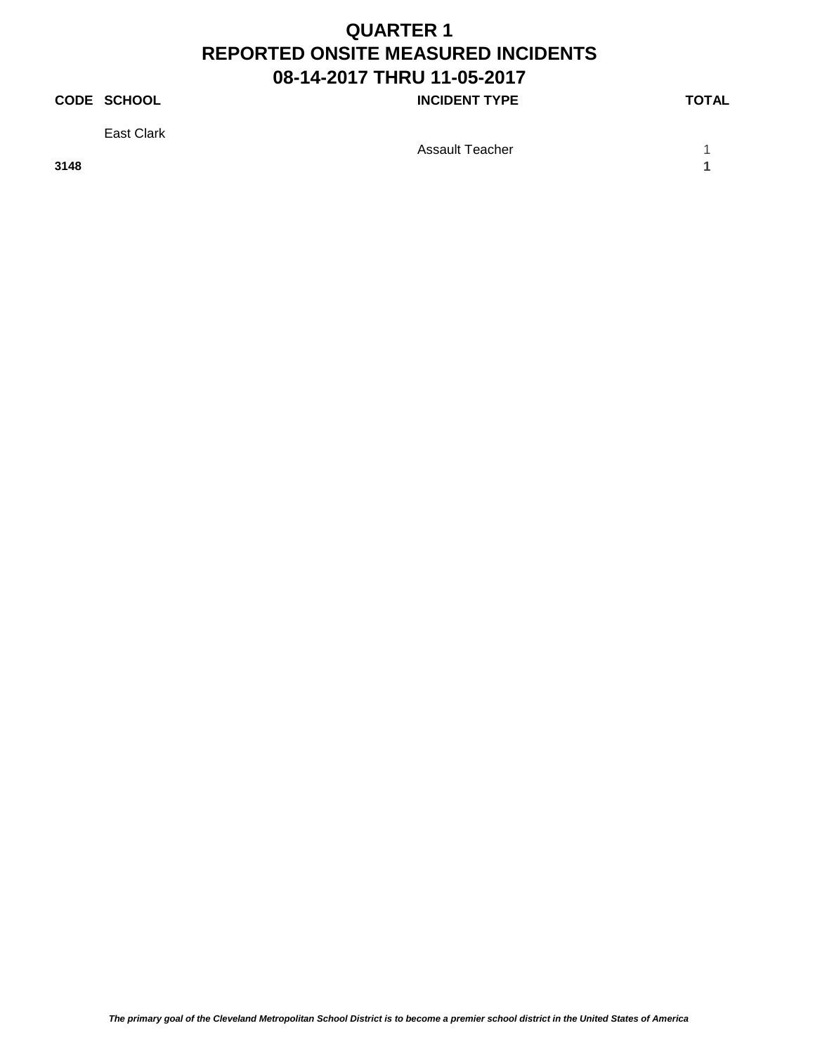# QUARTER 1
# REPORTED ONSITE MEASURED INCIDENTS
# 08-14-2017 THRU 11-05-2017

| CODE | SCHOOL | INCIDENT TYPE | TOTAL |
|---|---|---|---|
| | East Clark | | |
| | | Assault Teacher | 1 |
| **3148** | | | **1** |

***The primary goal of the Cleveland Metropolitan School District is to become a premier school district in the United States of America***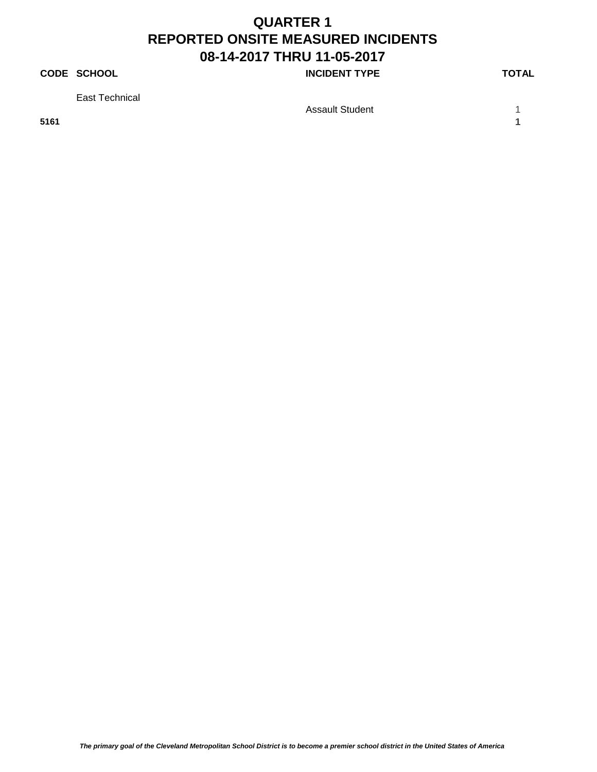# QUARTER 1
# REPORTED ONSITE MEASURED INCIDENTS
# 08-14-2017 THRU 11-05-2017

| CODE | SCHOOL | INCIDENT TYPE | TOTAL |
|---|---|---|---|
| | East Technical | | |
| | | Assault Student | 1 |
| **5161** | | | **1** |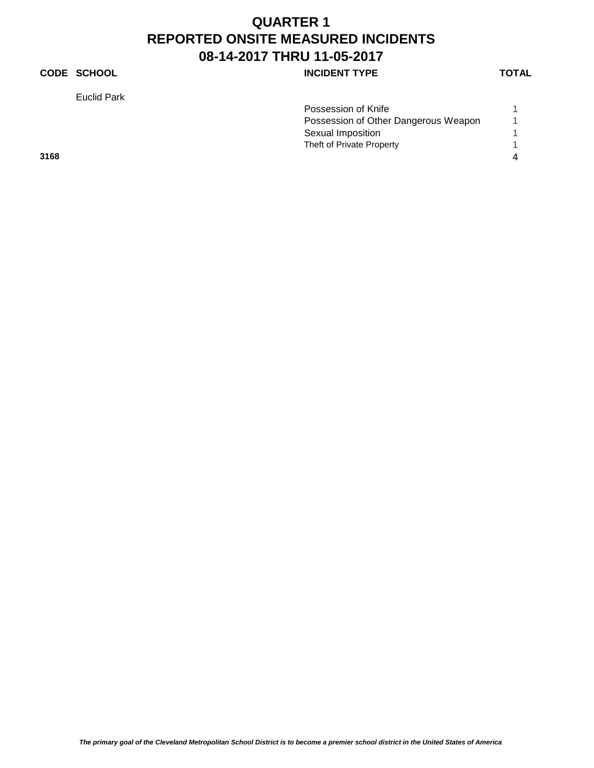# QUARTER 1
# REPORTED ONSITE MEASURED INCIDENTS
# 08-14-2017 THRU 11-05-2017

| CODE | SCHOOL | INCIDENT TYPE | TOTAL |
|---|---|---|---|
| | Euclid Park | | |
| | | Possession of Knife | 1 |
| | | Possession of Other Dangerous Weapon | 1 |
| | | Sexual Imposition | 1 |
| | | Theft of Private Property | 1 |
| **3168** | | | **4** |

*The primary goal of the Cleveland Metropolitan School District is to become a premier school district in the United States of America*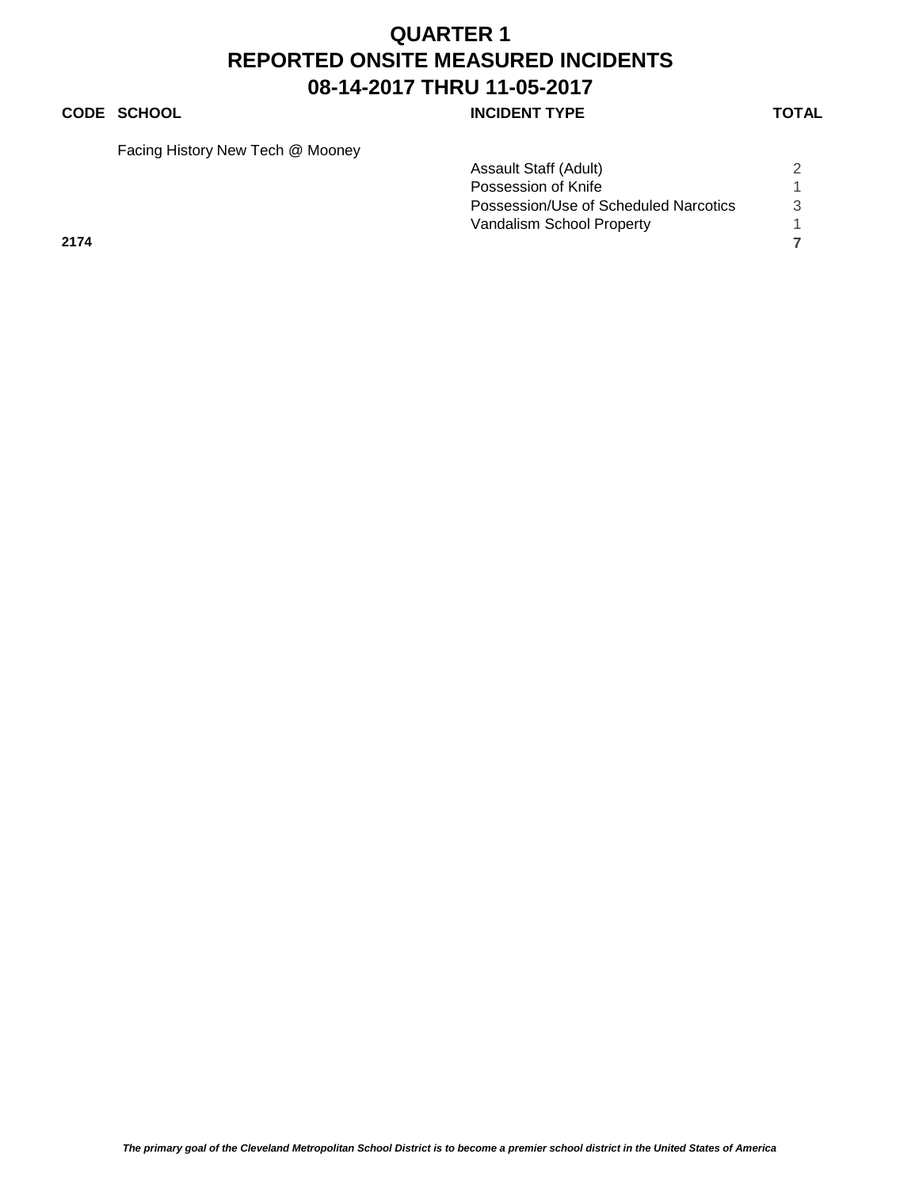# QUARTER 1
# REPORTED ONSITE MEASURED INCIDENTS
# 08-14-2017 THRU 11-05-2017

| CODE | SCHOOL | INCIDENT TYPE | TOTAL |
|---|---|---|---|
| | Facing History New Tech @ Mooney | | |
| | | Assault Staff (Adult) | 2 |
| | | Possession of Knife | 1 |
| | | Possession/Use of Scheduled Narcotics | 3 |
| | | Vandalism School Property | 1 |
| **2174** | | | **7** |

***The primary goal of the Cleveland Metropolitan School District is to become a premier school district in the United States of America***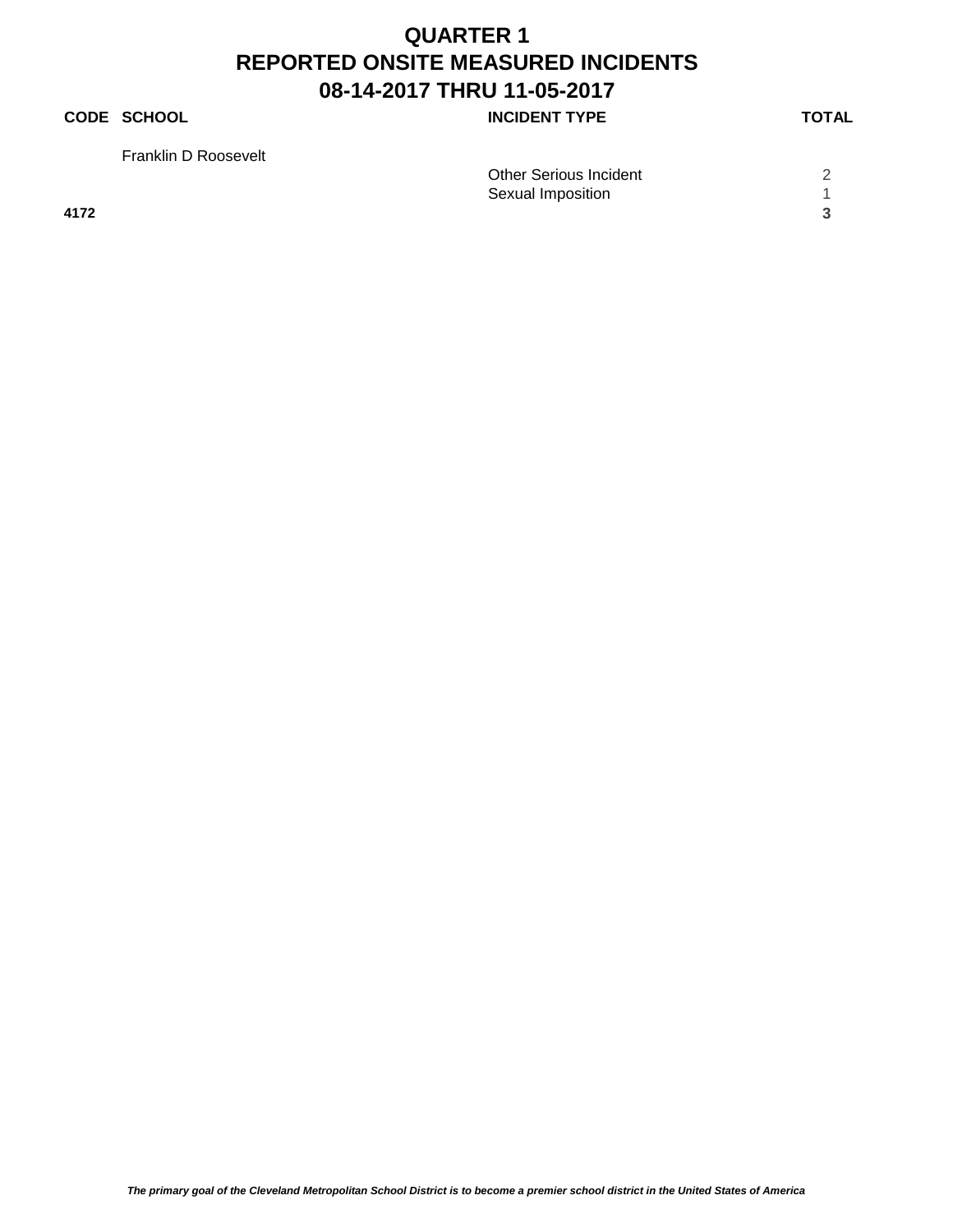# QUARTER 1
# REPORTED ONSITE MEASURED INCIDENTS
# 08-14-2017 THRU 11-05-2017

| CODE | SCHOOL | INCIDENT TYPE | TOTAL |
|---|---|---|---|
| | Franklin D Roosevelt | | |
| | | Other Serious Incident | 2 |
| | | Sexual Imposition | 1 |
| **4172** | | | **3** |

***The primary goal of the Cleveland Metropolitan School District is to become a premier school district in the United States of America***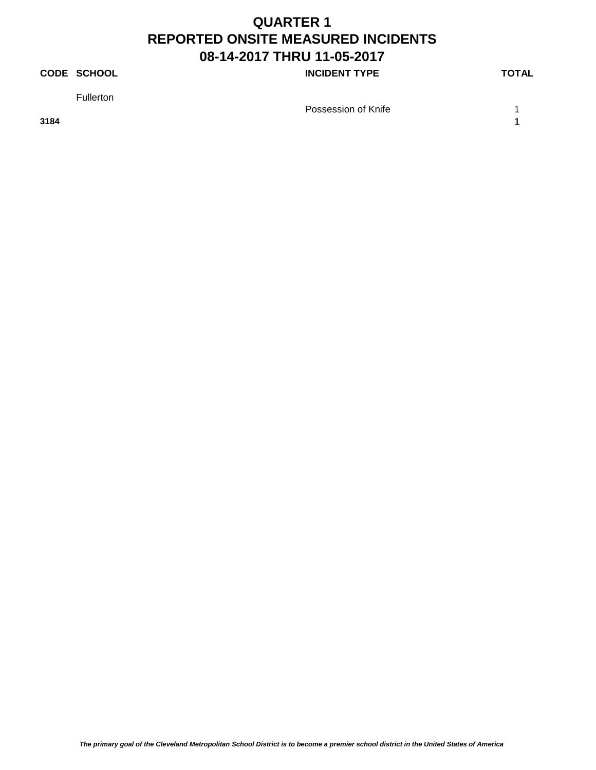# QUARTER 1
# REPORTED ONSITE MEASURED INCIDENTS
# 08-14-2017 THRU 11-05-2017

| CODE | SCHOOL | INCIDENT TYPE | TOTAL |
|---|---|---|---|
| | Fullerton | | |
| | | Possession of Knife | 1 |
| **3184** | | | **1** |

***The primary goal of the Cleveland Metropolitan School District is to become a premier school district in the United States of America***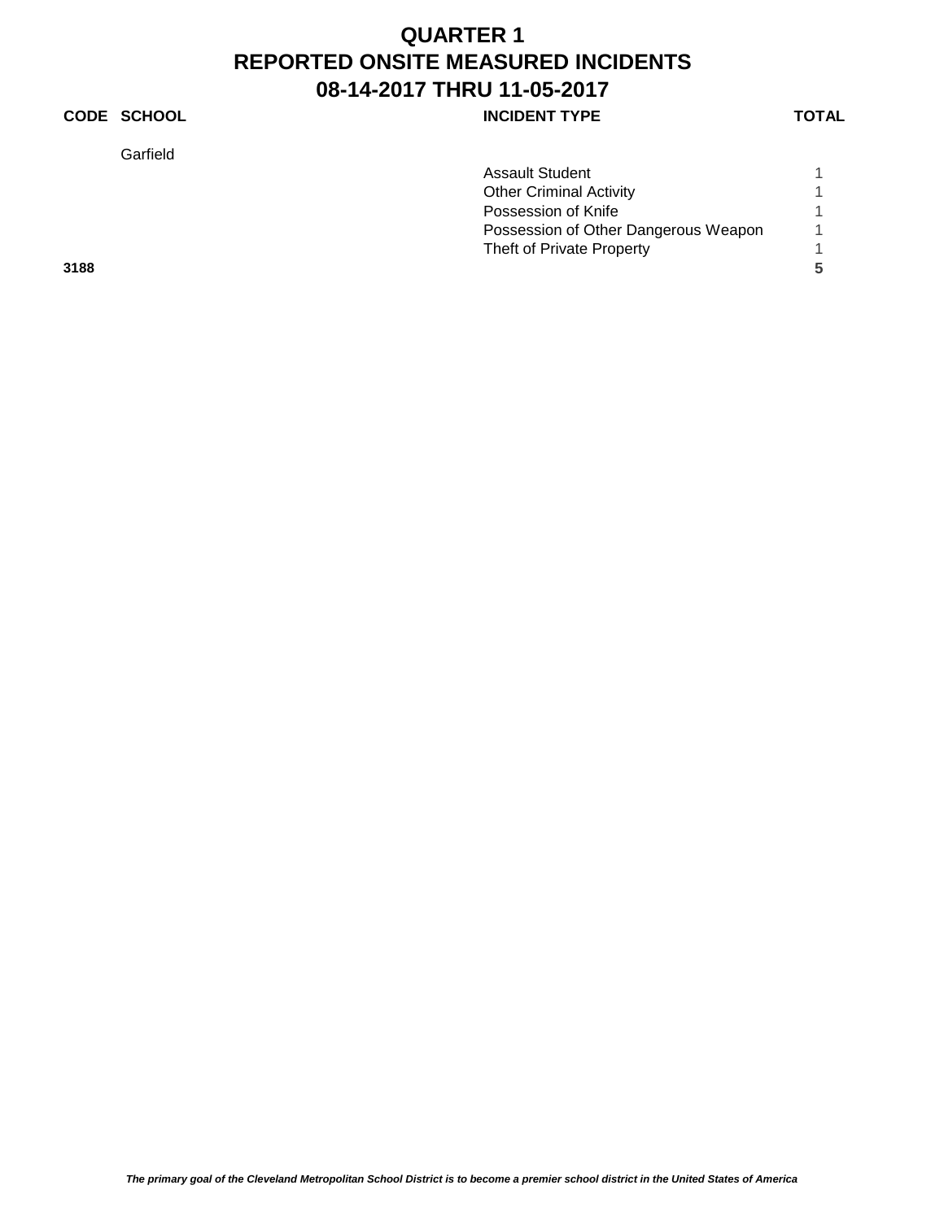# QUARTER 1
# REPORTED ONSITE MEASURED INCIDENTS
# 08-14-2017 THRU 11-05-2017

| CODE | SCHOOL | INCIDENT TYPE | TOTAL |
|---|---|---|---|
| | Garfield | | |
| | | Assault Student | 1 |
| | | Other Criminal Activity | 1 |
| | | Possession of Knife | 1 |
| | | Possession of Other Dangerous Weapon | 1 |
| | | Theft of Private Property | 1 |
| **3188** | | | **5** |

*The primary goal of the Cleveland Metropolitan School District is to become a premier school district in the United States of America*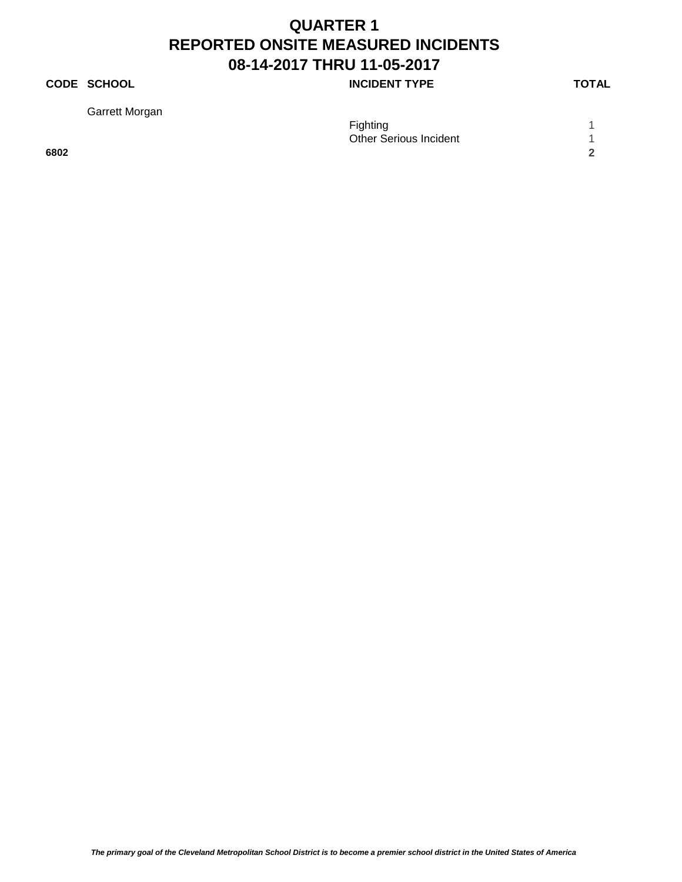# QUARTER 1
# REPORTED ONSITE MEASURED INCIDENTS
# 08-14-2017 THRU 11-05-2017

| CODE | SCHOOL | INCIDENT TYPE | TOTAL |
|---|---|---|---|
| | Garrett Morgan | | |
| | | Fighting | 1 |
| | | Other Serious Incident | 1 |
| **6802** | | | **2** |

*The primary goal of the Cleveland Metropolitan School District is to become a premier school district in the United States of America*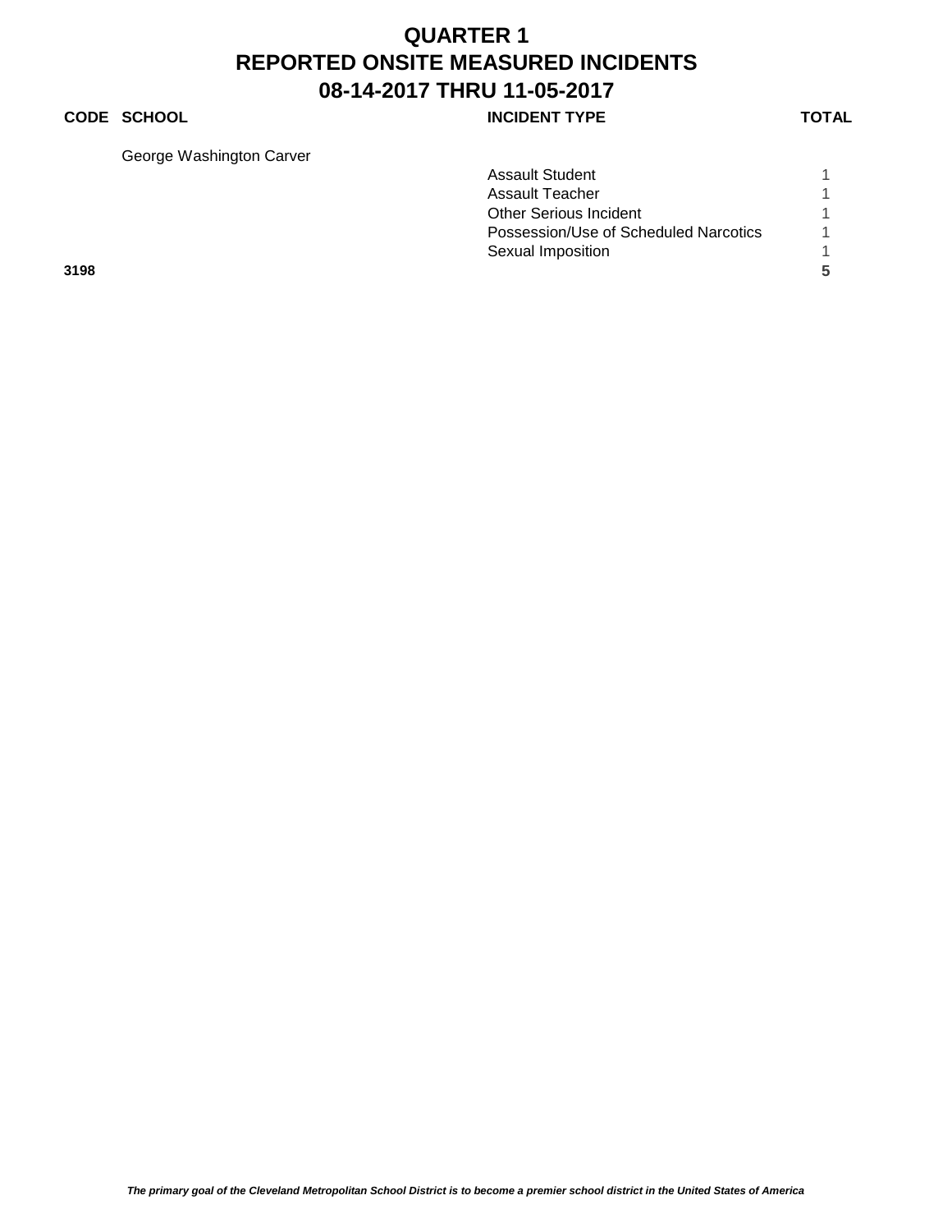# QUARTER 1
# REPORTED ONSITE MEASURED INCIDENTS
# 08-14-2017 THRU 11-05-2017

| CODE | SCHOOL | INCIDENT TYPE | TOTAL |
|---|---|---|---|
| | George Washington Carver | | |
| | | Assault Student | 1 |
| | | Assault Teacher | 1 |
| | | Other Serious Incident | 1 |
| | | Possession/Use of Scheduled Narcotics | 1 |
| | | Sexual Imposition | 1 |
| **3198** | | | **5** |

***The primary goal of the Cleveland Metropolitan School District is to become a premier school district in the United States of America***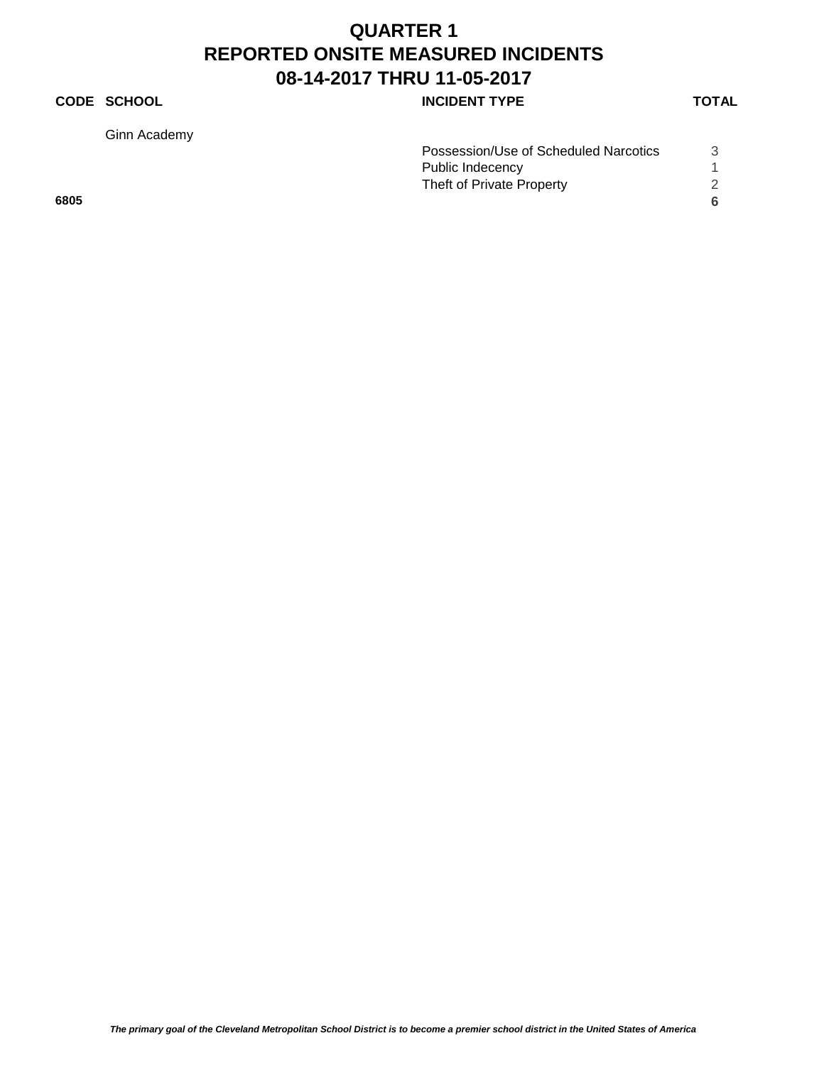# QUARTER 1
# REPORTED ONSITE MEASURED INCIDENTS
# 08-14-2017 THRU 11-05-2017

| CODE | SCHOOL | INCIDENT TYPE | TOTAL |
|---|---|---|---|
| | Ginn Academy | | |
| | | Possession/Use of Scheduled Narcotics | 3 |
| | | Public Indecency | 1 |
| | | Theft of Private Property | 2 |
| **6805** | | | **6** |

***The primary goal of the Cleveland Metropolitan School District is to become a premier school district in the United States of America***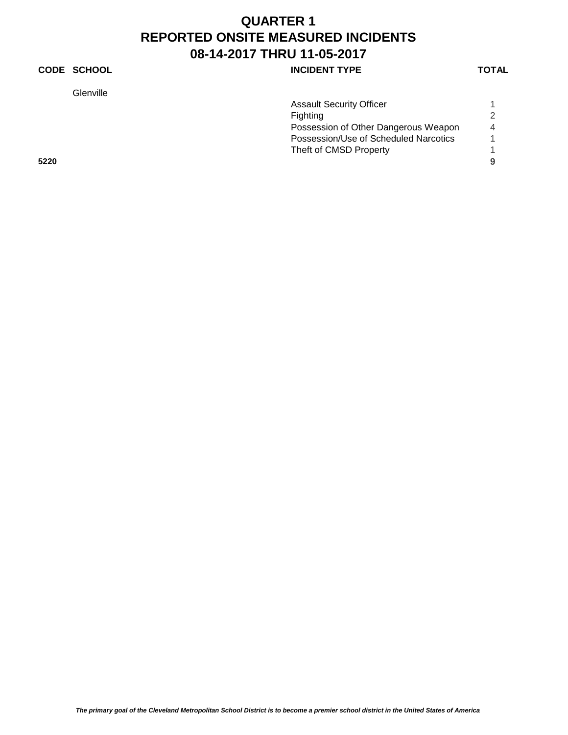# QUARTER 1
# REPORTED ONSITE MEASURED INCIDENTS
# 08-14-2017 THRU 11-05-2017

| CODE | SCHOOL | INCIDENT TYPE | TOTAL |
|---|---|---|---|
| | Glenville | | |
| | | Assault Security Officer | 1 |
| | | Fighting | 2 |
| | | Possession of Other Dangerous Weapon | 4 |
| | | Possession/Use of Scheduled Narcotics | 1 |
| | | Theft of CMSD Property | 1 |
| **5220** | | | **9** |

***The primary goal of the Cleveland Metropolitan School District is to become a premier school district in the United States of America***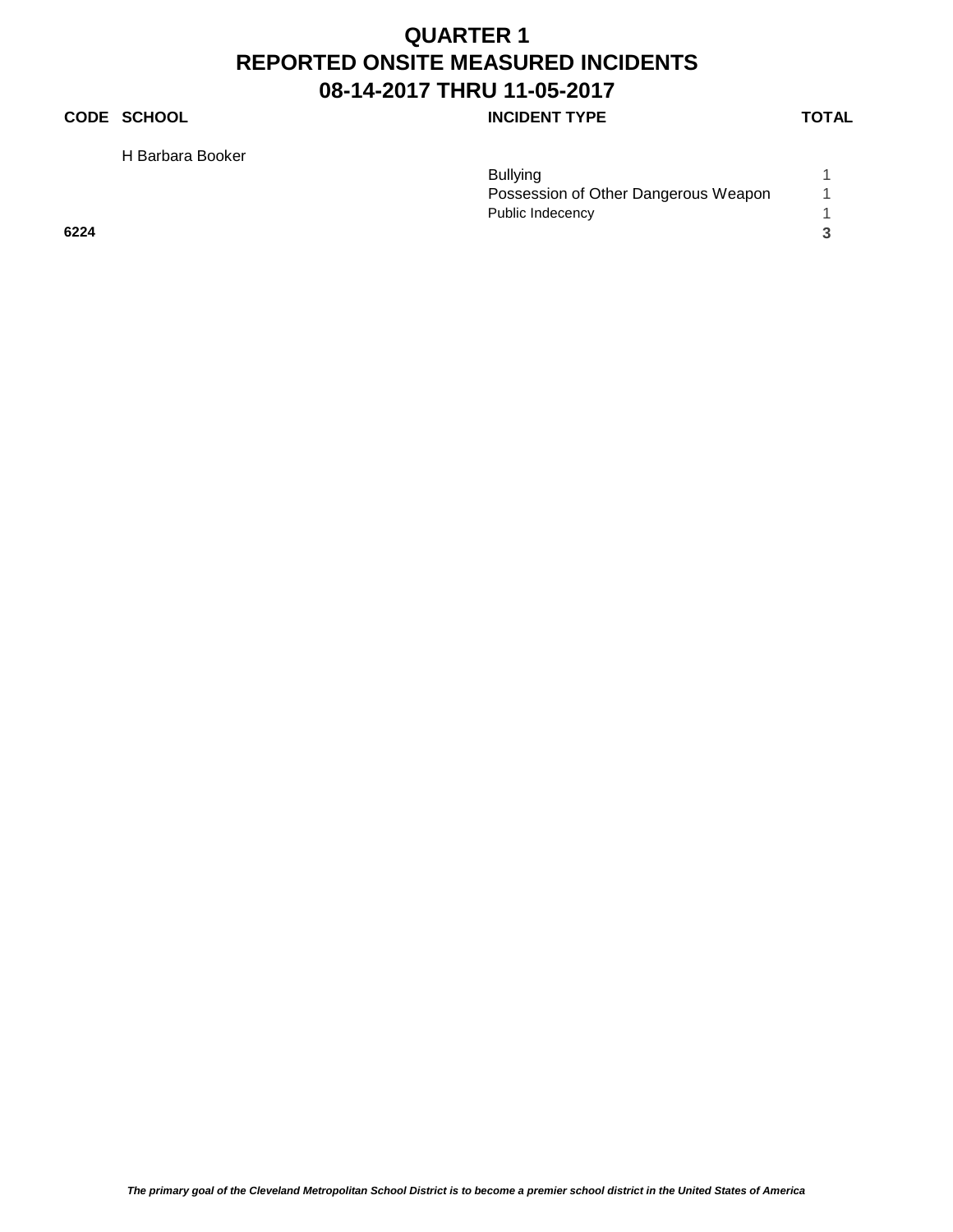# QUARTER 1
# REPORTED ONSITE MEASURED INCIDENTS
# 08-14-2017 THRU 11-05-2017

| CODE | SCHOOL | INCIDENT TYPE | TOTAL |
|---|---|---|---|
| | H Barbara Booker | | |
| | | Bullying | 1 |
| | | Possession of Other Dangerous Weapon | 1 |
| | | Public Indecency | 1 |
| **6224** | | | **3** |

***The primary goal of the Cleveland Metropolitan School District is to become a premier school district in the United States of America***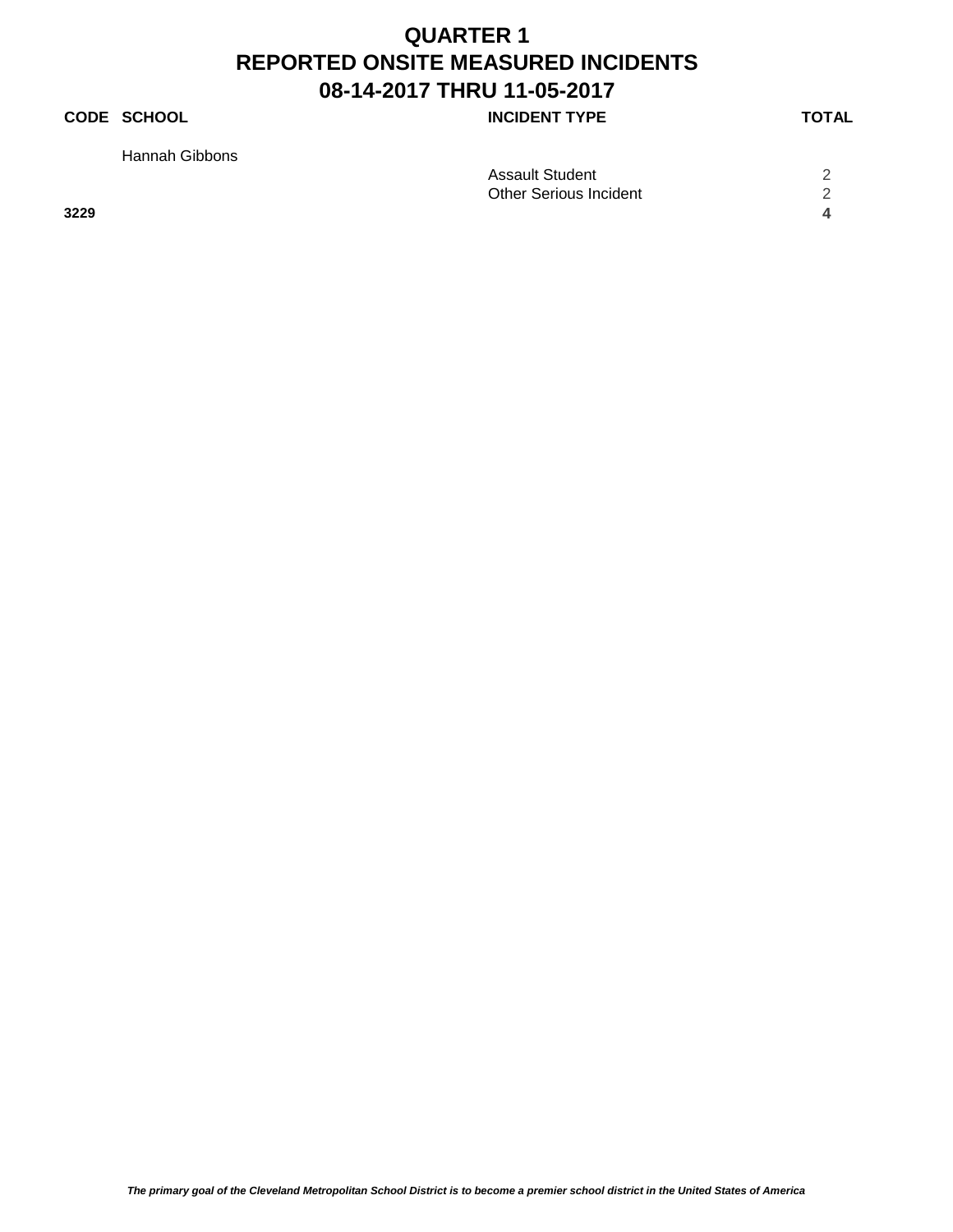# QUARTER 1
# REPORTED ONSITE MEASURED INCIDENTS
# 08-14-2017 THRU 11-05-2017

| CODE | SCHOOL | INCIDENT TYPE | TOTAL |
|---|---|---|---|
| | Hannah Gibbons | | |
| | | Assault Student | 2 |
| | | Other Serious Incident | 2 |
| **3229** | | | **4** |

***The primary goal of the Cleveland Metropolitan School District is to become a premier school district in the United States of America***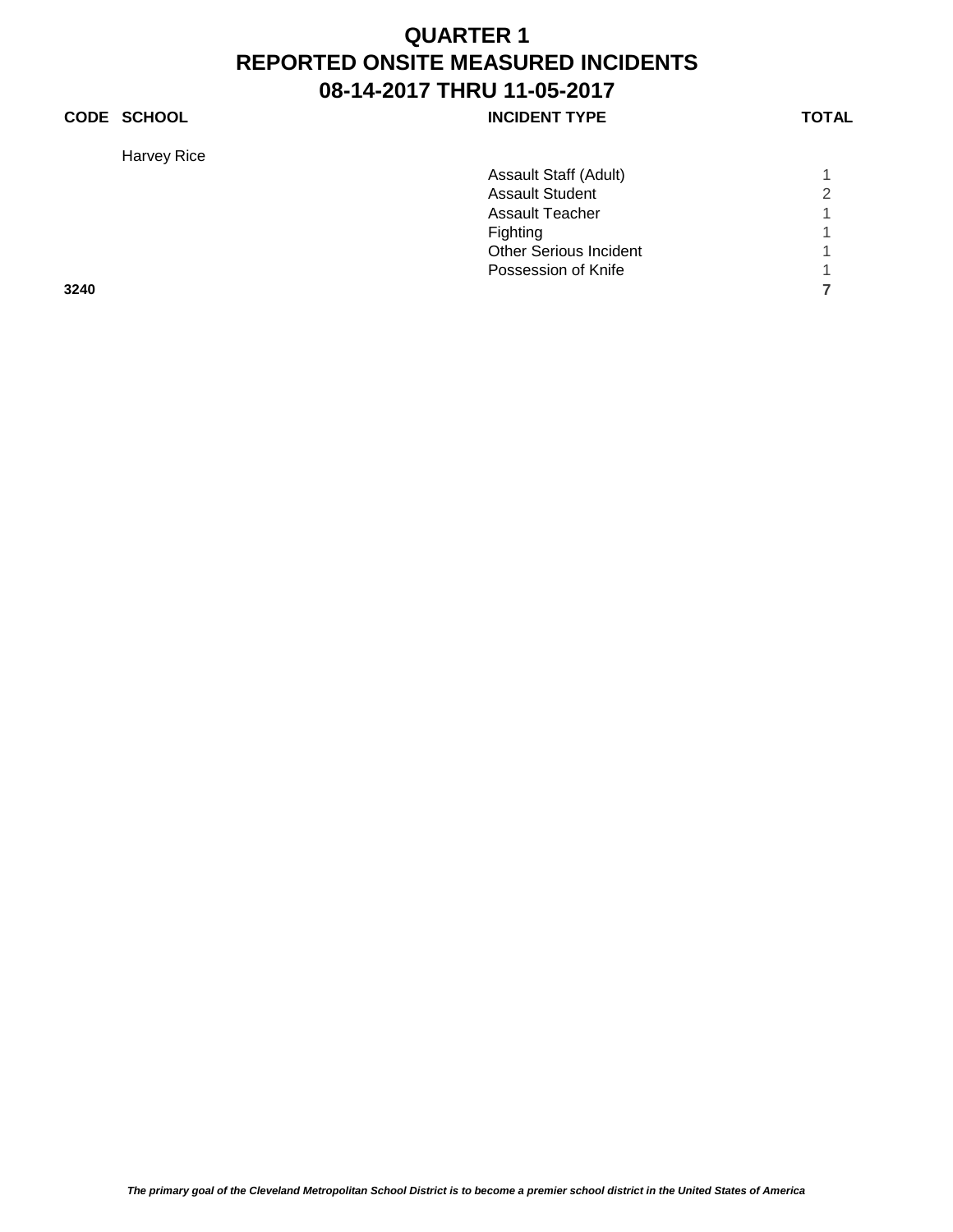# QUARTER 1
# REPORTED ONSITE MEASURED INCIDENTS
# 08-14-2017 THRU 11-05-2017

| CODE | SCHOOL | INCIDENT TYPE | TOTAL |
|---|---|---|---|
| | Harvey Rice | | |
| | | Assault Staff (Adult) | 1 |
| | | Assault Student | 2 |
| | | Assault Teacher | 1 |
| | | Fighting | 1 |
| | | Other Serious Incident | 1 |
| | | Possession of Knife | 1 |
| **3240** | | | **7** |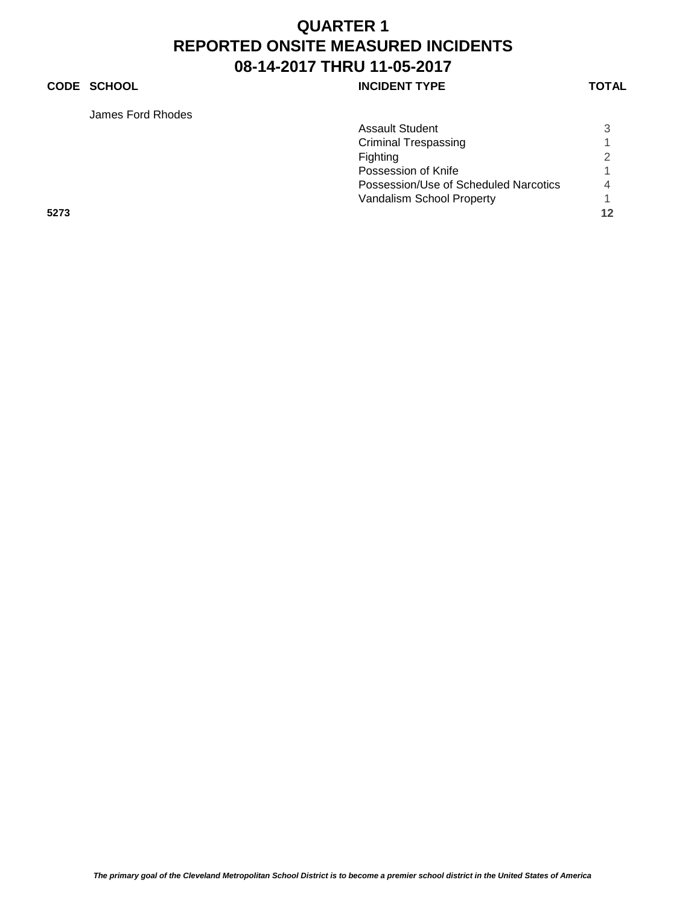# QUARTER 1
# REPORTED ONSITE MEASURED INCIDENTS
# 08-14-2017 THRU 11-05-2017

| CODE | SCHOOL | INCIDENT TYPE | TOTAL |
|---|---|---|---|
| | James Ford Rhodes | | |
| | | Assault Student | 3 |
| | | Criminal Trespassing | 1 |
| | | Fighting | 2 |
| | | Possession of Knife | 1 |
| | | Possession/Use of Scheduled Narcotics | 4 |
| | | Vandalism School Property | 1 |
| **5273** | | | **12** |

*The primary goal of the Cleveland Metropolitan School District is to become a premier school district in the United States of America*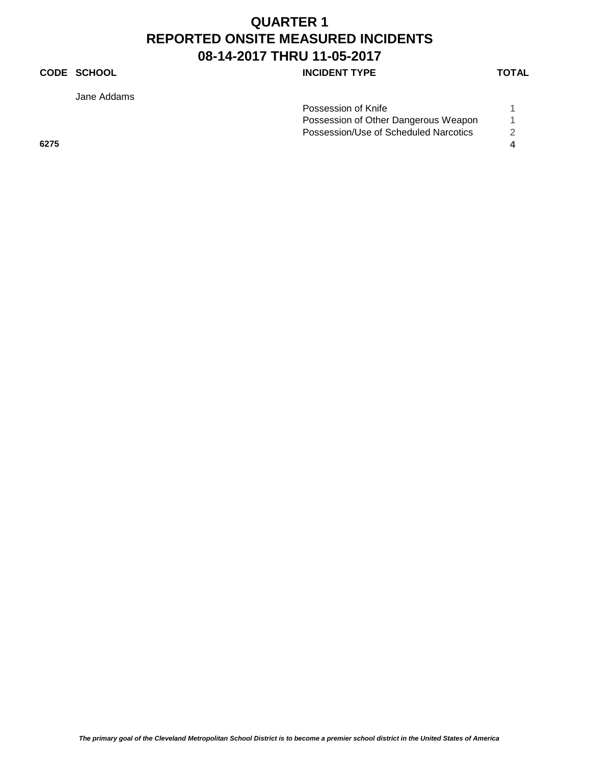# QUARTER 1
# REPORTED ONSITE MEASURED INCIDENTS
# 08-14-2017 THRU 11-05-2017

| CODE | SCHOOL | INCIDENT TYPE | TOTAL |
|---|---|---|---|
| | Jane Addams | | |
| | | Possession of Knife | 1 |
| | | Possession of Other Dangerous Weapon | 1 |
| | | Possession/Use of Scheduled Narcotics | 2 |
| **6275** | | | **4** |

*The primary goal of the Cleveland Metropolitan School District is to become a premier school district in the United States of America*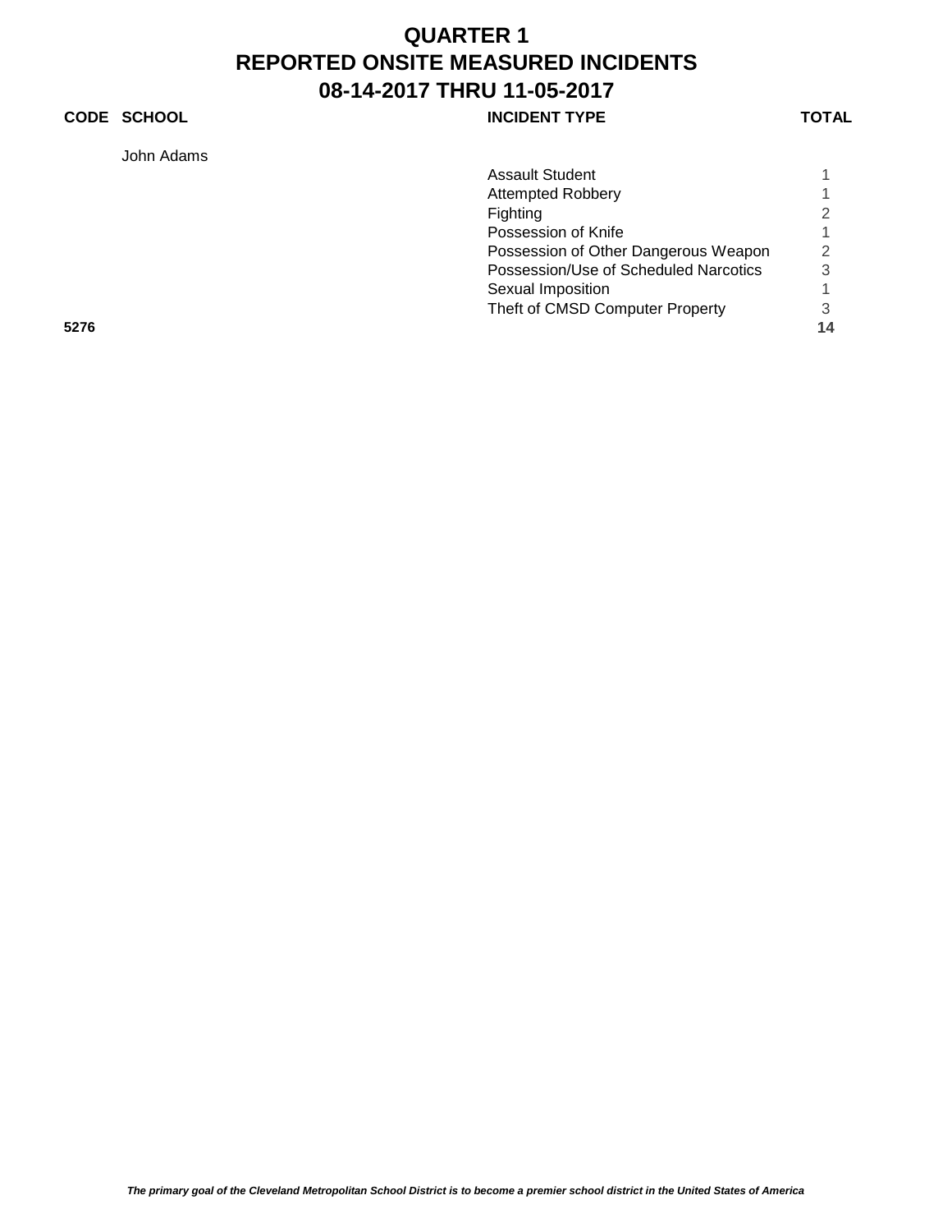# QUARTER 1
# REPORTED ONSITE MEASURED INCIDENTS
# 08-14-2017 THRU 11-05-2017

| CODE | SCHOOL | INCIDENT TYPE | TOTAL |
|---|---|---|---|
| | John Adams | | |
| | | Assault Student | 1 |
| | | Attempted Robbery | 1 |
| | | Fighting | 2 |
| | | Possession of Knife | 1 |
| | | Possession of Other Dangerous Weapon | 2 |
| | | Possession/Use of Scheduled Narcotics | 3 |
| | | Sexual Imposition | 1 |
| | | Theft of CMSD Computer Property | 3 |
| **5276** | | | **14** |

***The primary goal of the Cleveland Metropolitan School District is to become a premier school district in the United States of America***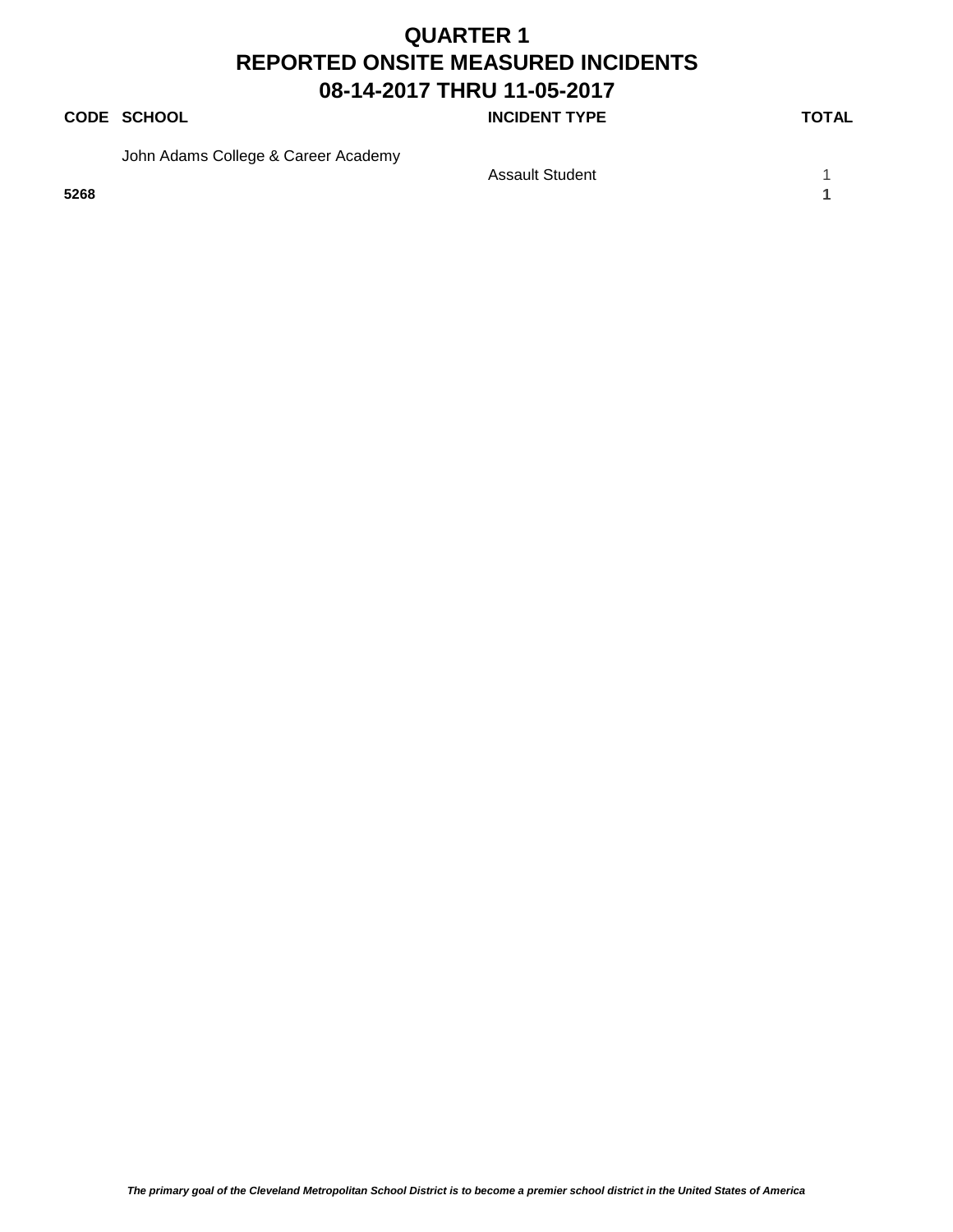# QUARTER 1
# REPORTED ONSITE MEASURED INCIDENTS
# 08-14-2017 THRU 11-05-2017

| CODE | SCHOOL | INCIDENT TYPE | TOTAL |
| --- | --- | --- | --- |
| | John Adams College & Career Academy | | |
| | | Assault Student | 1 |
| **5268** | | | **1** |

*The primary goal of the Cleveland Metropolitan School District is to become a premier school district in the United States of America*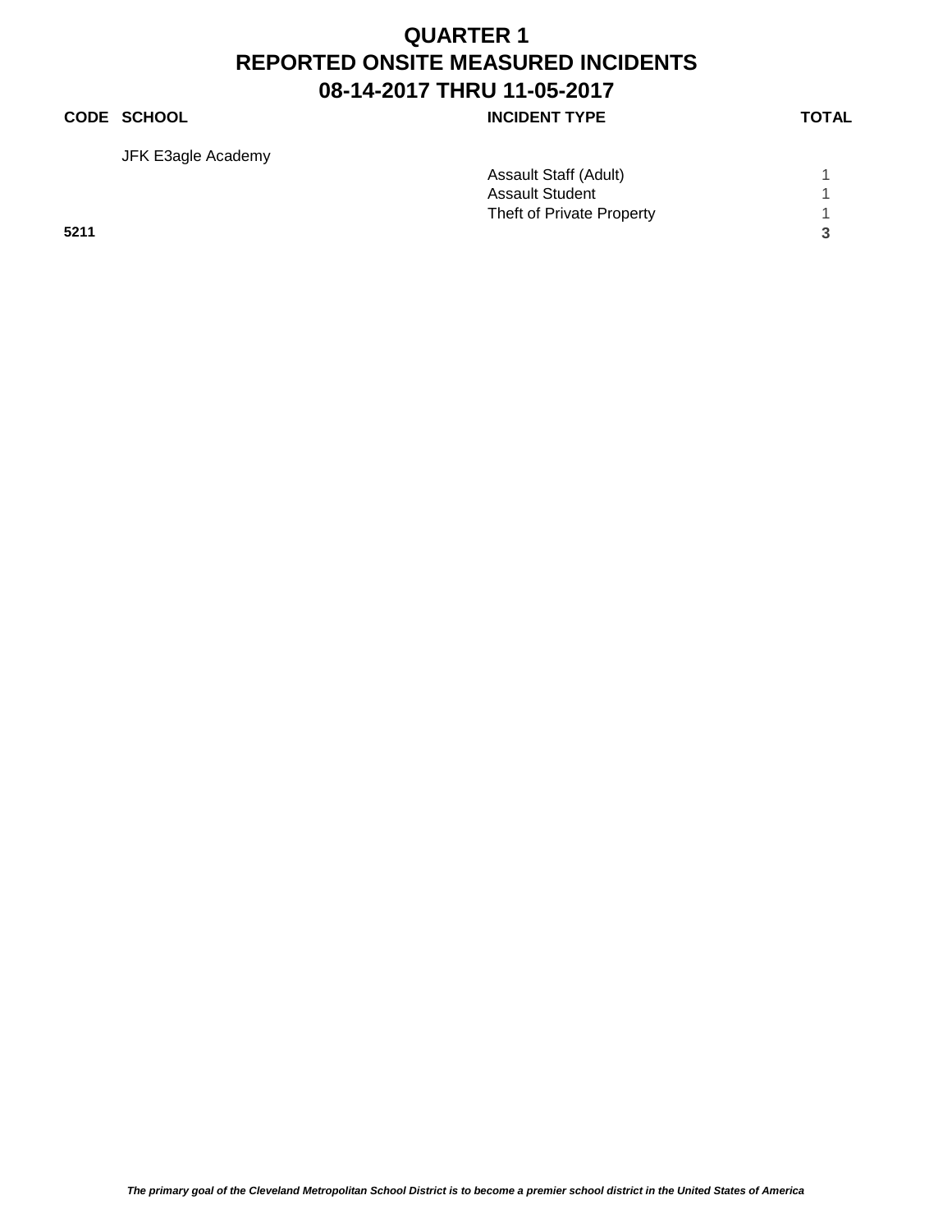# QUARTER 1
# REPORTED ONSITE MEASURED INCIDENTS
# 08-14-2017 THRU 11-05-2017

| CODE | SCHOOL | INCIDENT TYPE | TOTAL |
|---|---|---|---|
| | JFK E3agle Academy | | |
| | | Assault Staff (Adult) | 1 |
| | | Assault Student | 1 |
| | | Theft of Private Property | 1 |
| **5211** | | | **3** |

*The primary goal of the Cleveland Metropolitan School District is to become a premier school district in the United States of America*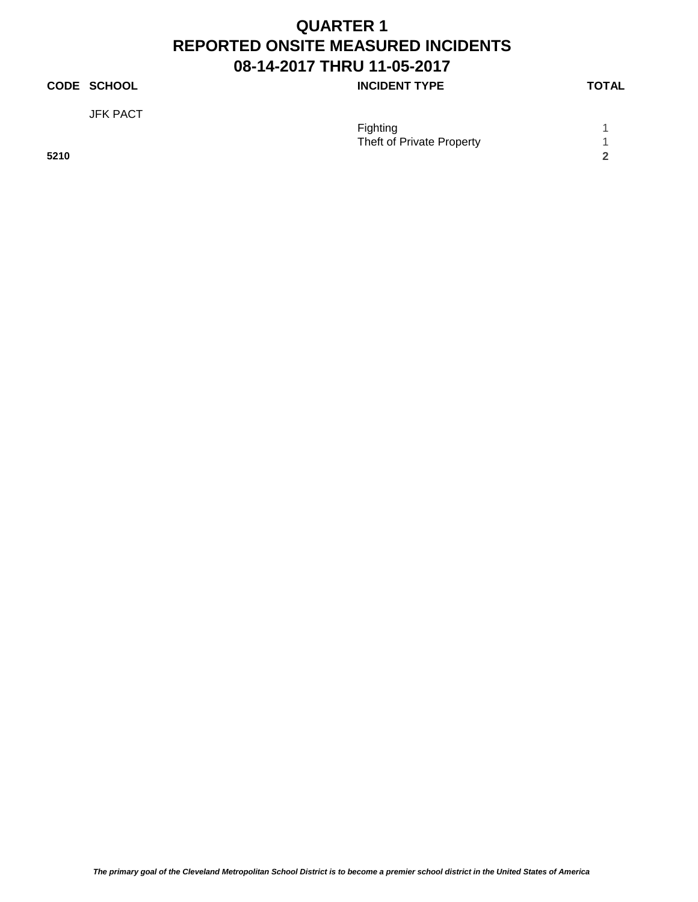# QUARTER 1
# REPORTED ONSITE MEASURED INCIDENTS
# 08-14-2017 THRU 11-05-2017

| CODE | SCHOOL | INCIDENT TYPE | TOTAL |
|---|---|---|---|
| | JFK PACT | | |
| | | Fighting | 1 |
| | | Theft of Private Property | 1 |
| **5210** | | | **2** |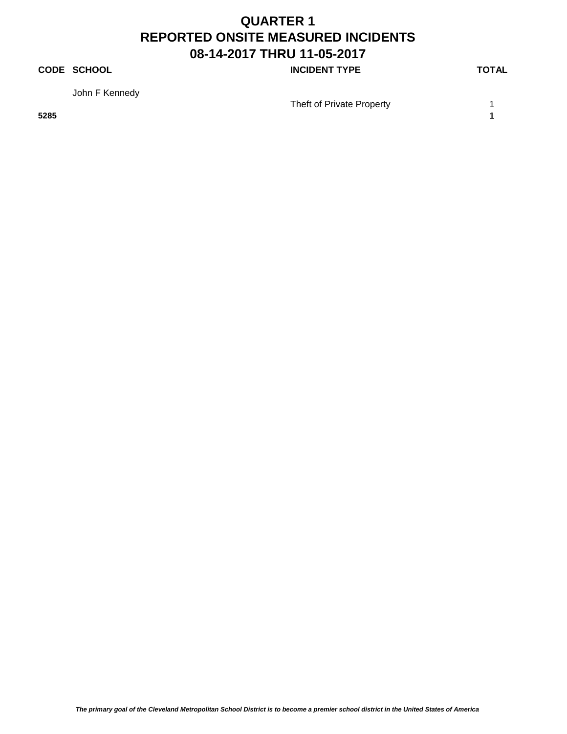# QUARTER 1
# REPORTED ONSITE MEASURED INCIDENTS
# 08-14-2017 THRU 11-05-2017

| CODE | SCHOOL | INCIDENT TYPE | TOTAL |
|---|---|---|---|
| | John F Kennedy | | |
| | | Theft of Private Property | 1 |
| **5285** | | | **1** |

*The primary goal of the Cleveland Metropolitan School District is to become a premier school district in the United States of America*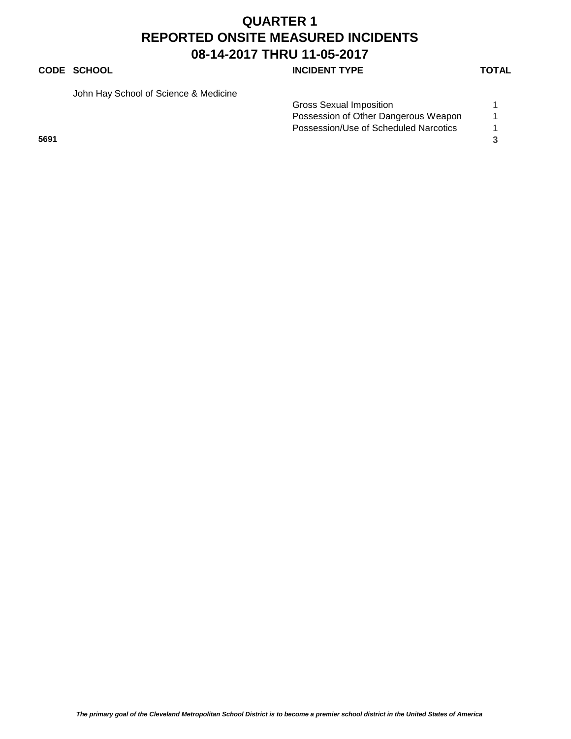# QUARTER 1
# REPORTED ONSITE MEASURED INCIDENTS
# 08-14-2017 THRU 11-05-2017

| CODE | SCHOOL | INCIDENT TYPE | TOTAL |
|---|---|---|---|
| | John Hay School of Science & Medicine | | |
| | | Gross Sexual Imposition | 1 |
| | | Possession of Other Dangerous Weapon | 1 |
| | | Possession/Use of Scheduled Narcotics | 1 |
| **5691** | | | **3** |

***The primary goal of the Cleveland Metropolitan School District is to become a premier school district in the United States of America***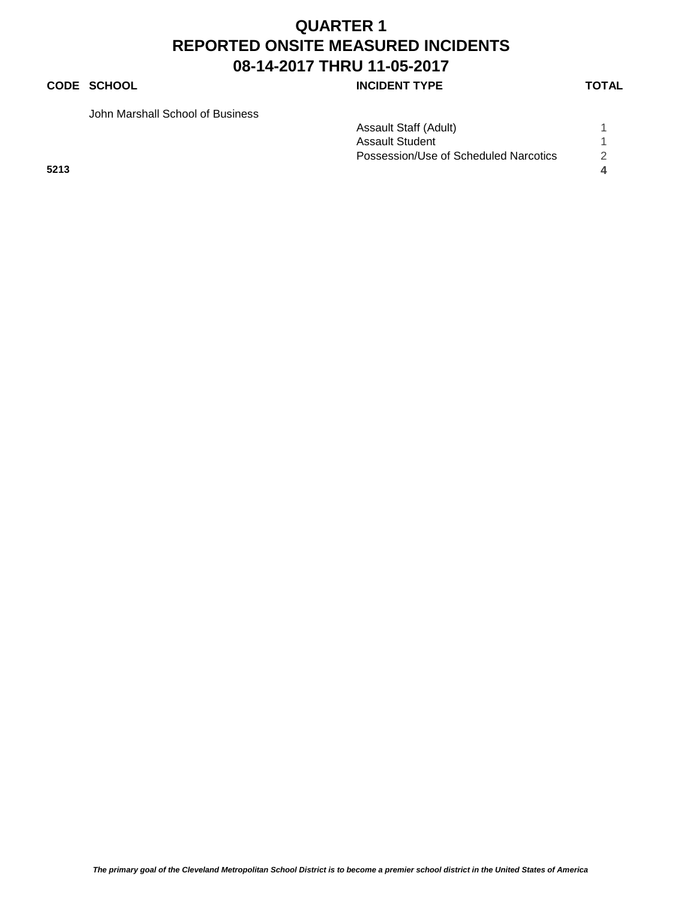# QUARTER 1
# REPORTED ONSITE MEASURED INCIDENTS
# 08-14-2017 THRU 11-05-2017

| CODE | SCHOOL | INCIDENT TYPE | TOTAL |
|---|---|---|---|
| | John Marshall School of Business | | |
| | | Assault Staff (Adult) | 1 |
| | | Assault Student | 1 |
| | | Possession/Use of Scheduled Narcotics | 2 |
| **5213** | | | **4** |

***The primary goal of the Cleveland Metropolitan School District is to become a premier school district in the United States of America***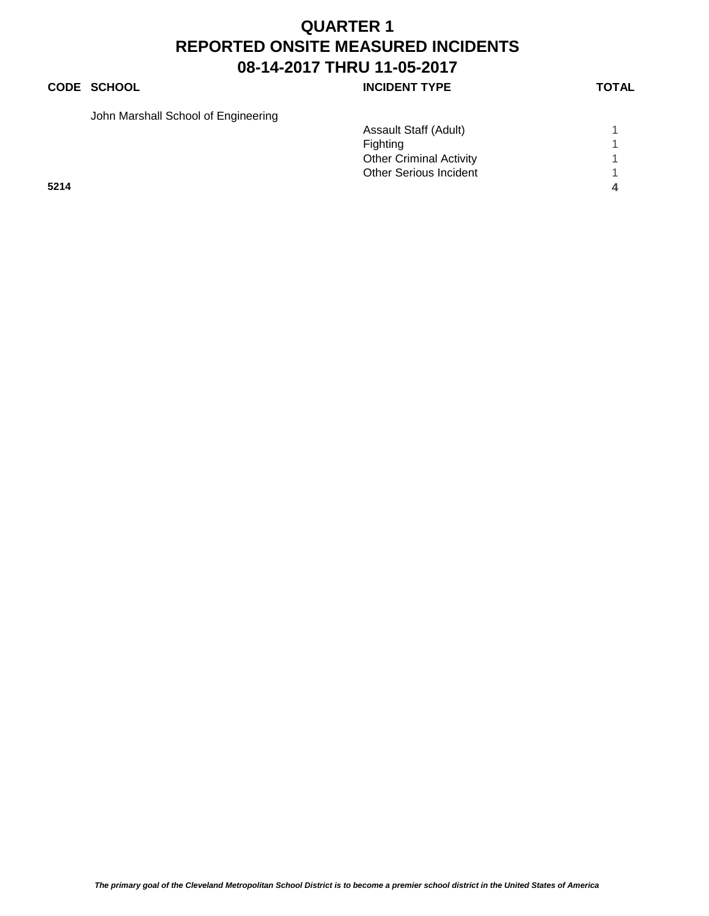# QUARTER 1
# REPORTED ONSITE MEASURED INCIDENTS
# 08-14-2017 THRU 11-05-2017

| CODE | SCHOOL | INCIDENT TYPE | TOTAL |
|---|---|---|---|
| | John Marshall School of Engineering | | |
| | | Assault Staff (Adult) | 1 |
| | | Fighting | 1 |
| | | Other Criminal Activity | 1 |
| | | Other Serious Incident | 1 |
| **5214** | | | **4** |

*The primary goal of the Cleveland Metropolitan School District is to become a premier school district in the United States of America*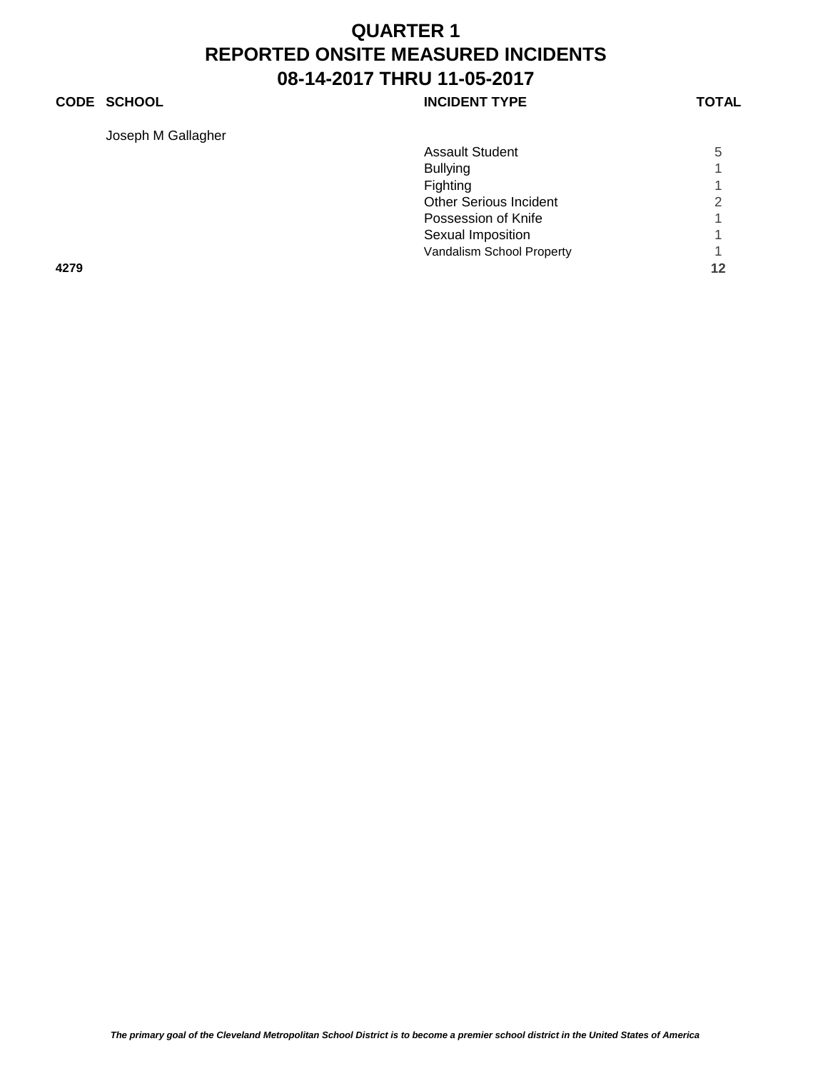# QUARTER 1
# REPORTED ONSITE MEASURED INCIDENTS
# 08-14-2017 THRU 11-05-2017

| CODE | SCHOOL | INCIDENT TYPE | TOTAL |
|---|---|---|---|
| | Joseph M Gallagher | | |
| | | Assault Student | 5 |
| | | Bullying | 1 |
| | | Fighting | 1 |
| | | Other Serious Incident | 2 |
| | | Possession of Knife | 1 |
| | | Sexual Imposition | 1 |
| | | Vandalism School Property | 1 |
| **4279** | | | **12** |

*The primary goal of the Cleveland Metropolitan School District is to become a premier school district in the United States of America*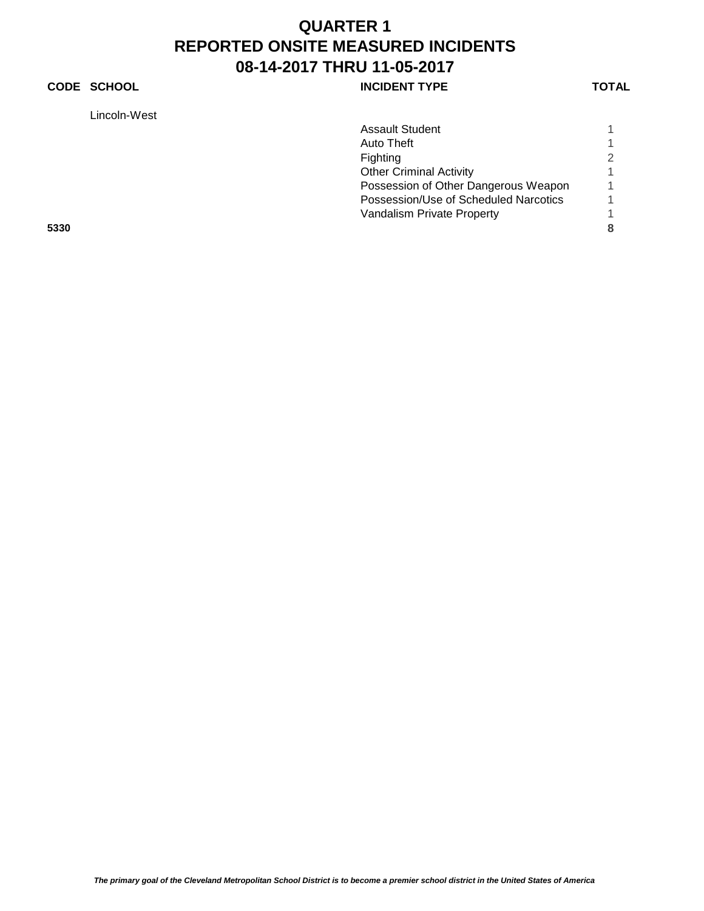# QUARTER 1
# REPORTED ONSITE MEASURED INCIDENTS
# 08-14-2017 THRU 11-05-2017

| CODE | SCHOOL | INCIDENT TYPE | TOTAL |
|---|---|---|---|
| | Lincoln-West | | |
| | | Assault Student | 1 |
| | | Auto Theft | 1 |
| | | Fighting | 2 |
| | | Other Criminal Activity | 1 |
| | | Possession of Other Dangerous Weapon | 1 |
| | | Possession/Use of Scheduled Narcotics | 1 |
| | | Vandalism Private Property | 1 |
| **5330** | | | **8** |

***The primary goal of the Cleveland Metropolitan School District is to become a premier school district in the United States of America***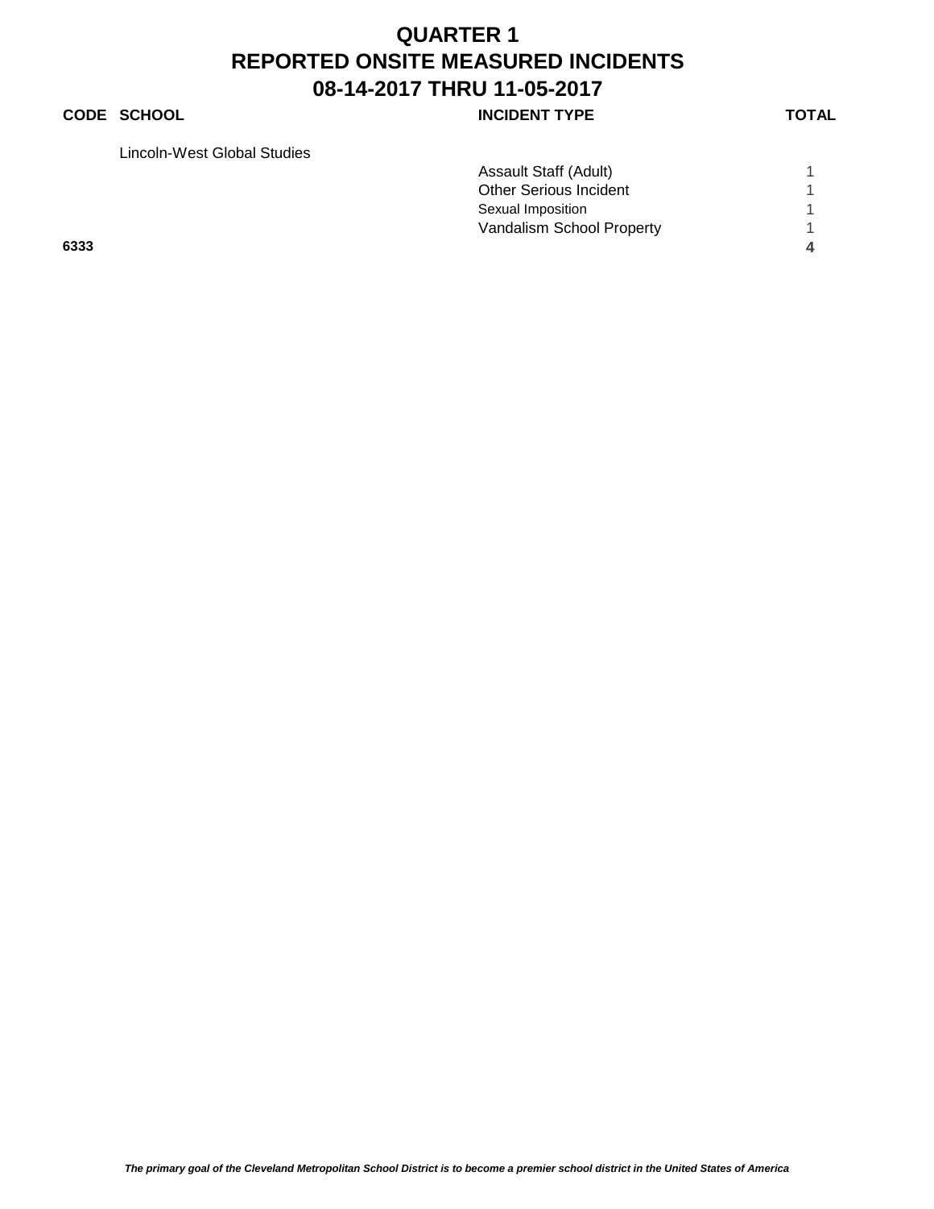# QUARTER 1
# REPORTED ONSITE MEASURED INCIDENTS
# 08-14-2017 THRU 11-05-2017

| CODE | SCHOOL | INCIDENT TYPE | TOTAL |
|---|---|---|---|
| | Lincoln-West Global Studies | | |
| | | Assault Staff (Adult) | 1 |
| | | Other Serious Incident | 1 |
| | | Sexual Imposition | 1 |
| | | Vandalism School Property | 1 |
| **6333** | | | **4** |

*The primary goal of the Cleveland Metropolitan School District is to become a premier school district in the United States of America*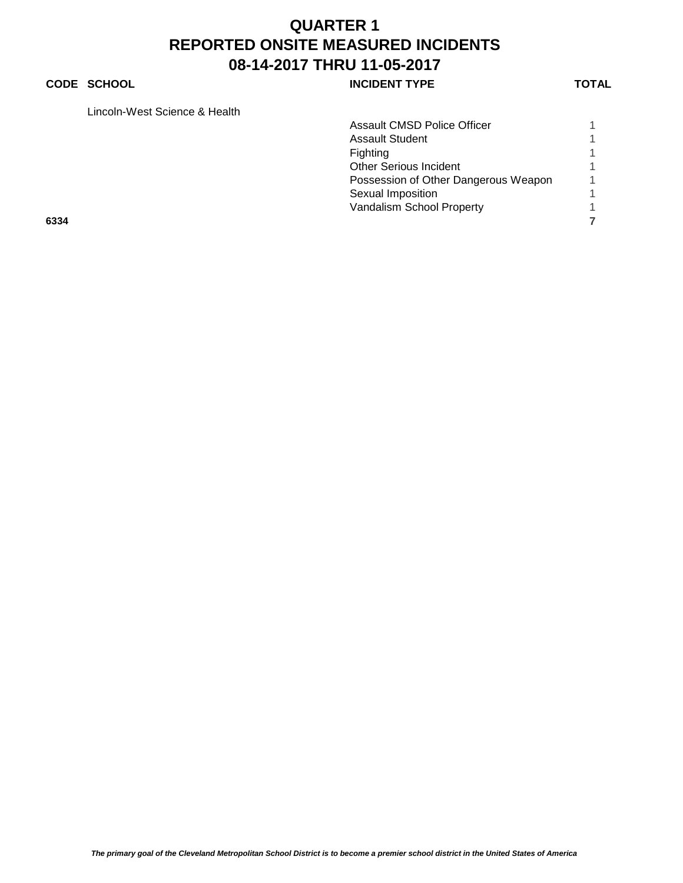# QUARTER 1
# REPORTED ONSITE MEASURED INCIDENTS
# 08-14-2017 THRU 11-05-2017

| CODE | SCHOOL | INCIDENT TYPE | TOTAL |
|---|---|---|---|
| | Lincoln-West Science & Health | | |
| | | Assault CMSD Police Officer | 1 |
| | | Assault Student | 1 |
| | | Fighting | 1 |
| | | Other Serious Incident | 1 |
| | | Possession of Other Dangerous Weapon | 1 |
| | | Sexual Imposition | 1 |
| | | Vandalism School Property | 1 |
| **6334** | | | **7** |

*The primary goal of the Cleveland Metropolitan School District is to become a premier school district in the United States of America*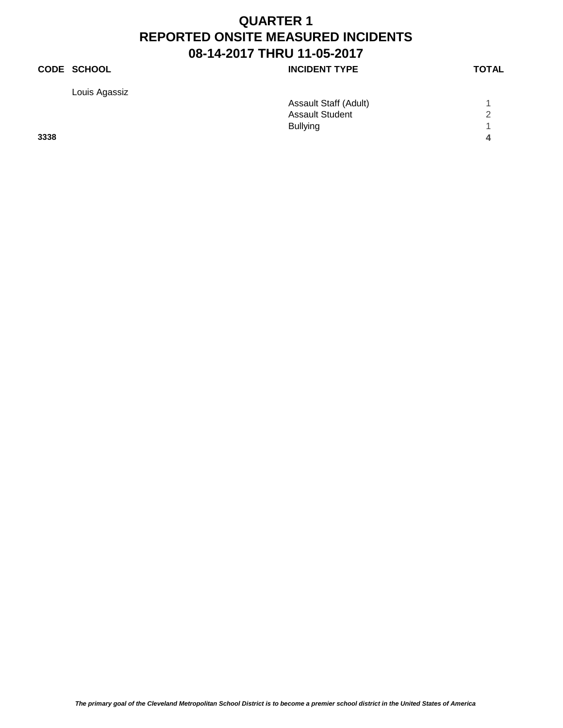# QUARTER 1
# REPORTED ONSITE MEASURED INCIDENTS
# 08-14-2017 THRU 11-05-2017

| CODE | SCHOOL | INCIDENT TYPE | TOTAL |
|---|---|---|---|
| | Louis Agassiz | | |
| | | Assault Staff (Adult) | 1 |
| | | Assault Student | 2 |
| | | Bullying | 1 |
| **3338** | | | **4** |

*The primary goal of the Cleveland Metropolitan School District is to become a premier school district in the United States of America*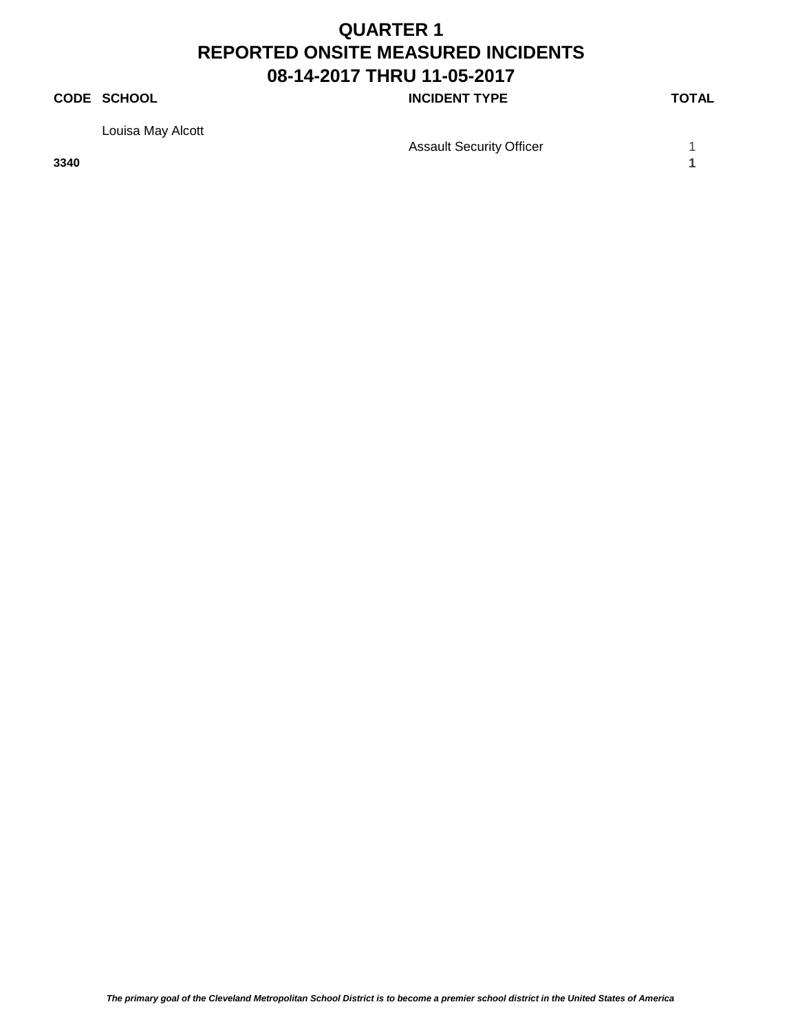# QUARTER 1
# REPORTED ONSITE MEASURED INCIDENTS
# 08-14-2017 THRU 11-05-2017

| CODE | SCHOOL | INCIDENT TYPE | TOTAL |
|---|---|---|---|
| | Louisa May Alcott | | |
| | | Assault Security Officer | 1 |
| **3340** | | | **1** |

***The primary goal of the Cleveland Metropolitan School District is to become a premier school district in the United States of America***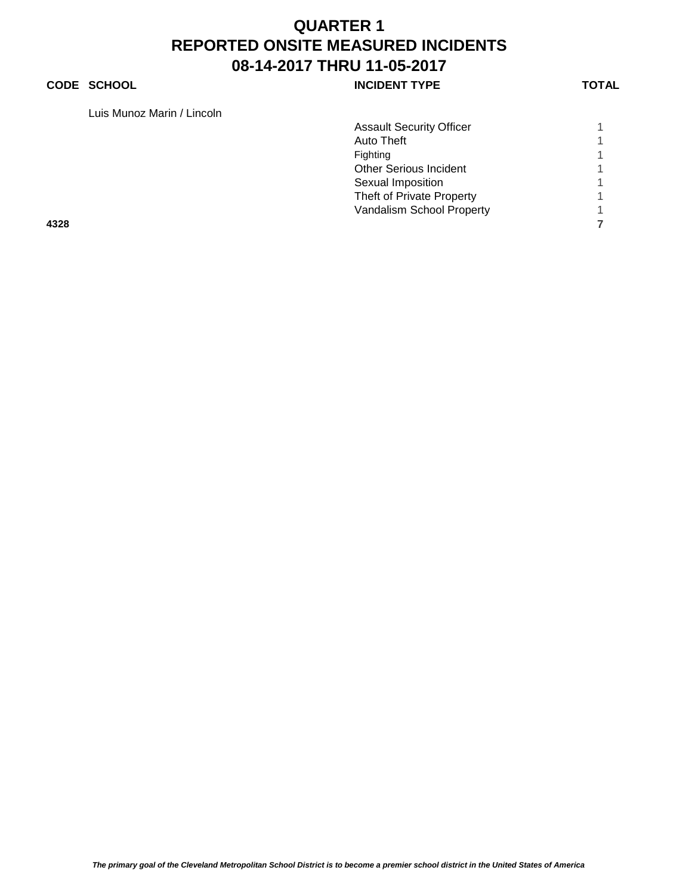# QUARTER 1
# REPORTED ONSITE MEASURED INCIDENTS
# 08-14-2017 THRU 11-05-2017

| CODE | SCHOOL | INCIDENT TYPE | TOTAL |
|---|---|---|---|
| | Luis Munoz Marin / Lincoln | | |
| | | Assault Security Officer | 1 |
| | | Auto Theft | 1 |
| | | Fighting | 1 |
| | | Other Serious Incident | 1 |
| | | Sexual Imposition | 1 |
| | | Theft of Private Property | 1 |
| | | Vandalism School Property | 1 |
| **4328** | | | **7** |

*The primary goal of the Cleveland Metropolitan School District is to become a premier school district in the United States of America*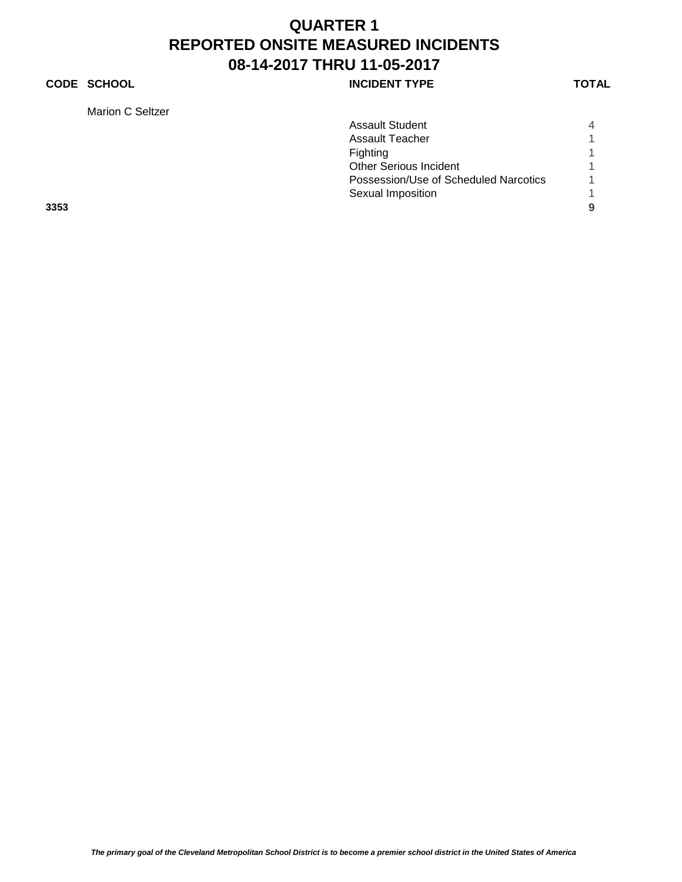# QUARTER 1
# REPORTED ONSITE MEASURED INCIDENTS
# 08-14-2017 THRU 11-05-2017

| CODE | SCHOOL | INCIDENT TYPE | TOTAL |
|---|---|---|---|
| | Marion C Seltzer | | |
| | | Assault Student | 4 |
| | | Assault Teacher | 1 |
| | | Fighting | 1 |
| | | Other Serious Incident | 1 |
| | | Possession/Use of Scheduled Narcotics | 1 |
| | | Sexual Imposition | 1 |
| **3353** | | | **9** |

***The primary goal of the Cleveland Metropolitan School District is to become a premier school district in the United States of America***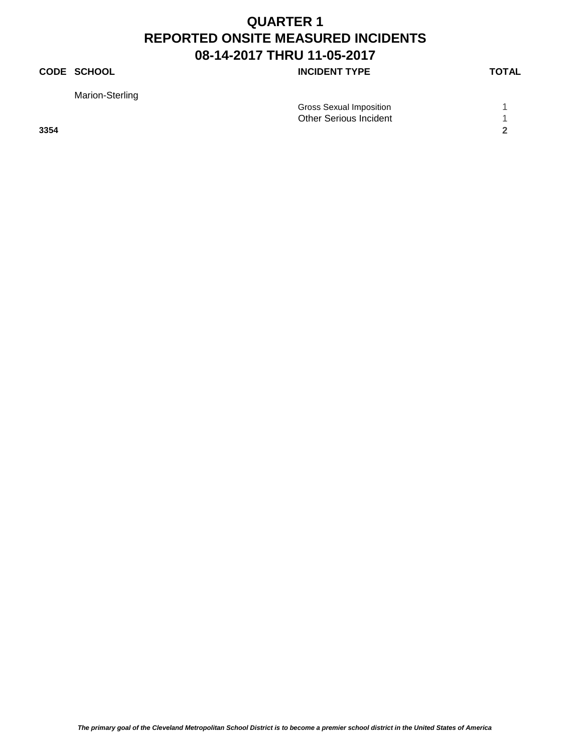# QUARTER 1
# REPORTED ONSITE MEASURED INCIDENTS
# 08-14-2017 THRU 11-05-2017

| CODE | SCHOOL | INCIDENT TYPE | TOTAL |
|---|---|---|---|
| | Marion-Sterling | | |
| | | Gross Sexual Imposition | 1 |
| | | Other Serious Incident | 1 |
| **3354** | | | **2** |

*The primary goal of the Cleveland Metropolitan School District is to become a premier school district in the United States of America*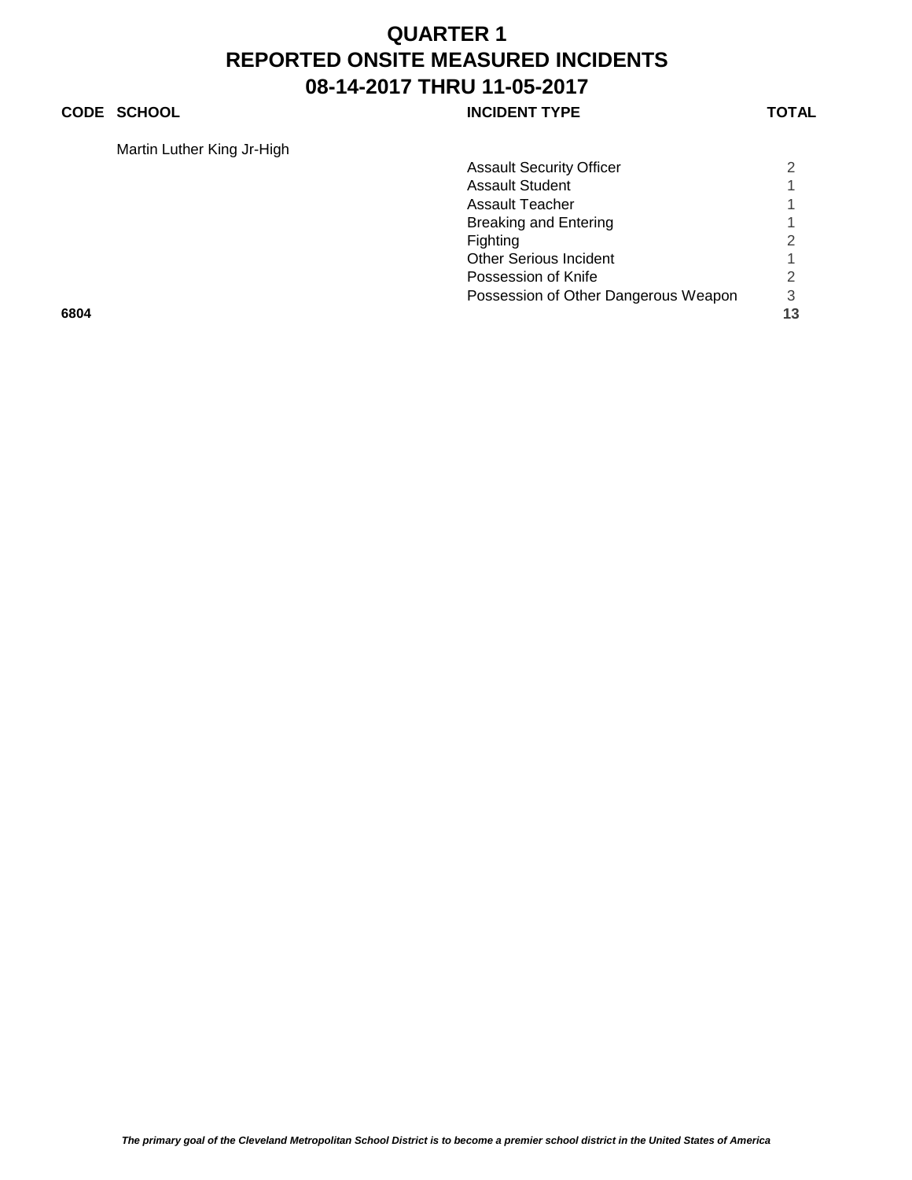# QUARTER 1
# REPORTED ONSITE MEASURED INCIDENTS
# 08-14-2017 THRU 11-05-2017

| CODE | SCHOOL | INCIDENT TYPE | TOTAL |
|---|---|---|---|
| | Martin Luther King Jr-High | | |
| | | Assault Security Officer | 2 |
| | | Assault Student | 1 |
| | | Assault Teacher | 1 |
| | | Breaking and Entering | 1 |
| | | Fighting | 2 |
| | | Other Serious Incident | 1 |
| | | Possession of Knife | 2 |
| | | Possession of Other Dangerous Weapon | 3 |
| **6804** | | | **13** |

***The primary goal of the Cleveland Metropolitan School District is to become a premier school district in the United States of America***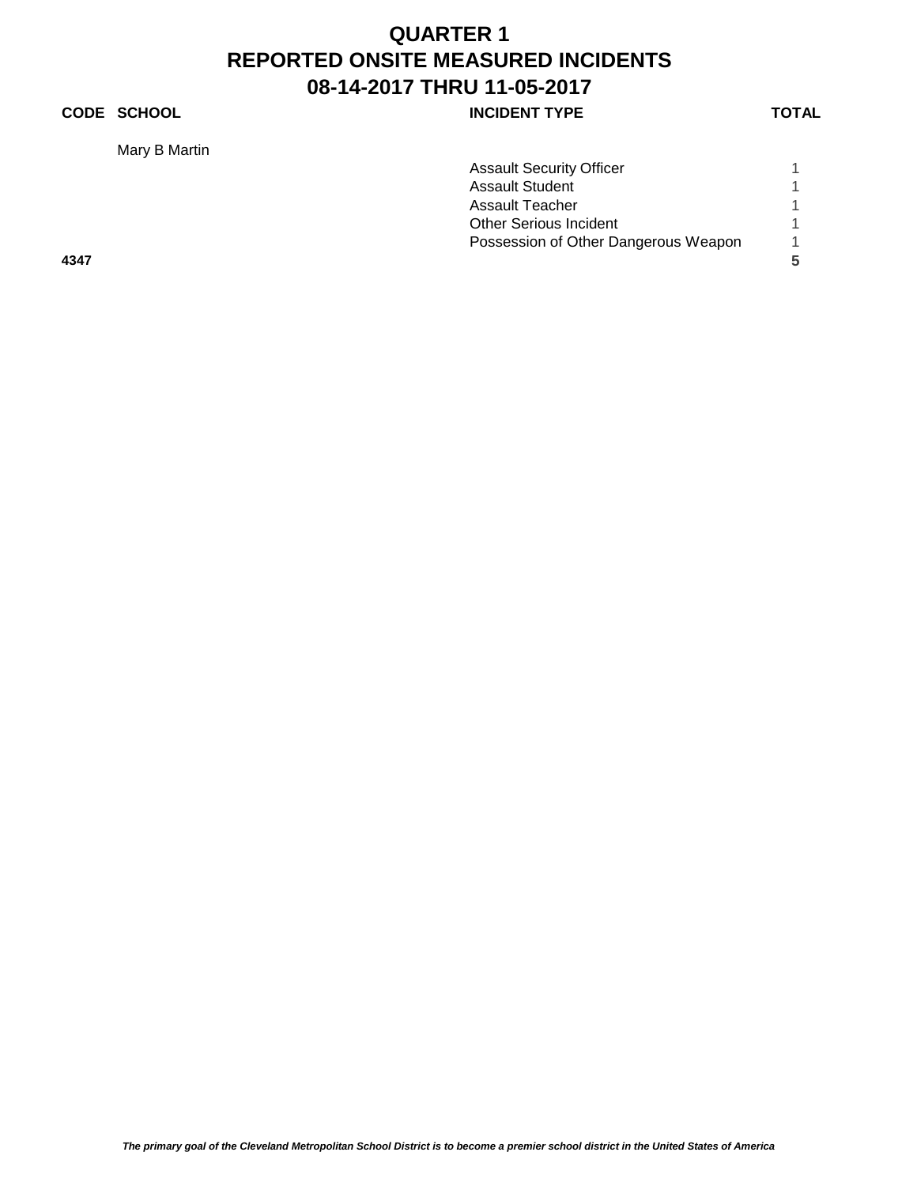# QUARTER 1
# REPORTED ONSITE MEASURED INCIDENTS
# 08-14-2017 THRU 11-05-2017

| CODE | SCHOOL | INCIDENT TYPE | TOTAL |
|---|---|---|---|
| | Mary B Martin | | |
| | | Assault Security Officer | 1 |
| | | Assault Student | 1 |
| | | Assault Teacher | 1 |
| | | Other Serious Incident | 1 |
| | | Possession of Other Dangerous Weapon | 1 |
| **4347** | | | **5** |

***The primary goal of the Cleveland Metropolitan School District is to become a premier school district in the United States of America***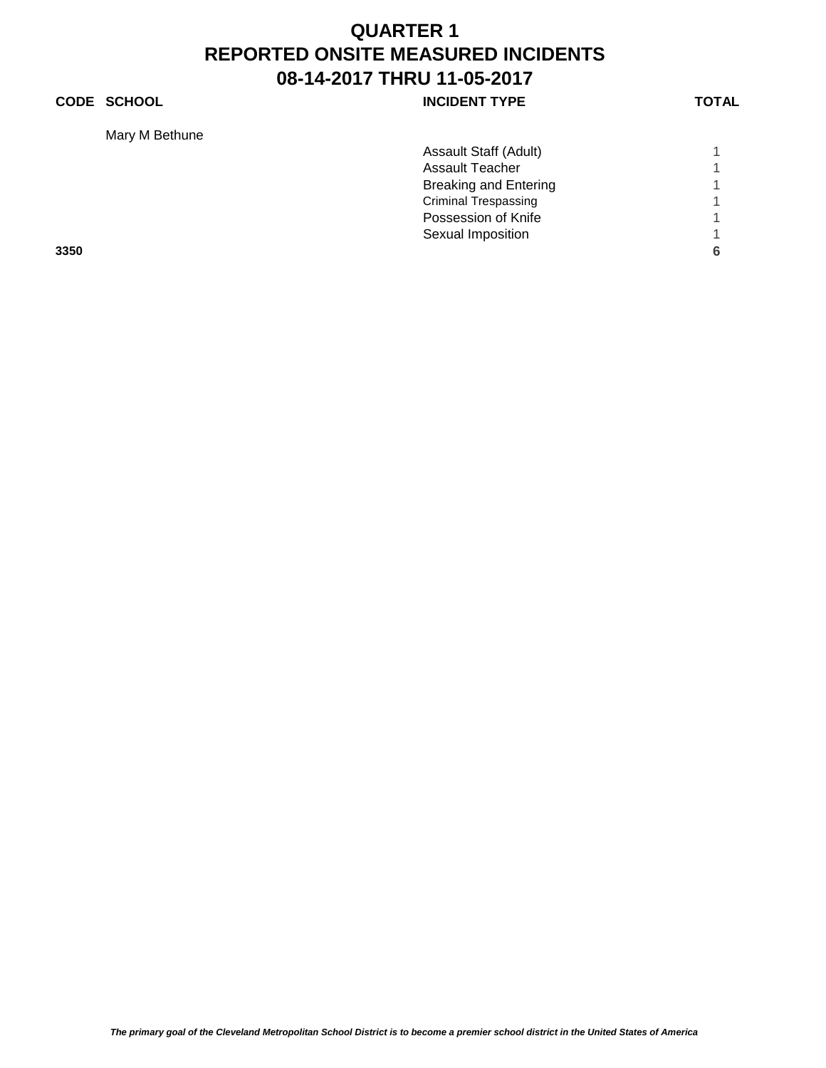# QUARTER 1
# REPORTED ONSITE MEASURED INCIDENTS
# 08-14-2017 THRU 11-05-2017

| CODE | SCHOOL | INCIDENT TYPE | TOTAL |
|---|---|---|---|
| | Mary M Bethune | | |
| | | Assault Staff (Adult) | 1 |
| | | Assault Teacher | 1 |
| | | Breaking and Entering | 1 |
| | | Criminal Trespassing | 1 |
| | | Possession of Knife | 1 |
| | | Sexual Imposition | 1 |
| **3350** | | | **6** |

***The primary goal of the Cleveland Metropolitan School District is to become a premier school district in the United States of America***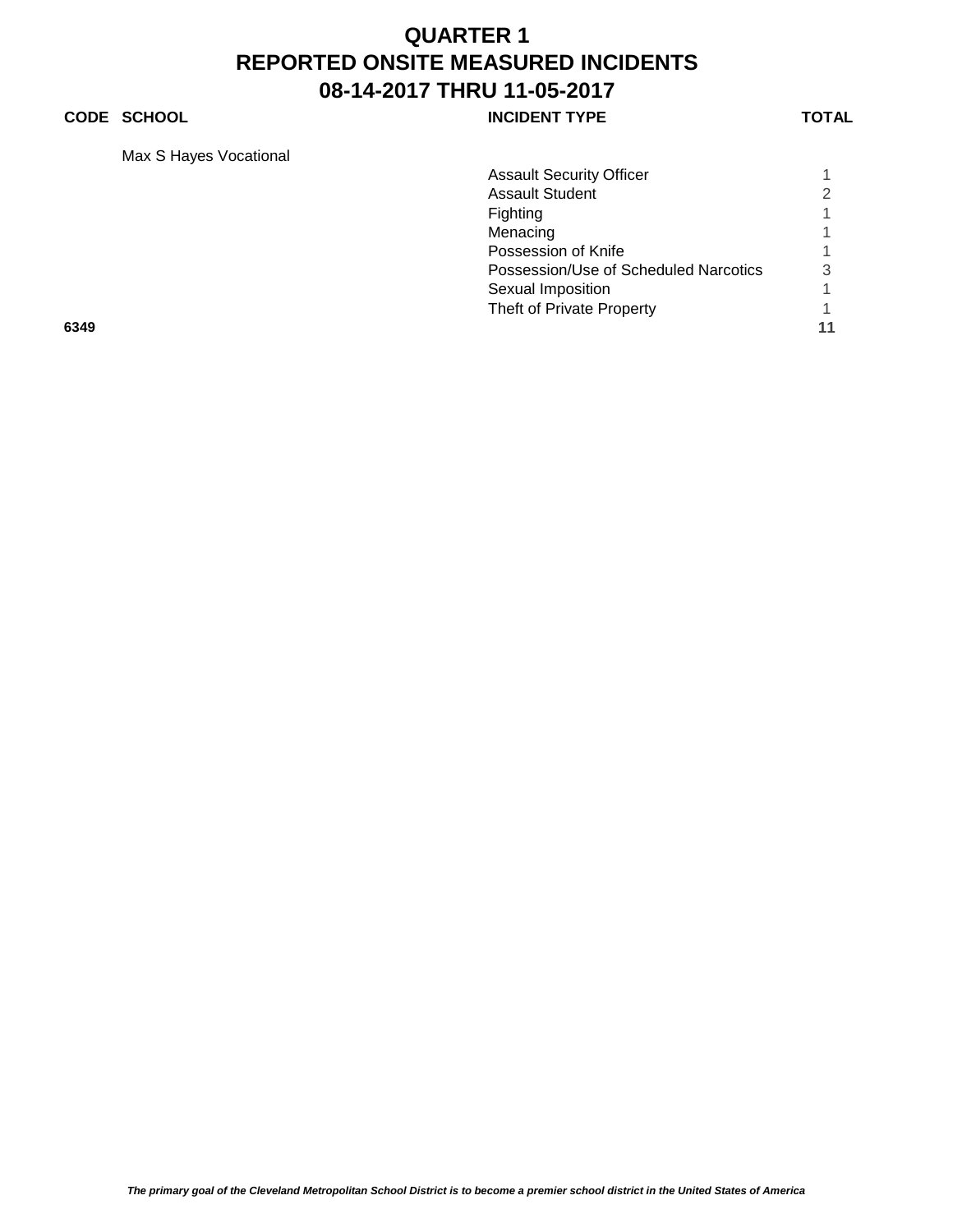# QUARTER 1
# REPORTED ONSITE MEASURED INCIDENTS
# 08-14-2017 THRU 11-05-2017

| CODE | SCHOOL | INCIDENT TYPE | TOTAL |
|---|---|---|---|
| | Max S Hayes Vocational | | |
| | | Assault Security Officer | 1 |
| | | Assault Student | 2 |
| | | Fighting | 1 |
| | | Menacing | 1 |
| | | Possession of Knife | 1 |
| | | Possession/Use of Scheduled Narcotics | 3 |
| | | Sexual Imposition | 1 |
| | | Theft of Private Property | 1 |
| **6349** | | | **11** |

***The primary goal of the Cleveland Metropolitan School District is to become a premier school district in the United States of America***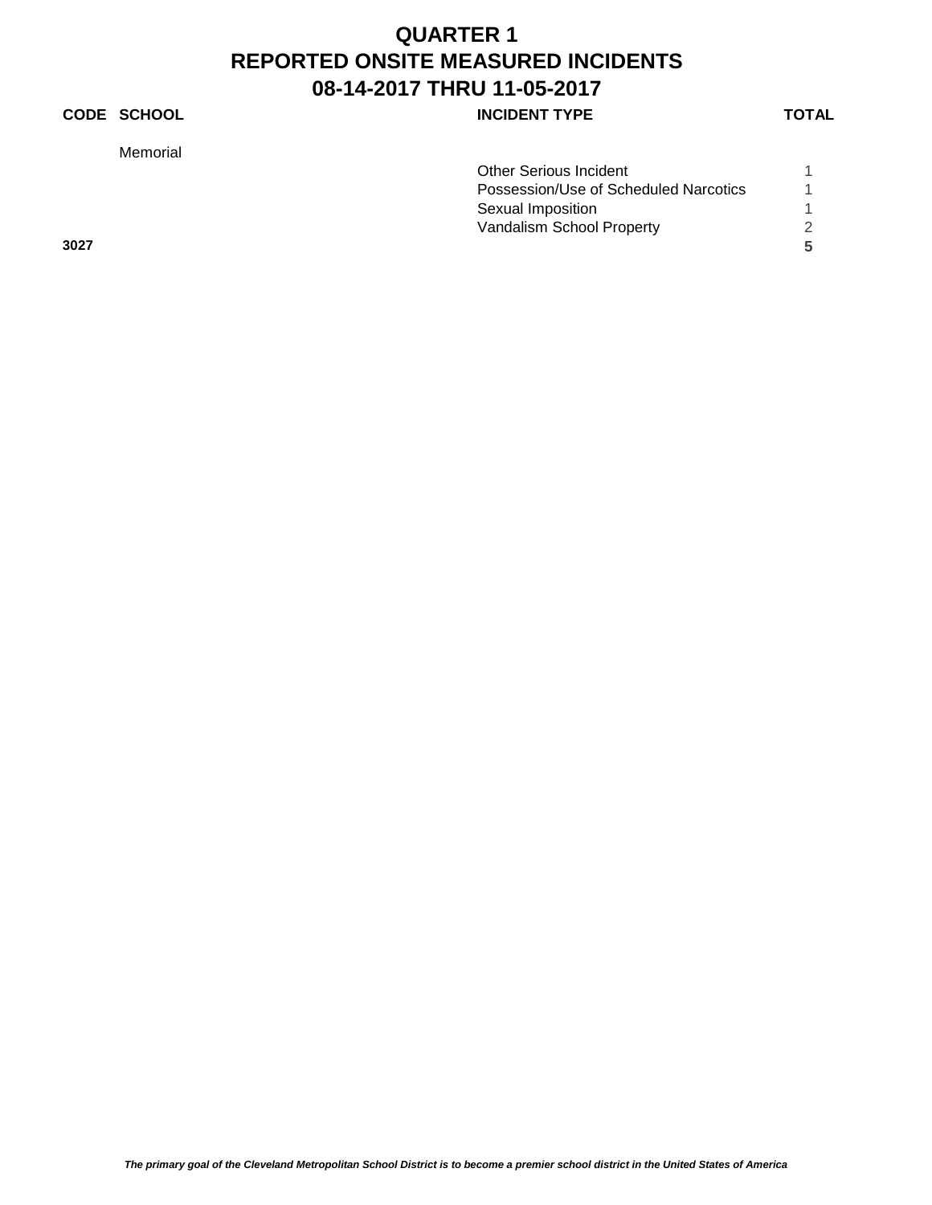# QUARTER 1
# REPORTED ONSITE MEASURED INCIDENTS
# 08-14-2017 THRU 11-05-2017

| CODE | SCHOOL | INCIDENT TYPE | TOTAL |
|---|---|---|---|
| | Memorial | | |
| | | Other Serious Incident | 1 |
| | | Possession/Use of Scheduled Narcotics | 1 |
| | | Sexual Imposition | 1 |
| | | Vandalism School Property | 2 |
| **3027** | | | **5** |

***The primary goal of the Cleveland Metropolitan School District is to become a premier school district in the United States of America***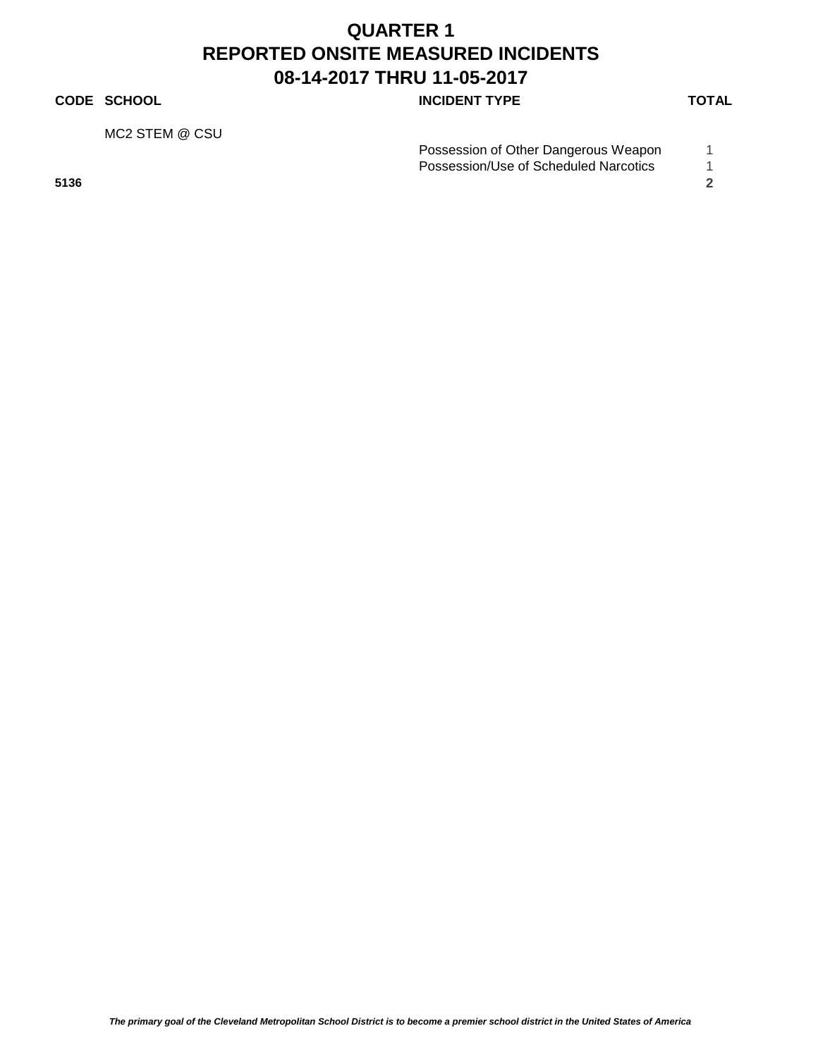# QUARTER 1
# REPORTED ONSITE MEASURED INCIDENTS
# 08-14-2017 THRU 11-05-2017

| CODE | SCHOOL | INCIDENT TYPE | TOTAL |
|---|---|---|---|
| | MC2 STEM @ CSU | | |
| | | Possession of Other Dangerous Weapon | 1 |
| | | Possession/Use of Scheduled Narcotics | 1 |
| **5136** | | | **2** |

***The primary goal of the Cleveland Metropolitan School District is to become a premier school district in the United States of America***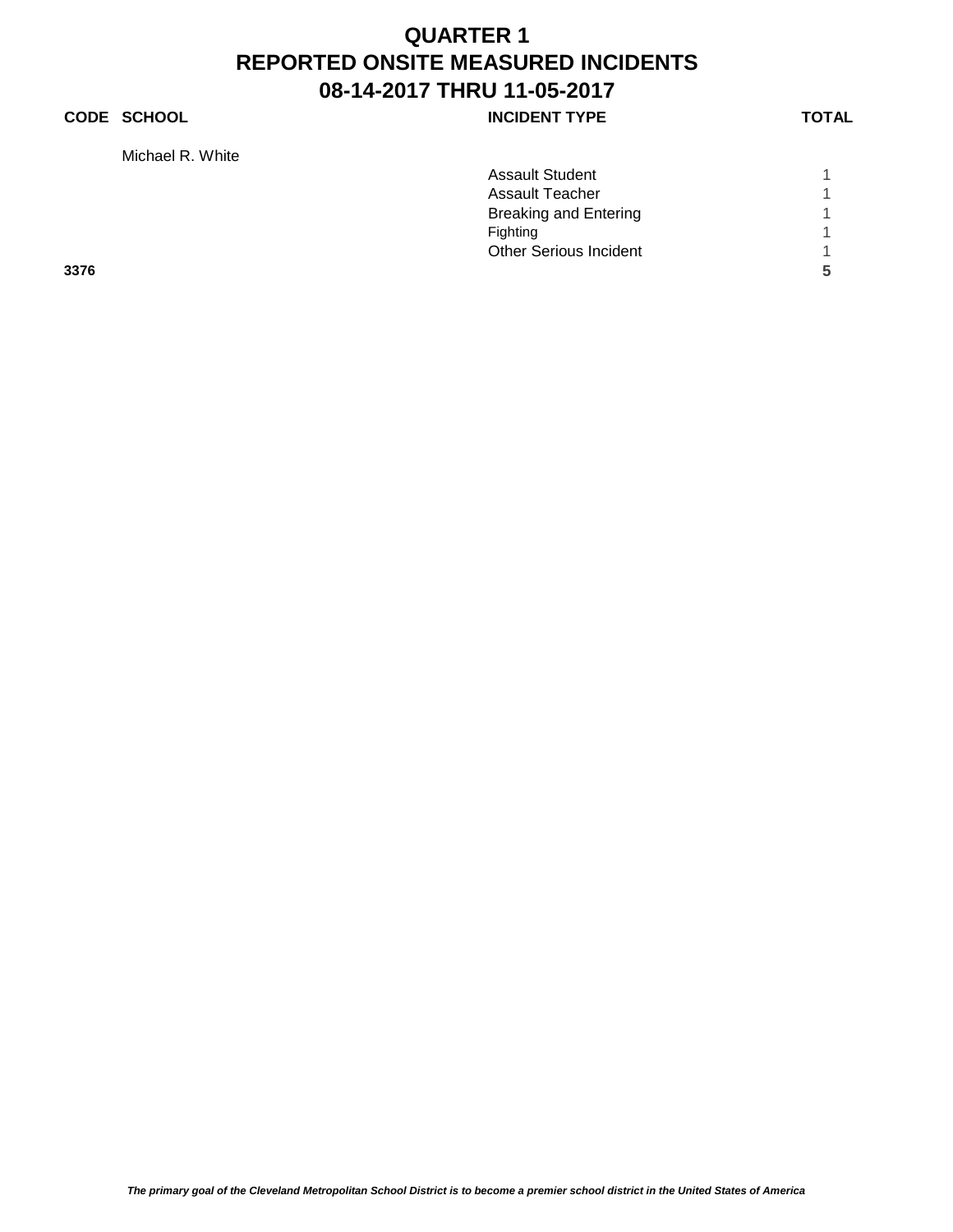# QUARTER 1
# REPORTED ONSITE MEASURED INCIDENTS
# 08-14-2017 THRU 11-05-2017

| CODE | SCHOOL | INCIDENT TYPE | TOTAL |
| --- | --- | --- | --- |
| | Michael R. White | | |
| | | Assault Student | 1 |
| | | Assault Teacher | 1 |
| | | Breaking and Entering | 1 |
| | | Fighting | 1 |
| | | Other Serious Incident | 1 |
| **3376** | | | **5** |

***The primary goal of the Cleveland Metropolitan School District is to become a premier school district in the United States of America***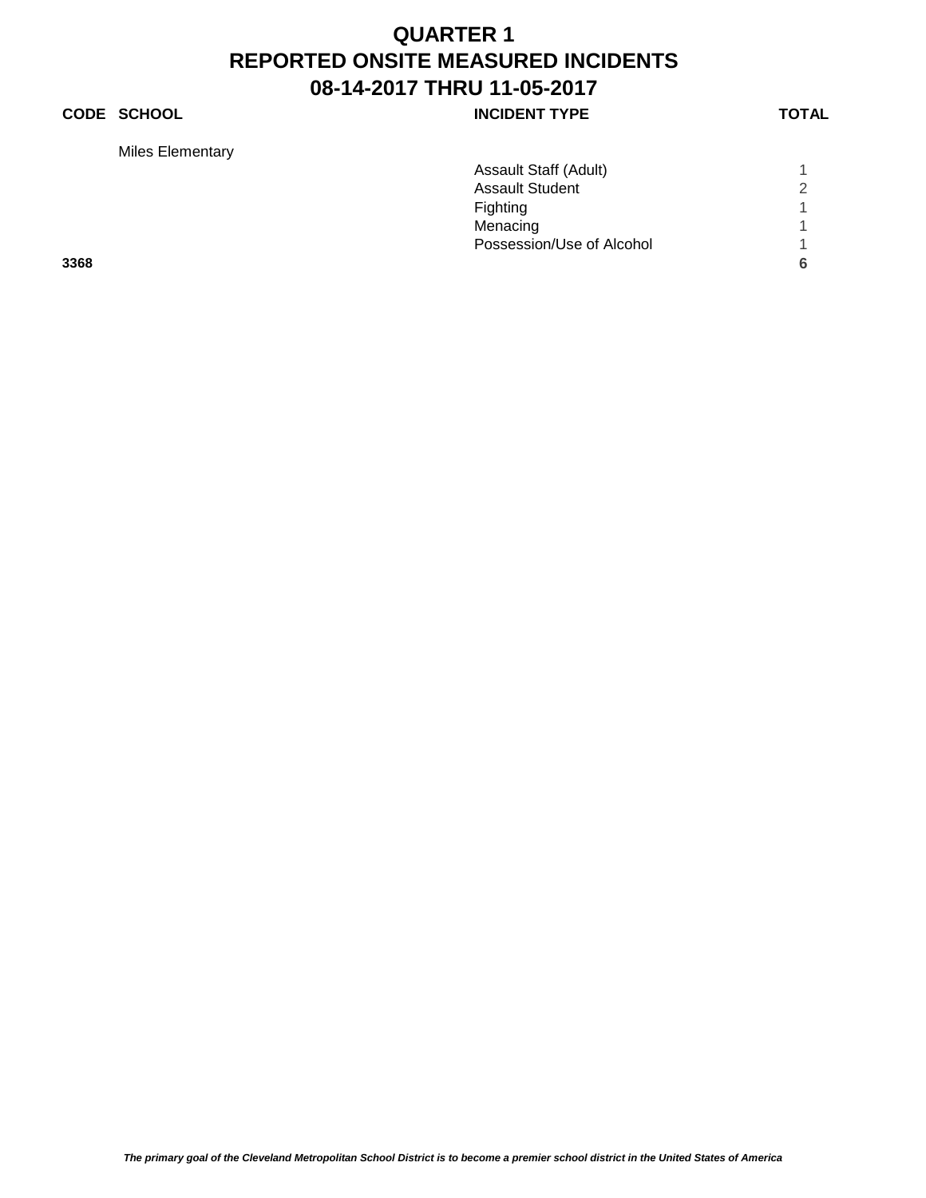# QUARTER 1
# REPORTED ONSITE MEASURED INCIDENTS
# 08-14-2017 THRU 11-05-2017

| CODE | SCHOOL | INCIDENT TYPE | TOTAL |
|---|---|---|---|
| | Miles Elementary | | |
| | | Assault Staff (Adult) | 1 |
| | | Assault Student | 2 |
| | | Fighting | 1 |
| | | Menacing | 1 |
| | | Possession/Use of Alcohol | 1 |
| **3368** | | | **6** |

*The primary goal of the Cleveland Metropolitan School District is to become a premier school district in the United States of America*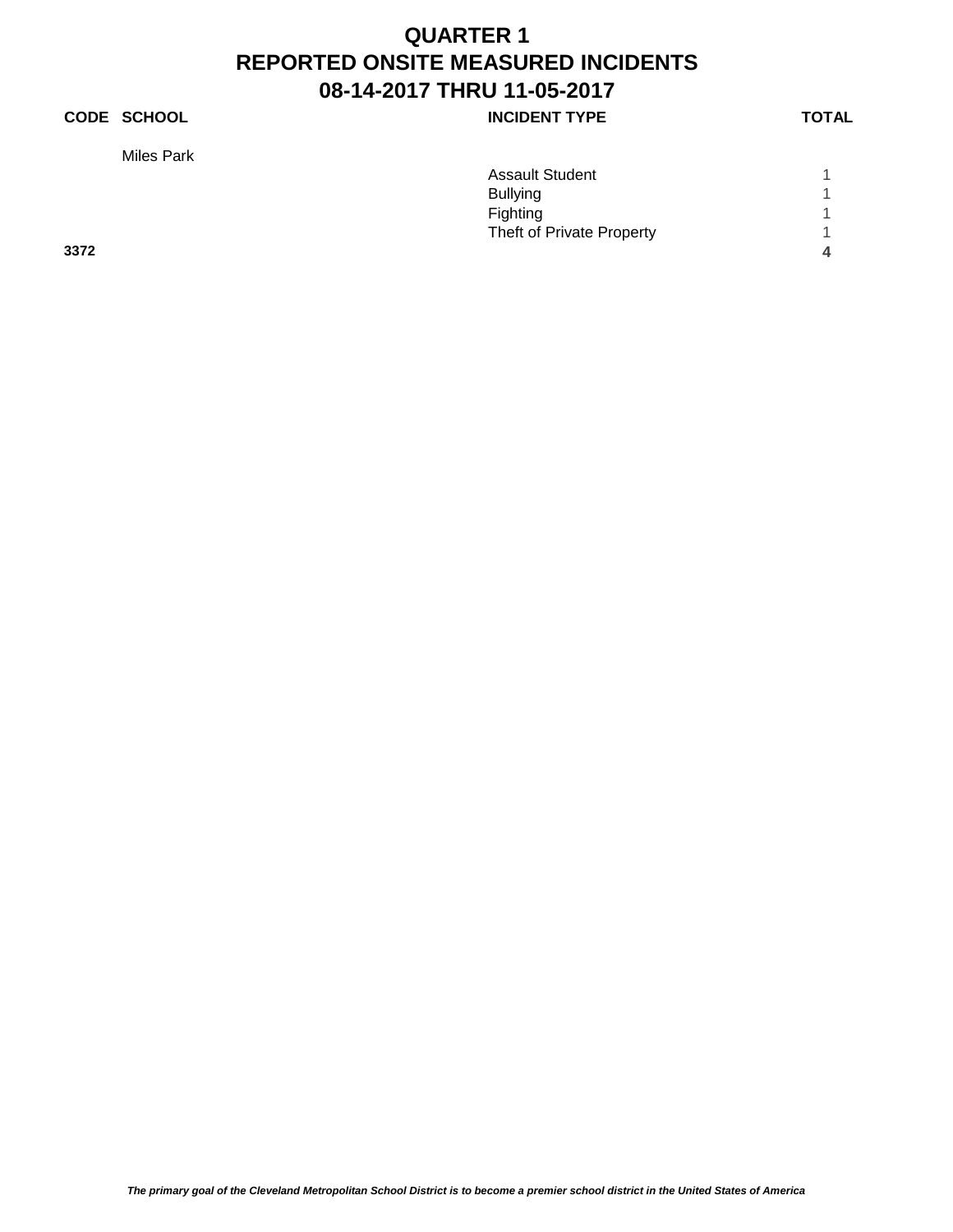# QUARTER 1
# REPORTED ONSITE MEASURED INCIDENTS
# 08-14-2017 THRU 11-05-2017

| CODE | SCHOOL | INCIDENT TYPE | TOTAL |
|---|---|---|---|
| | Miles Park | | |
| | | Assault Student | 1 |
| | | Bullying | 1 |
| | | Fighting | 1 |
| | | Theft of Private Property | 1 |
| **3372** | | | **4** |

***The primary goal of the Cleveland Metropolitan School District is to become a premier school district in the United States of America***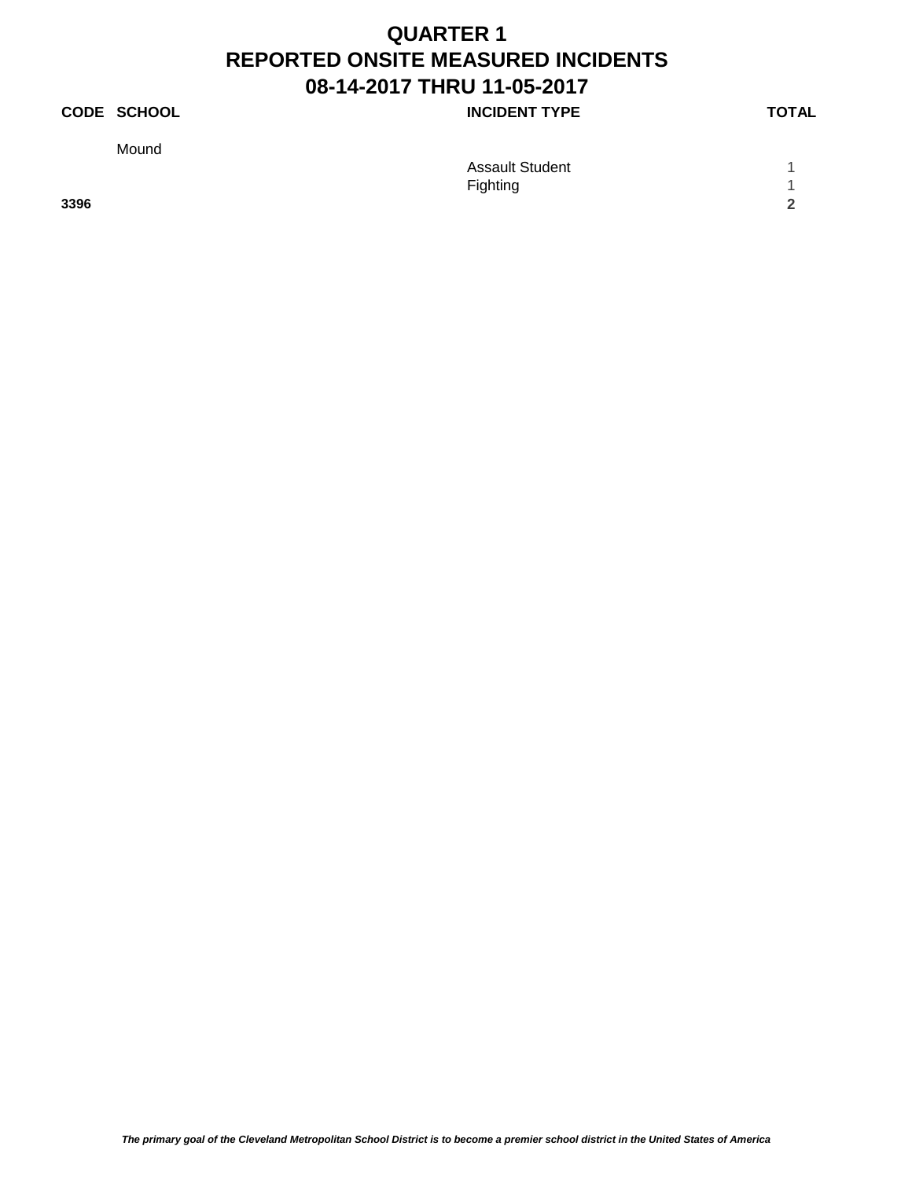# QUARTER 1
# REPORTED ONSITE MEASURED INCIDENTS
# 08-14-2017 THRU 11-05-2017

| CODE | SCHOOL | INCIDENT TYPE | TOTAL |
|---|---|---|---|
| | Mound | | |
| | | Assault Student | 1 |
| | | Fighting | 1 |
| **3396** | | | **2** |

***The primary goal of the Cleveland Metropolitan School District is to become a premier school district in the United States of America***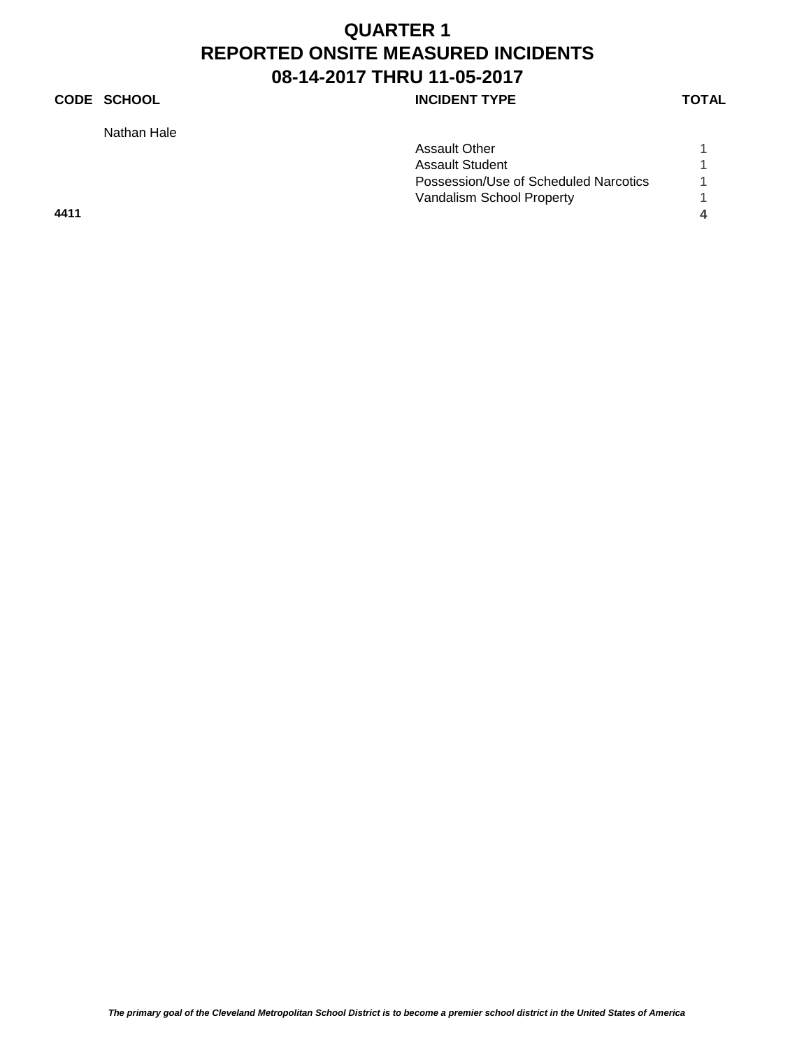# QUARTER 1
# REPORTED ONSITE MEASURED INCIDENTS
# 08-14-2017 THRU 11-05-2017

| CODE | SCHOOL | INCIDENT TYPE | TOTAL |
|---|---|---|---|
| | Nathan Hale | | |
| | | Assault Other | 1 |
| | | Assault Student | 1 |
| | | Possession/Use of Scheduled Narcotics | 1 |
| | | Vandalism School Property | 1 |
| **4411** | | | **4** |

*The primary goal of the Cleveland Metropolitan School District is to become a premier school district in the United States of America*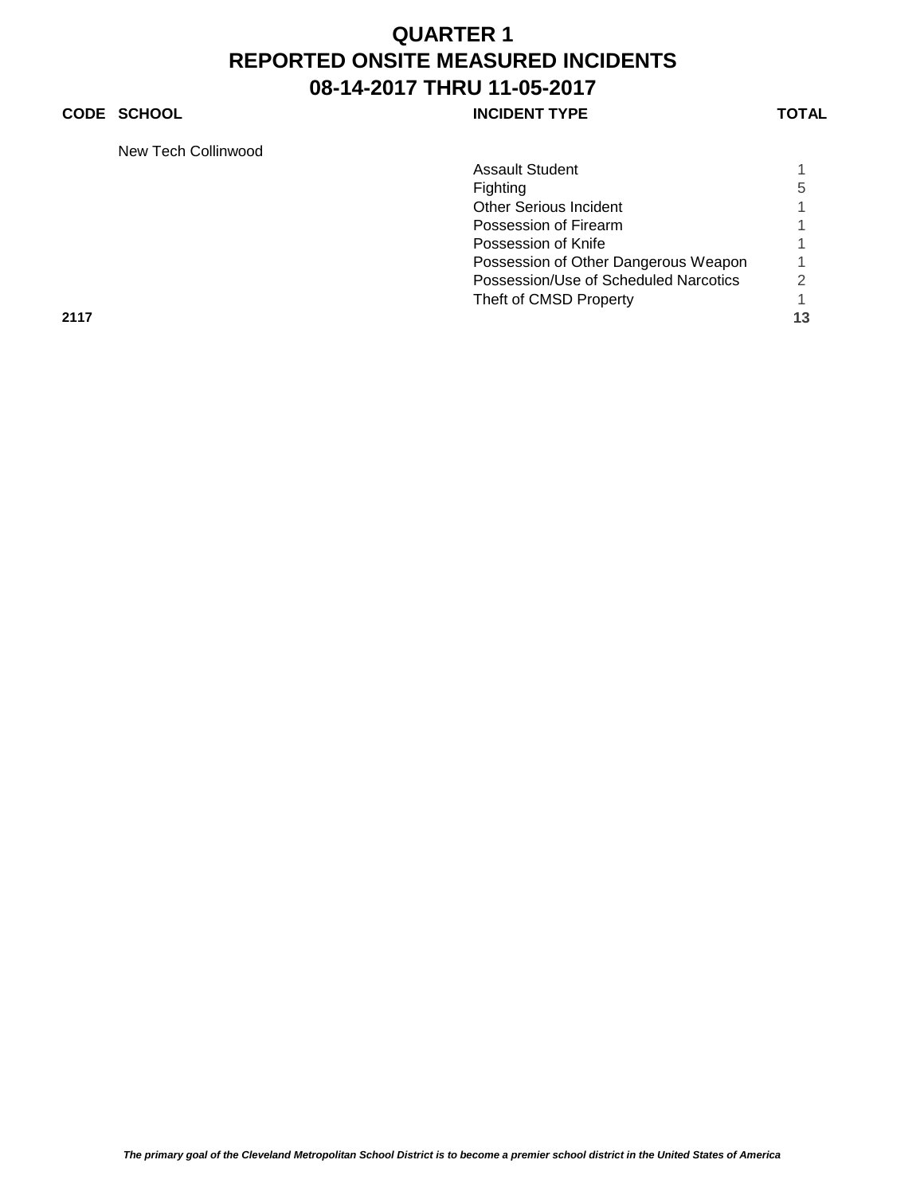# QUARTER 1
# REPORTED ONSITE MEASURED INCIDENTS
# 08-14-2017 THRU 11-05-2017

| CODE | SCHOOL | INCIDENT TYPE | TOTAL |
|---|---|---|---|
| | New Tech Collinwood | | |
| | | Assault Student | 1 |
| | | Fighting | 5 |
| | | Other Serious Incident | 1 |
| | | Possession of Firearm | 1 |
| | | Possession of Knife | 1 |
| | | Possession of Other Dangerous Weapon | 1 |
| | | Possession/Use of Scheduled Narcotics | 2 |
| | | Theft of CMSD Property | 1 |
| **2117** | | | **13** |

***The primary goal of the Cleveland Metropolitan School District is to become a premier school district in the United States of America***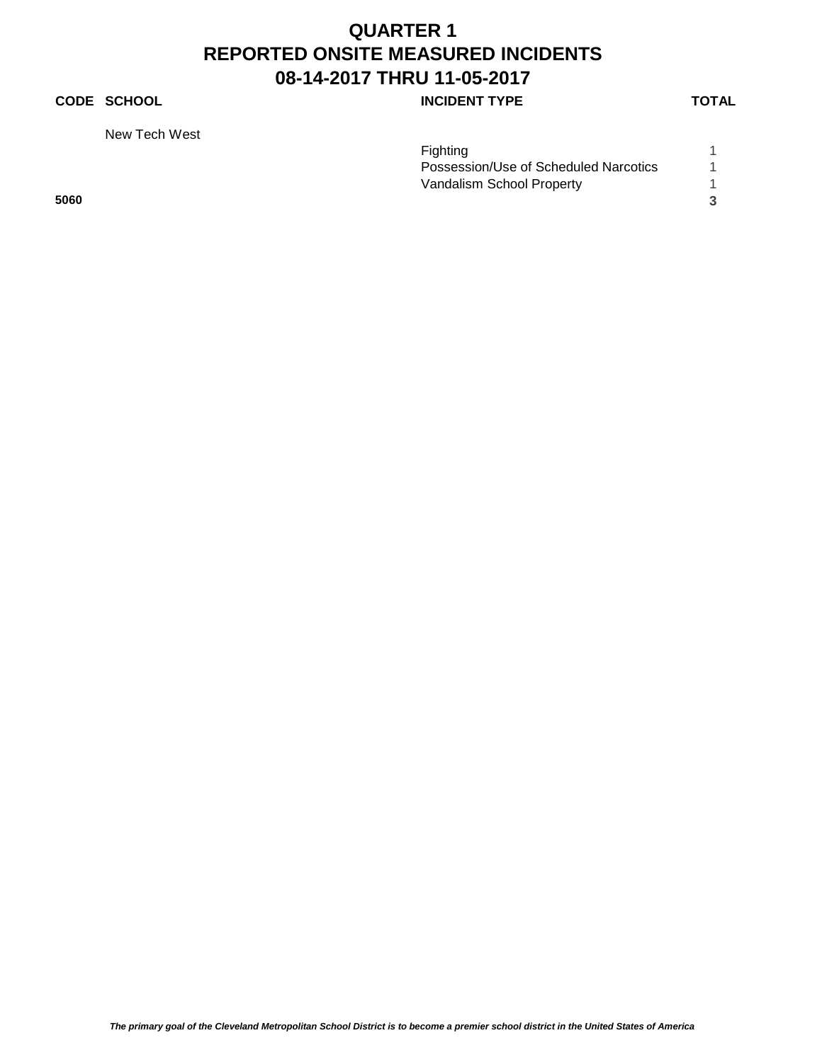# QUARTER 1
# REPORTED ONSITE MEASURED INCIDENTS
# 08-14-2017 THRU 11-05-2017

| CODE | SCHOOL | INCIDENT TYPE | TOTAL |
|---|---|---|---|
| | New Tech West | | |
| | | Fighting | 1 |
| | | Possession/Use of Scheduled Narcotics | 1 |
| | | Vandalism School Property | 1 |
| **5060** | | | **3** |

***The primary goal of the Cleveland Metropolitan School District is to become a premier school district in the United States of America***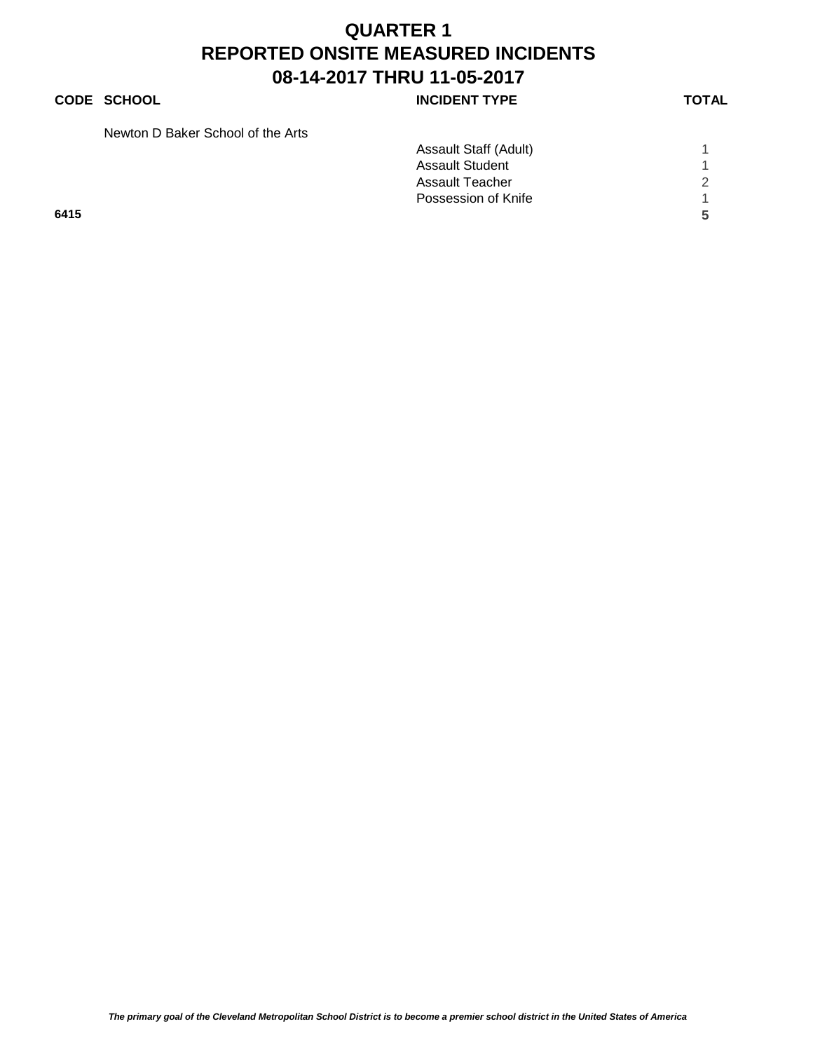# QUARTER 1
# REPORTED ONSITE MEASURED INCIDENTS
# 08-14-2017 THRU 11-05-2017

| CODE | SCHOOL | INCIDENT TYPE | TOTAL |
|---|---|---|---|
| | Newton D Baker School of the Arts | | |
| | | Assault Staff (Adult) | 1 |
| | | Assault Student | 1 |
| | | Assault Teacher | 2 |
| | | Possession of Knife | 1 |
| **6415** | | | **5** |

*The primary goal of the Cleveland Metropolitan School District is to become a premier school district in the United States of America*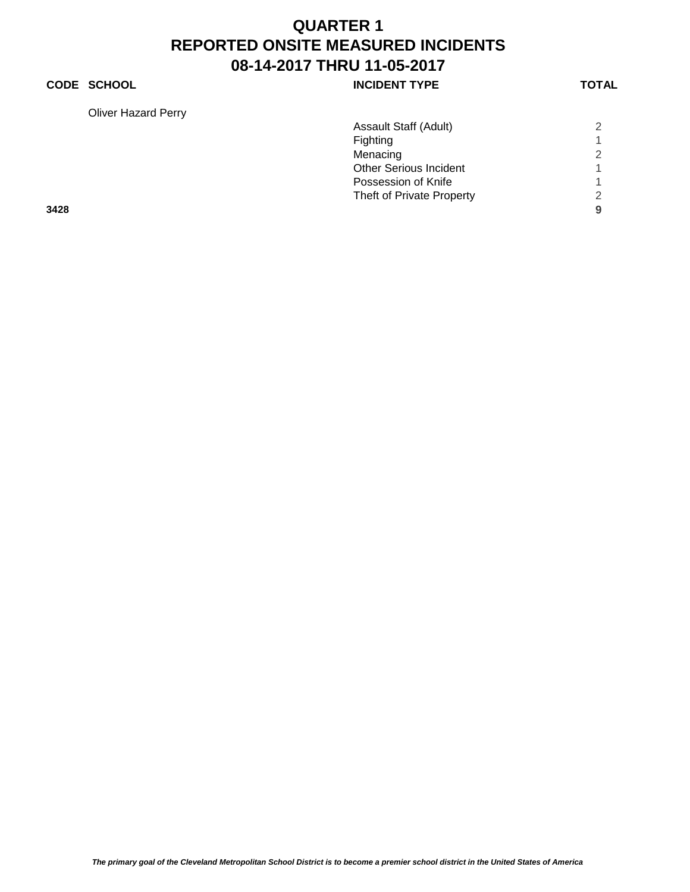# QUARTER 1
# REPORTED ONSITE MEASURED INCIDENTS
# 08-14-2017 THRU 11-05-2017

| CODE | SCHOOL | INCIDENT TYPE | TOTAL |
|---|---|---|---|
| | Oliver Hazard Perry | | |
| | | Assault Staff (Adult) | 2 |
| | | Fighting | 1 |
| | | Menacing | 2 |
| | | Other Serious Incident | 1 |
| | | Possession of Knife | 1 |
| | | Theft of Private Property | 2 |
| **3428** | | | **9** |

***The primary goal of the Cleveland Metropolitan School District is to become a premier school district in the United States of America***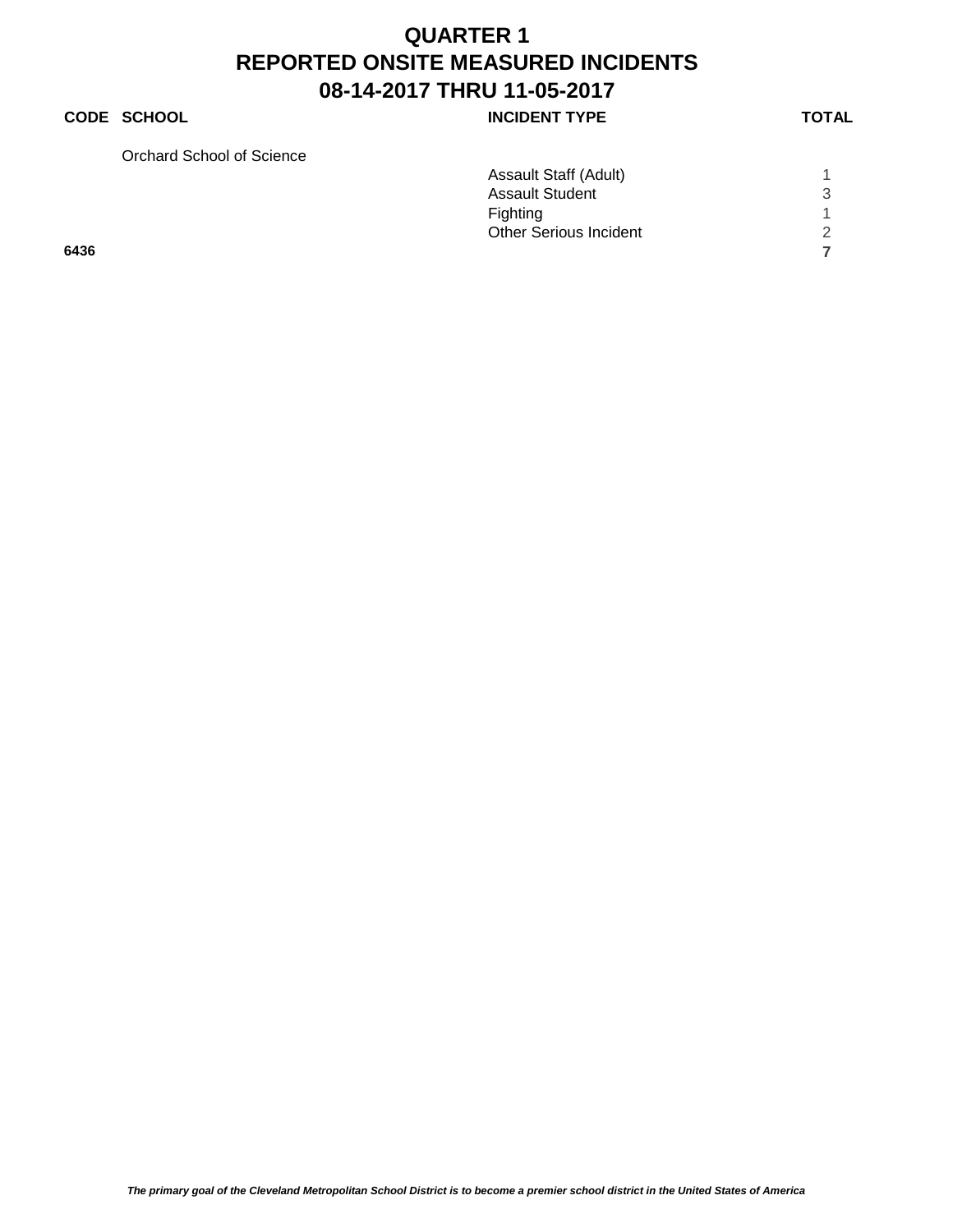# QUARTER 1
# REPORTED ONSITE MEASURED INCIDENTS
# 08-14-2017 THRU 11-05-2017

| CODE | SCHOOL | INCIDENT TYPE | TOTAL |
|---|---|---|---|
| | Orchard School of Science | | |
| | | Assault Staff (Adult) | 1 |
| | | Assault Student | 3 |
| | | Fighting | 1 |
| | | Other Serious Incident | 2 |
| **6436** | | | **7** |

***The primary goal of the Cleveland Metropolitan School District is to become a premier school district in the United States of America***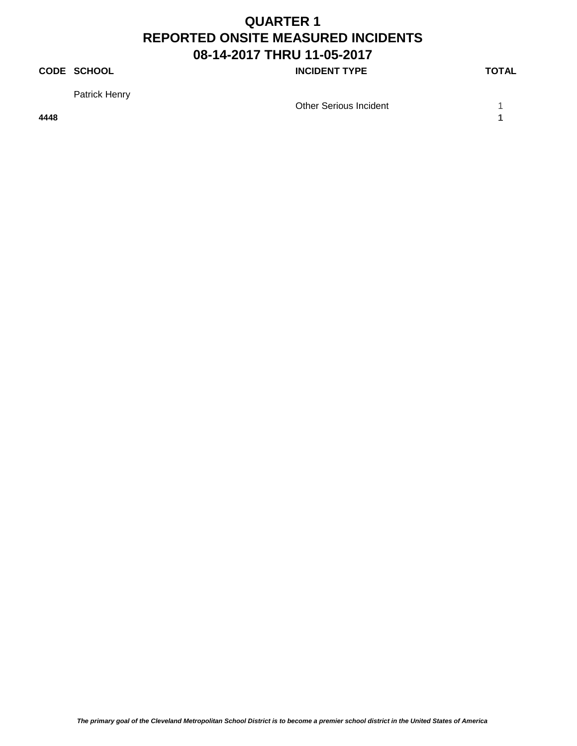# QUARTER 1
# REPORTED ONSITE MEASURED INCIDENTS
# 08-14-2017 THRU 11-05-2017

| CODE | SCHOOL | INCIDENT TYPE | TOTAL |
|---|---|---|---|
| | Patrick Henry | | |
| | | Other Serious Incident | 1 |
| **4448** | | | **1** |

***The primary goal of the Cleveland Metropolitan School District is to become a premier school district in the United States of America***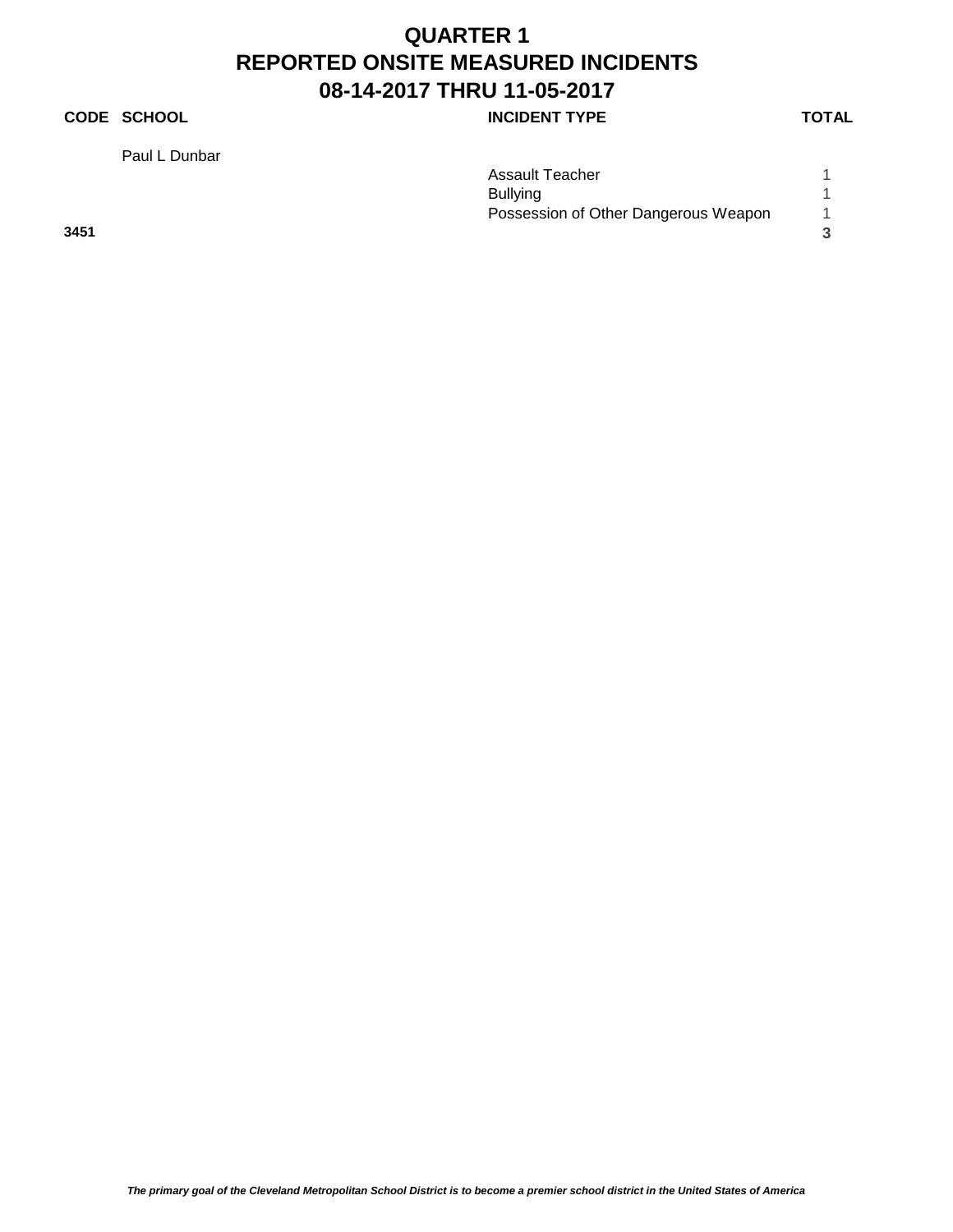# QUARTER 1
# REPORTED ONSITE MEASURED INCIDENTS
# 08-14-2017 THRU 11-05-2017

| CODE | SCHOOL | INCIDENT TYPE | TOTAL |
|---|---|---|---|
| | Paul L Dunbar | | |
| | | Assault Teacher | 1 |
| | | Bullying | 1 |
| | | Possession of Other Dangerous Weapon | 1 |
| **3451** | | | **3** |

***The primary goal of the Cleveland Metropolitan School District is to become a premier school district in the United States of America***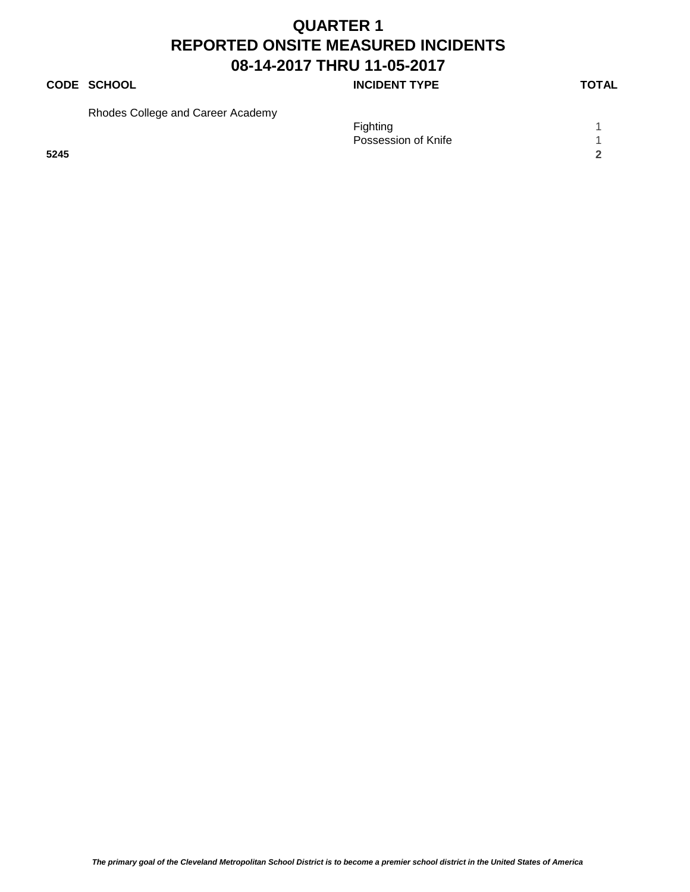# QUARTER 1
# REPORTED ONSITE MEASURED INCIDENTS
# 08-14-2017 THRU 11-05-2017

| CODE | SCHOOL | INCIDENT TYPE | TOTAL |
|---|---|---|---|
| | Rhodes College and Career Academy | | |
| | | Fighting | 1 |
| | | Possession of Knife | 1 |
| **5245** | | | **2** |

***The primary goal of the Cleveland Metropolitan School District is to become a premier school district in the United States of America***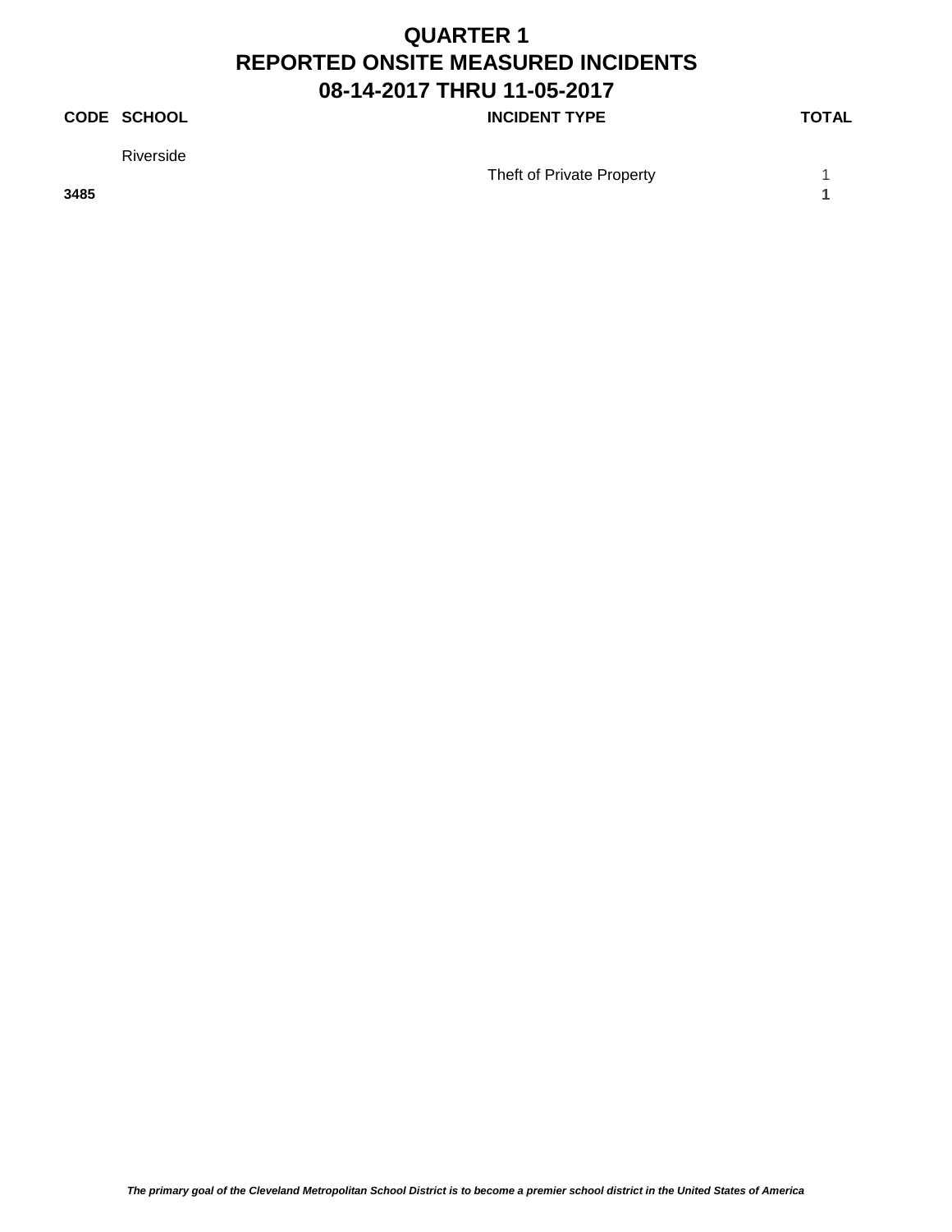# QUARTER 1
# REPORTED ONSITE MEASURED INCIDENTS
# 08-14-2017 THRU 11-05-2017

| CODE | SCHOOL | INCIDENT TYPE | TOTAL |
|---|---|---|---|
| | Riverside | | |
| | | Theft of Private Property | 1 |
| **3485** | | | **1** |

***The primary goal of the Cleveland Metropolitan School District is to become a premier school district in the United States of America***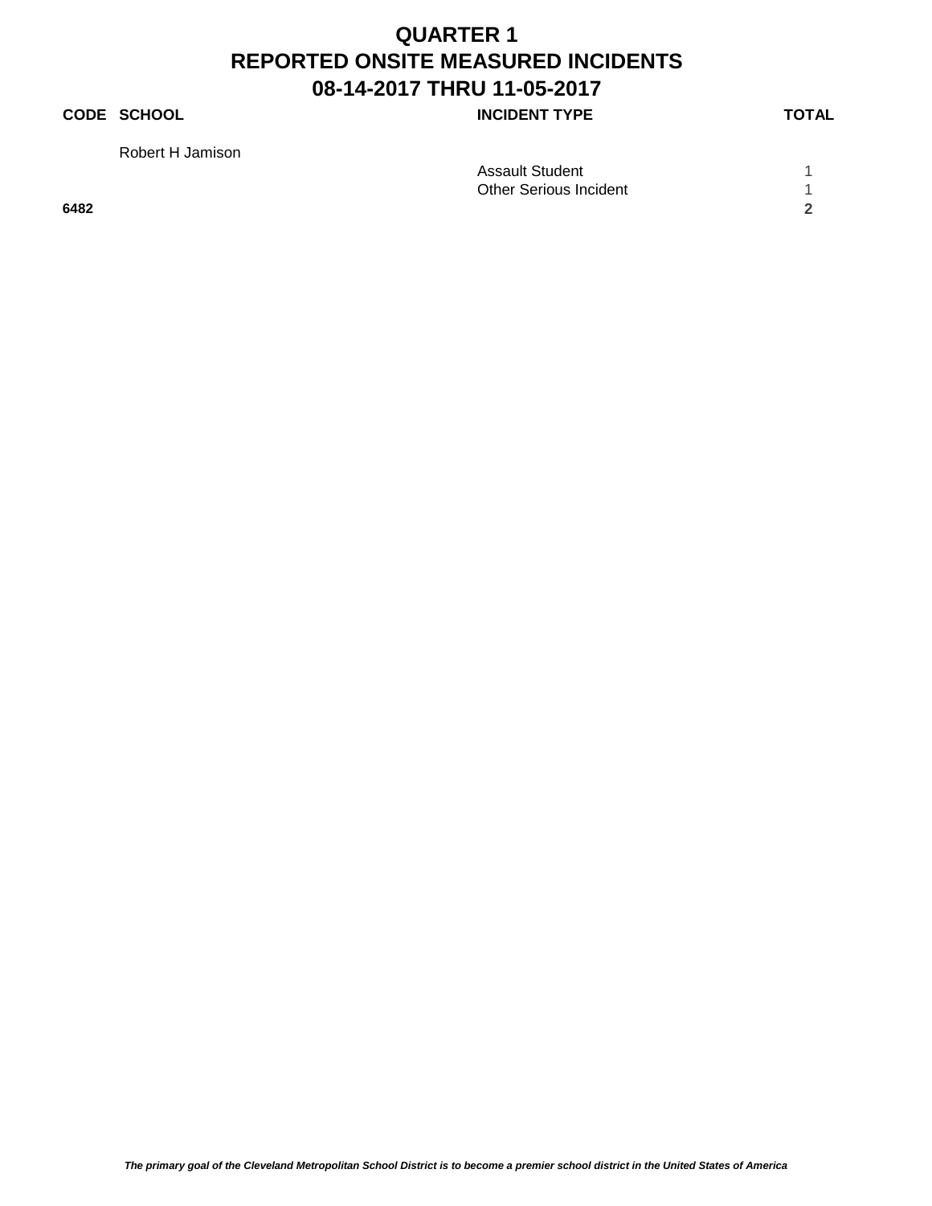# QUARTER 1
# REPORTED ONSITE MEASURED INCIDENTS
# 08-14-2017 THRU 11-05-2017

| CODE | SCHOOL | INCIDENT TYPE | TOTAL |
|---|---|---|---|
| | Robert H Jamison | | |
| | | Assault Student | 1 |
| | | Other Serious Incident | 1 |
| **6482** | | | **2** |

***The primary goal of the Cleveland Metropolitan School District is to become a premier school district in the United States of America***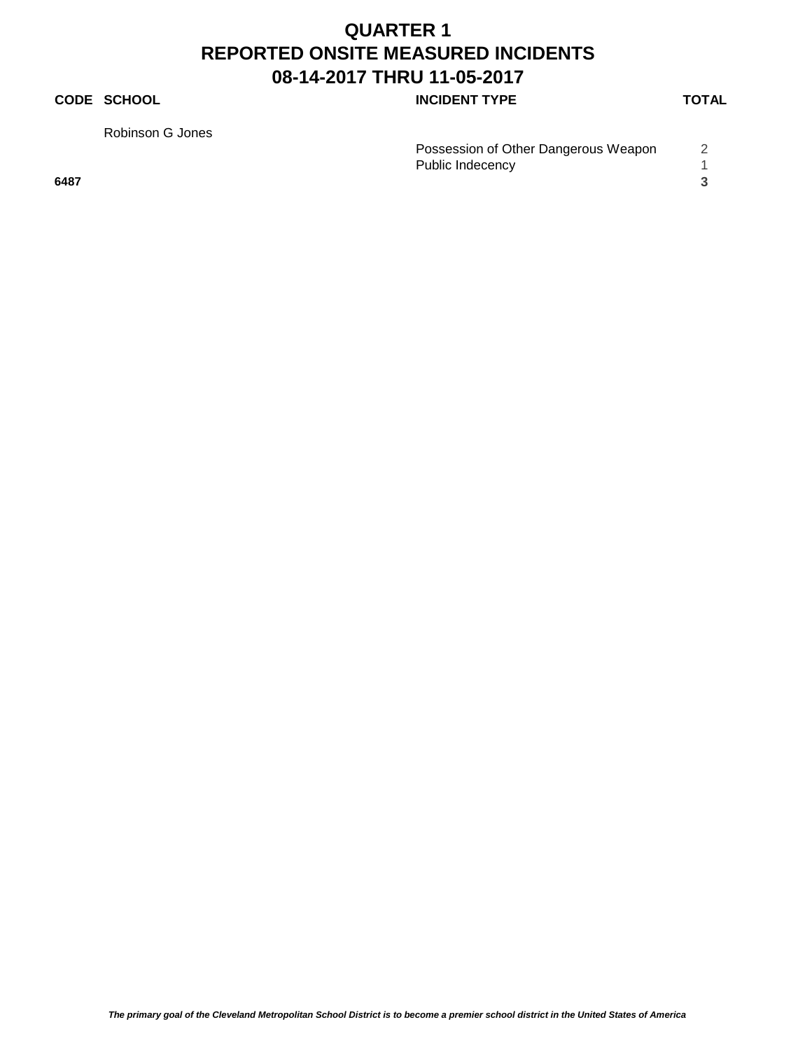# QUARTER 1
# REPORTED ONSITE MEASURED INCIDENTS
# 08-14-2017 THRU 11-05-2017

| CODE | SCHOOL | INCIDENT TYPE | TOTAL |
|---|---|---|---|
| | Robinson G Jones | | |
| | | Possession of Other Dangerous Weapon | 2 |
| | | Public Indecency | 1 |
| **6487** | | | **3** |

*The primary goal of the Cleveland Metropolitan School District is to become a premier school district in the United States of America*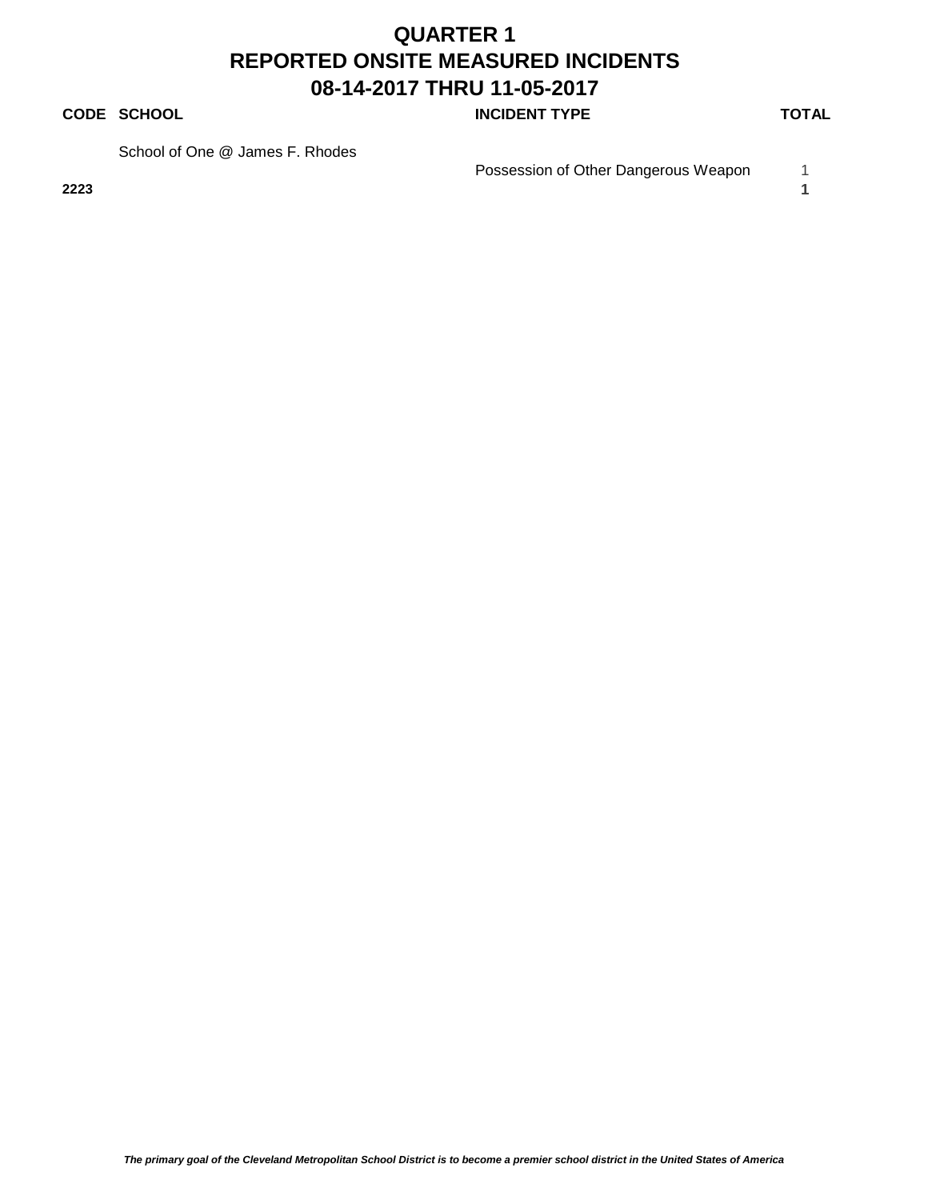# QUARTER 1
# REPORTED ONSITE MEASURED INCIDENTS
# 08-14-2017 THRU 11-05-2017

| CODE | SCHOOL | INCIDENT TYPE | TOTAL |
|---|---|---|---|
| | School of One @ James F. Rhodes | | |
| | | Possession of Other Dangerous Weapon | 1 |
| **2223** | | | **1** |

***The primary goal of the Cleveland Metropolitan School District is to become a premier school district in the United States of America***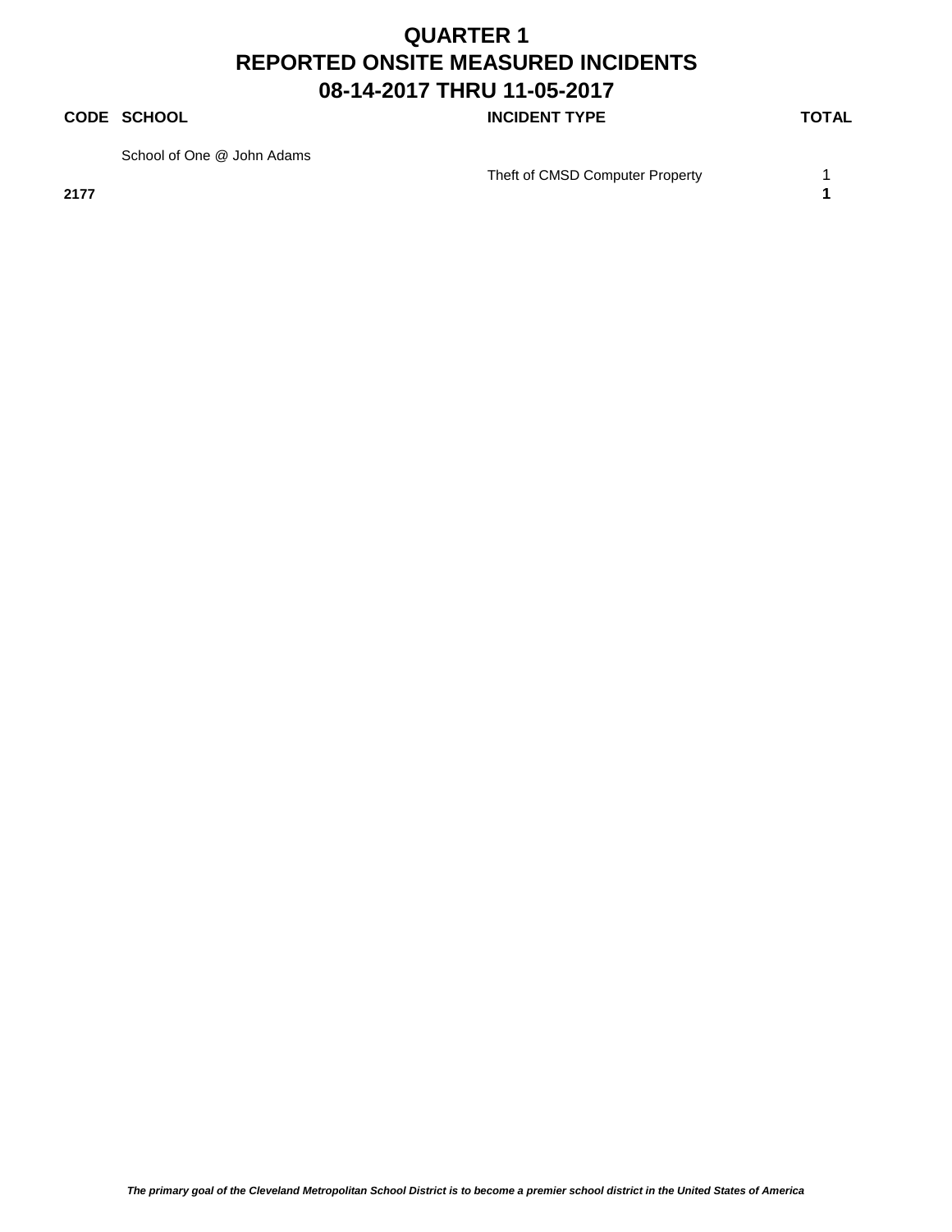# QUARTER 1
# REPORTED ONSITE MEASURED INCIDENTS
# 08-14-2017 THRU 11-05-2017

| CODE | SCHOOL | INCIDENT TYPE | TOTAL |
|---|---|---|---|
| | School of One @ John Adams | | |
| | | Theft of CMSD Computer Property | 1 |
| **2177** | | | **1** |

***The primary goal of the Cleveland Metropolitan School District is to become a premier school district in the United States of America***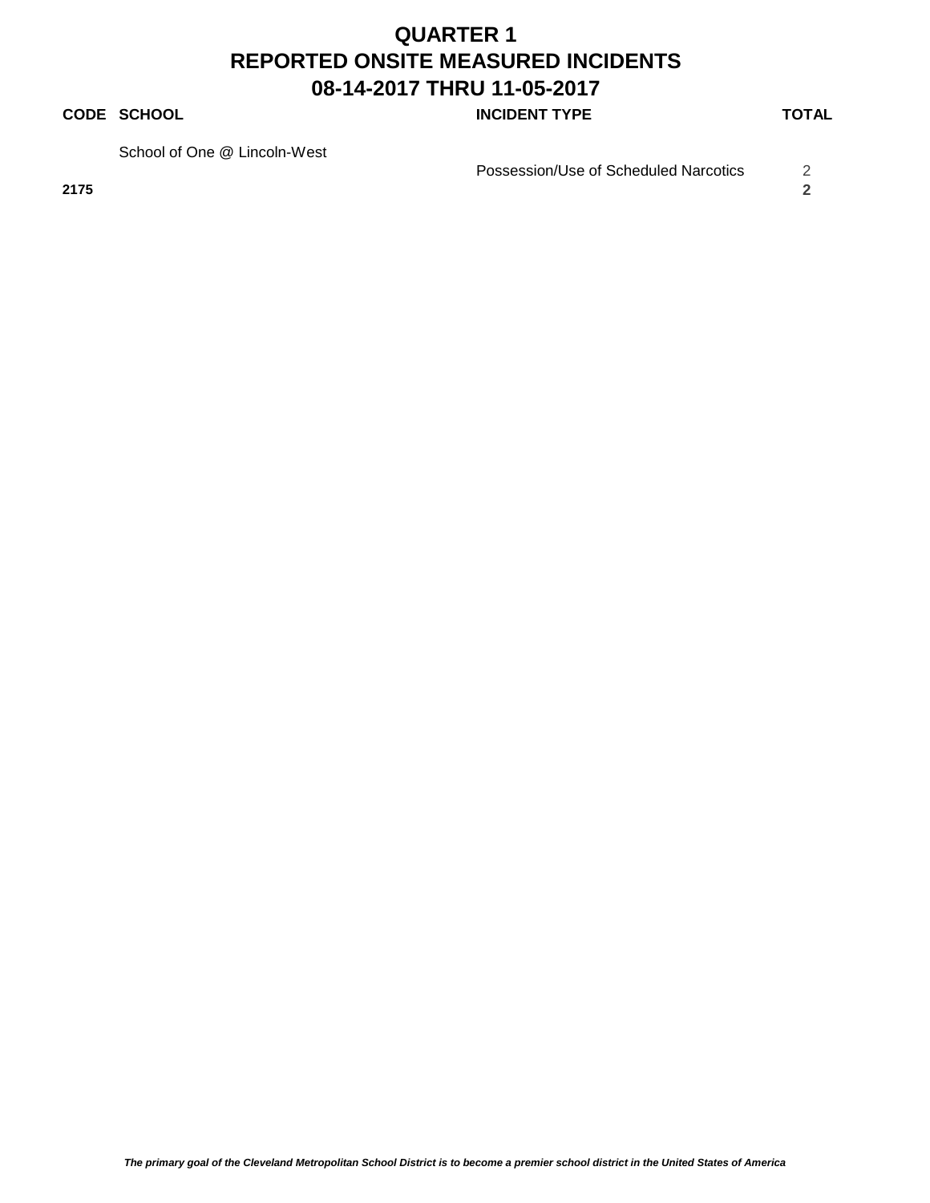# QUARTER 1
# REPORTED ONSITE MEASURED INCIDENTS
# 08-14-2017 THRU 11-05-2017

| CODE | SCHOOL | INCIDENT TYPE | TOTAL |
|---|---|---|---|
| | School of One @ Lincoln-West | | |
| | | Possession/Use of Scheduled Narcotics | 2 |
| **2175** | | | **2** |

***The primary goal of the Cleveland Metropolitan School District is to become a premier school district in the United States of America***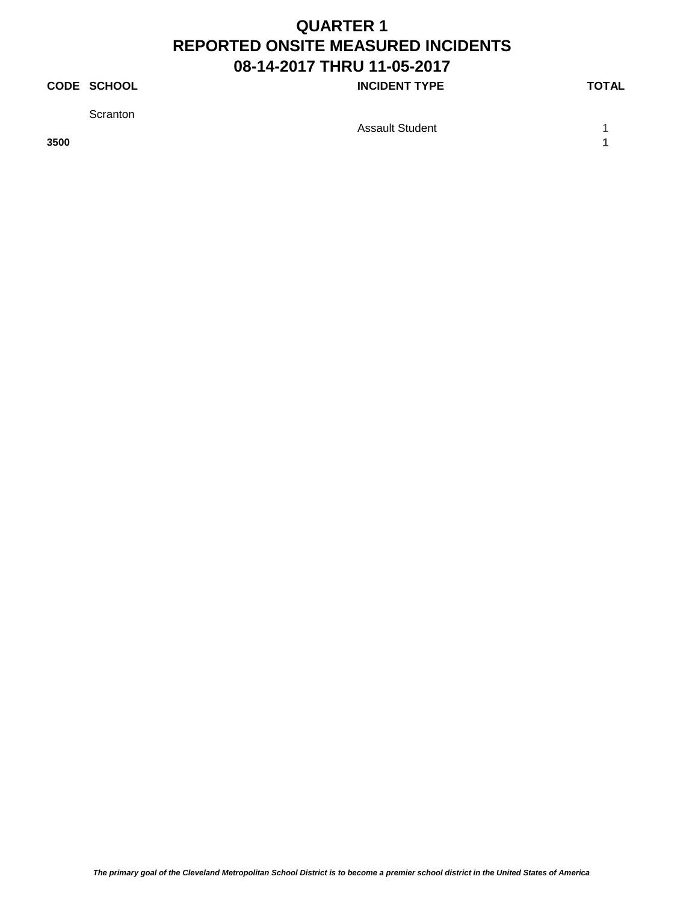# QUARTER 1
# REPORTED ONSITE MEASURED INCIDENTS
# 08-14-2017 THRU 11-05-2017

| CODE | SCHOOL | INCIDENT TYPE | TOTAL |
|---|---|---|---|
| | Scranton | | |
| | | Assault Student | 1 |
| **3500** | | | **1** |

***The primary goal of the Cleveland Metropolitan School District is to become a premier school district in the United States of America***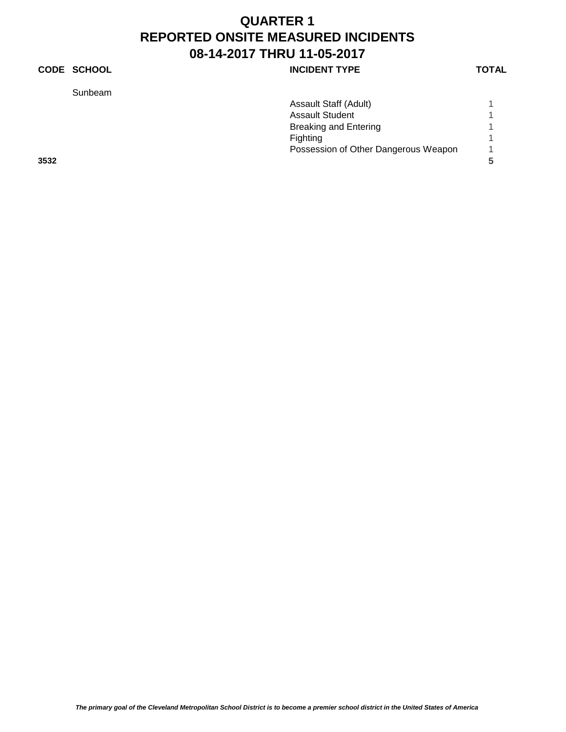# QUARTER 1
# REPORTED ONSITE MEASURED INCIDENTS
# 08-14-2017 THRU 11-05-2017

| CODE | SCHOOL | INCIDENT TYPE | TOTAL |
|---|---|---|---|
| | Sunbeam | | |
| | | Assault Staff (Adult) | 1 |
| | | Assault Student | 1 |
| | | Breaking and Entering | 1 |
| | | Fighting | 1 |
| | | Possession of Other Dangerous Weapon | 1 |
| **3532** | | | **5** |

***The primary goal of the Cleveland Metropolitan School District is to become a premier school district in the United States of America***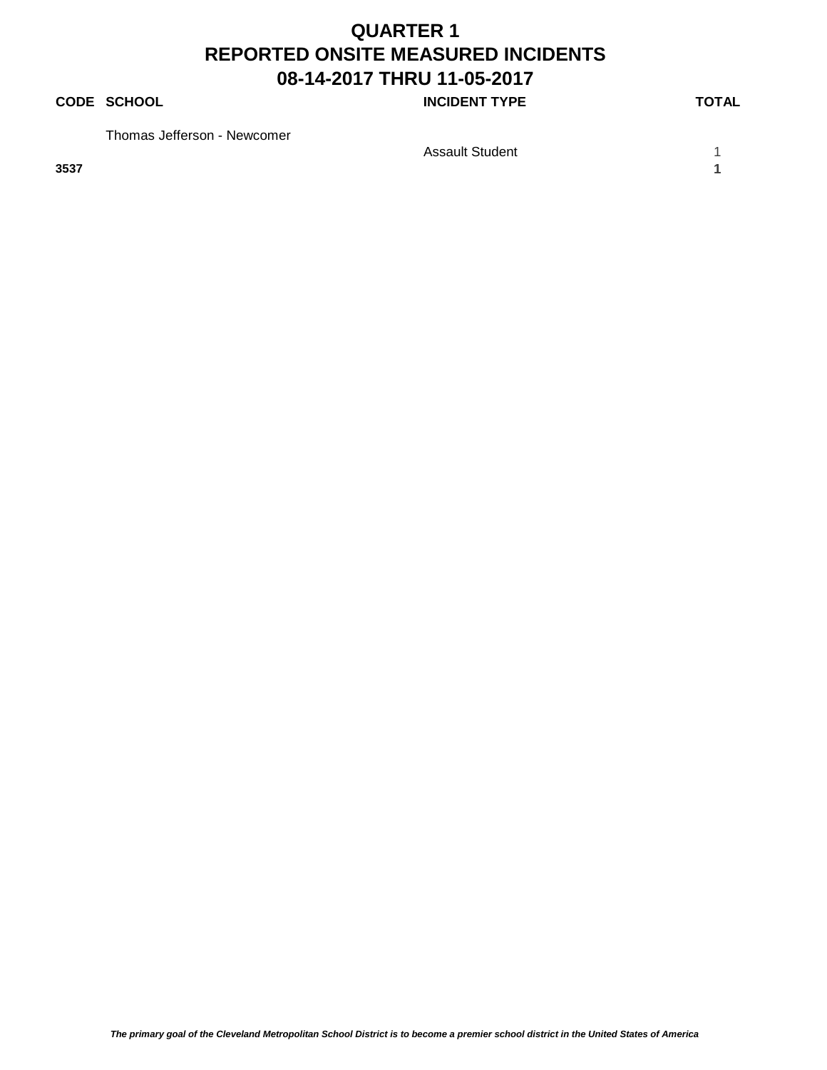# QUARTER 1
# REPORTED ONSITE MEASURED INCIDENTS
# 08-14-2017 THRU 11-05-2017

| CODE | SCHOOL | INCIDENT TYPE | TOTAL |
|---|---|---|---|
| | Thomas Jefferson - Newcomer | | |
| | | Assault Student | 1 |
| **3537** | | | **1** |

***The primary goal of the Cleveland Metropolitan School District is to become a premier school district in the United States of America***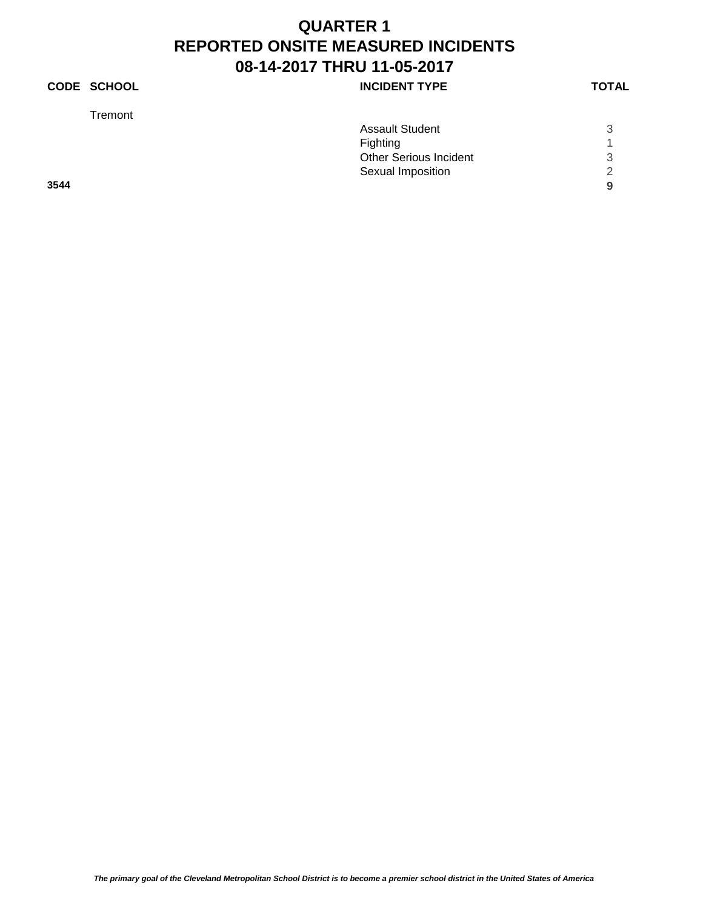# QUARTER 1
# REPORTED ONSITE MEASURED INCIDENTS
# 08-14-2017 THRU 11-05-2017

| CODE | SCHOOL | INCIDENT TYPE | TOTAL |
|---|---|---|---|
| | Tremont | | |
| | | Assault Student | 3 |
| | | Fighting | 1 |
| | | Other Serious Incident | 3 |
| | | Sexual Imposition | 2 |
| **3544** | | | **9** |

***The primary goal of the Cleveland Metropolitan School District is to become a premier school district in the United States of America***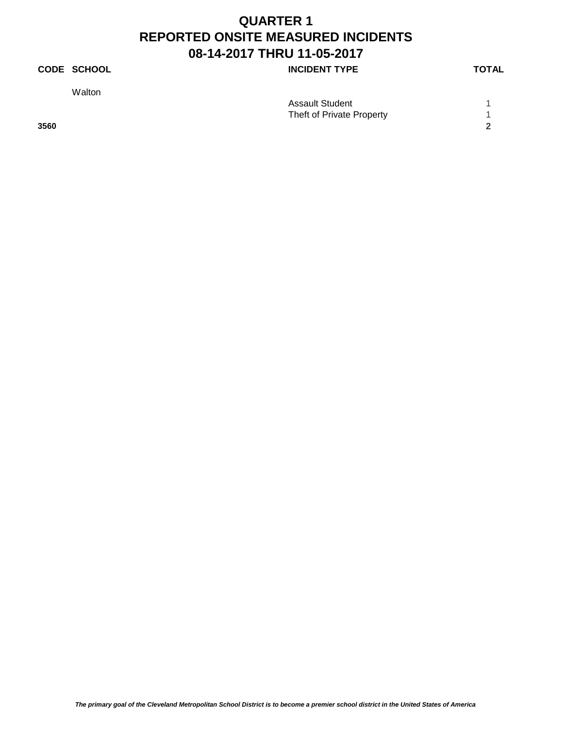# QUARTER 1
# REPORTED ONSITE MEASURED INCIDENTS
# 08-14-2017 THRU 11-05-2017

| CODE | SCHOOL | INCIDENT TYPE | TOTAL |
|---|---|---|---|
| | Walton | | |
| | | Assault Student | 1 |
| | | Theft of Private Property | 1 |
| **3560** | | | **2** |

***The primary goal of the Cleveland Metropolitan School District is to become a premier school district in the United States of America***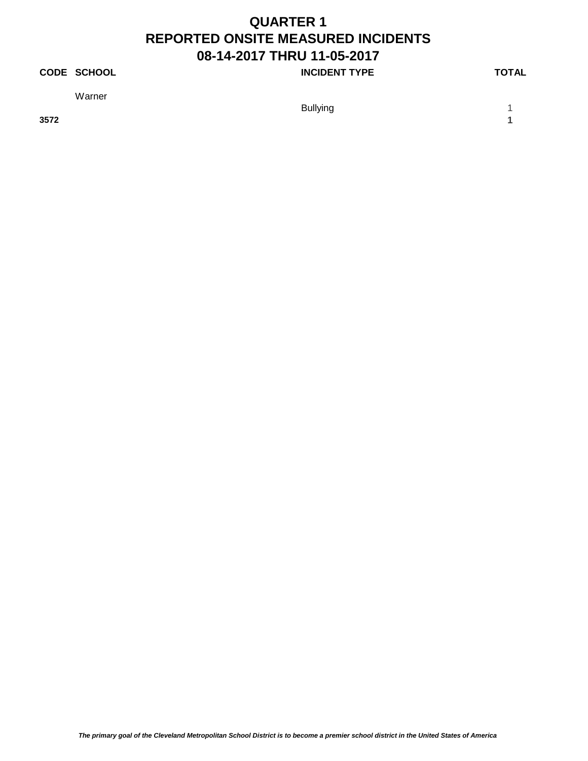# QUARTER 1
# REPORTED ONSITE MEASURED INCIDENTS
# 08-14-2017 THRU 11-05-2017

| CODE | SCHOOL | INCIDENT TYPE | TOTAL |
|---|---|---|---|
| | Warner | | |
| | | Bullying | 1 |
| **3572** | | | **1** |

*The primary goal of the Cleveland Metropolitan School District is to become a premier school district in the United States of America*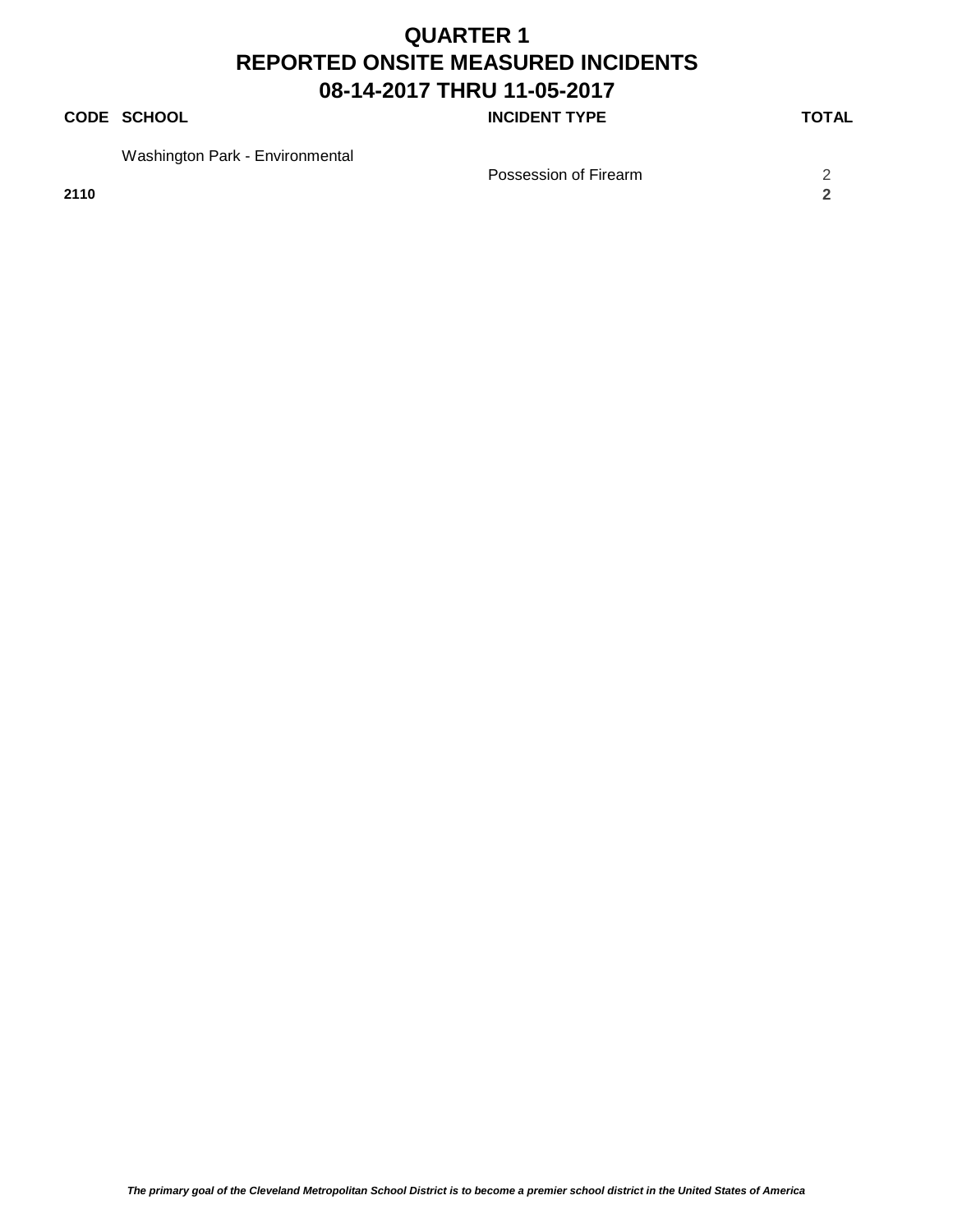# QUARTER 1
# REPORTED ONSITE MEASURED INCIDENTS
# 08-14-2017 THRU 11-05-2017

| CODE | SCHOOL | INCIDENT TYPE | TOTAL |
|---|---|---|---|
| | Washington Park - Environmental | | |
| | | Possession of Firearm | 2 |
| **2110** | | | **2** |

***The primary goal of the Cleveland Metropolitan School District is to become a premier school district in the United States of America***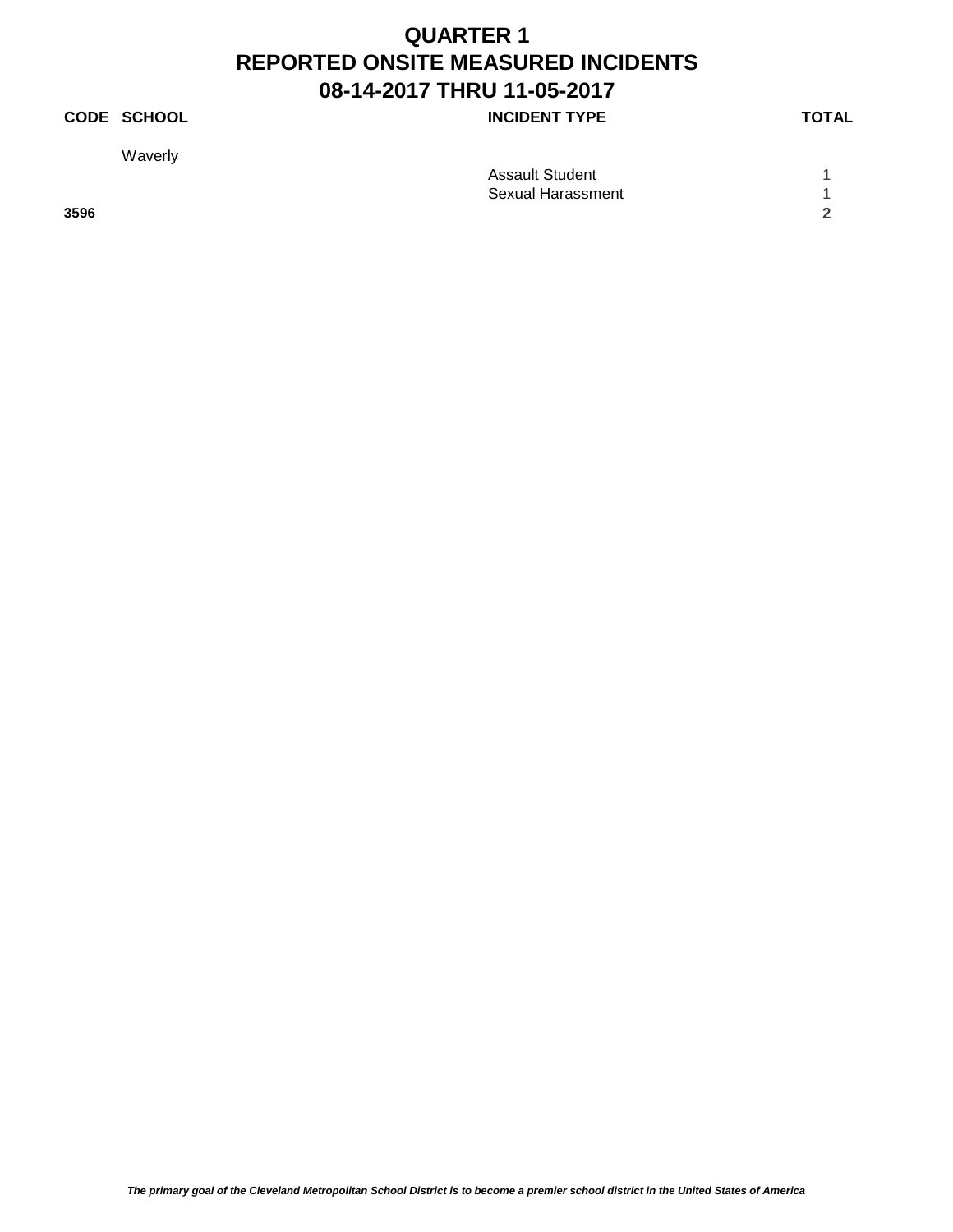# QUARTER 1
# REPORTED ONSITE MEASURED INCIDENTS
# 08-14-2017 THRU 11-05-2017

| CODE | SCHOOL | INCIDENT TYPE | TOTAL |
|---|---|---|---|
| | Waverly | | |
| | | Assault Student | 1 |
| | | Sexual Harassment | 1 |
| **3596** | | | **2** |

***The primary goal of the Cleveland Metropolitan School District is to become a premier school district in the United States of America***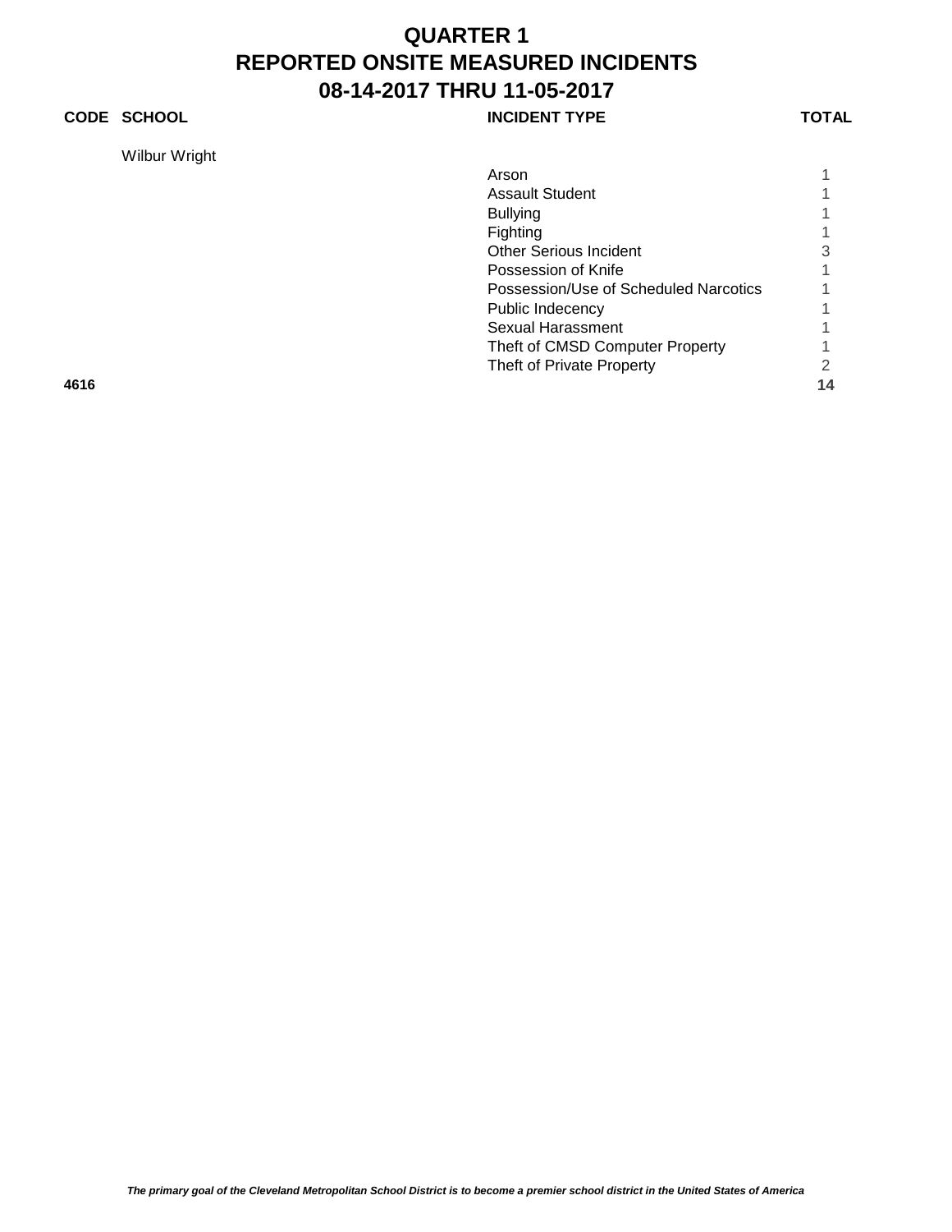# QUARTER 1
# REPORTED ONSITE MEASURED INCIDENTS
# 08-14-2017 THRU 11-05-2017

| CODE | SCHOOL | INCIDENT TYPE | TOTAL |
|---|---|---|---|
| | Wilbur Wright | | |
| | | Arson | 1 |
| | | Assault Student | 1 |
| | | Bullying | 1 |
| | | Fighting | 1 |
| | | Other Serious Incident | 3 |
| | | Possession of Knife | 1 |
| | | Possession/Use of Scheduled Narcotics | 1 |
| | | Public Indecency | 1 |
| | | Sexual Harassment | 1 |
| | | Theft of CMSD Computer Property | 1 |
| | | Theft of Private Property | 2 |
| **4616** | | | **14** |

***The primary goal of the Cleveland Metropolitan School District is to become a premier school district in the United States of America***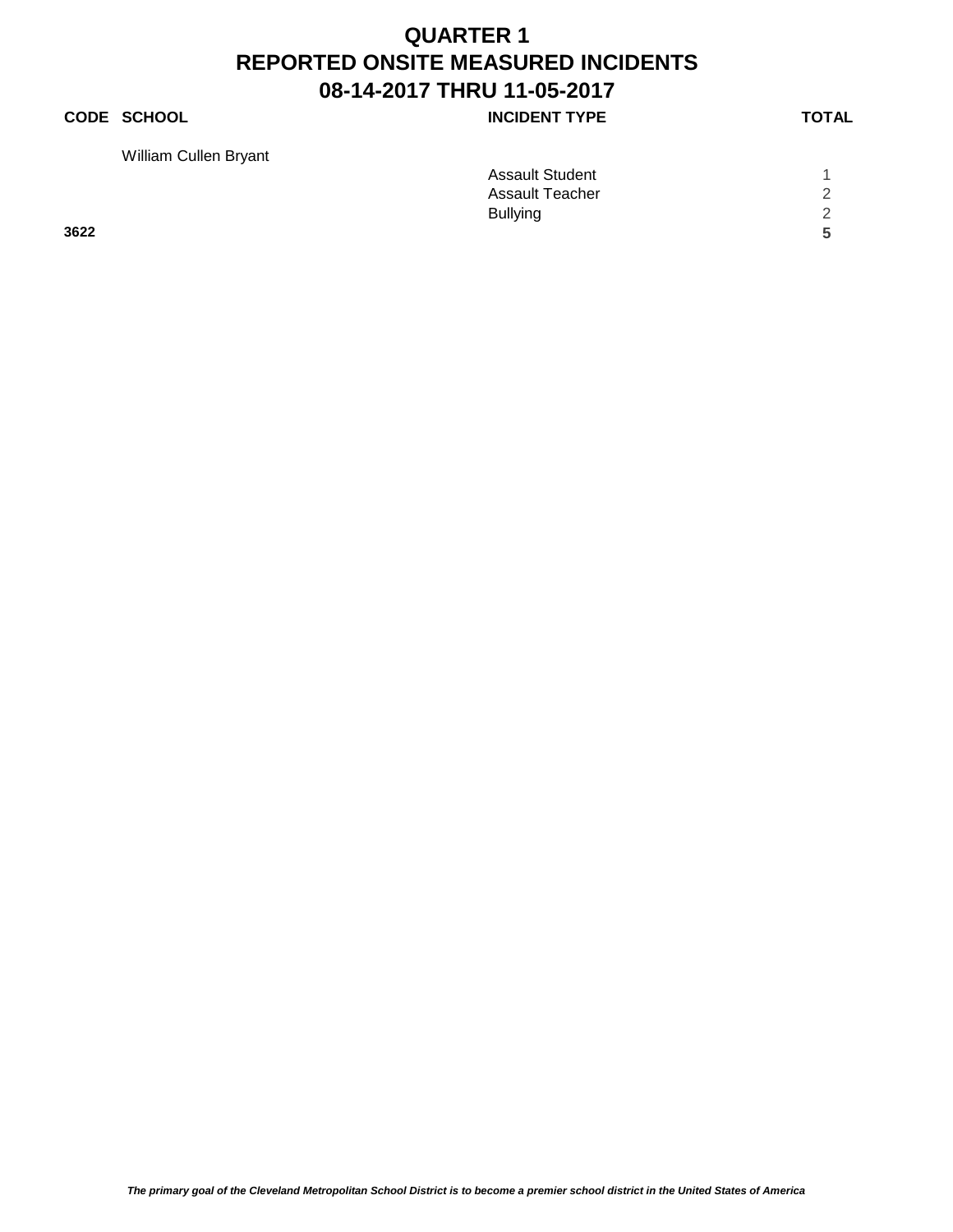# QUARTER 1
# REPORTED ONSITE MEASURED INCIDENTS
# 08-14-2017 THRU 11-05-2017

| CODE | SCHOOL | INCIDENT TYPE | TOTAL |
|---|---|---|---|
| | William Cullen Bryant | | |
| | | Assault Student | 1 |
| | | Assault Teacher | 2 |
| | | Bullying | 2 |
| **3622** | | | **5** |

***The primary goal of the Cleveland Metropolitan School District is to become a premier school district in the United States of America***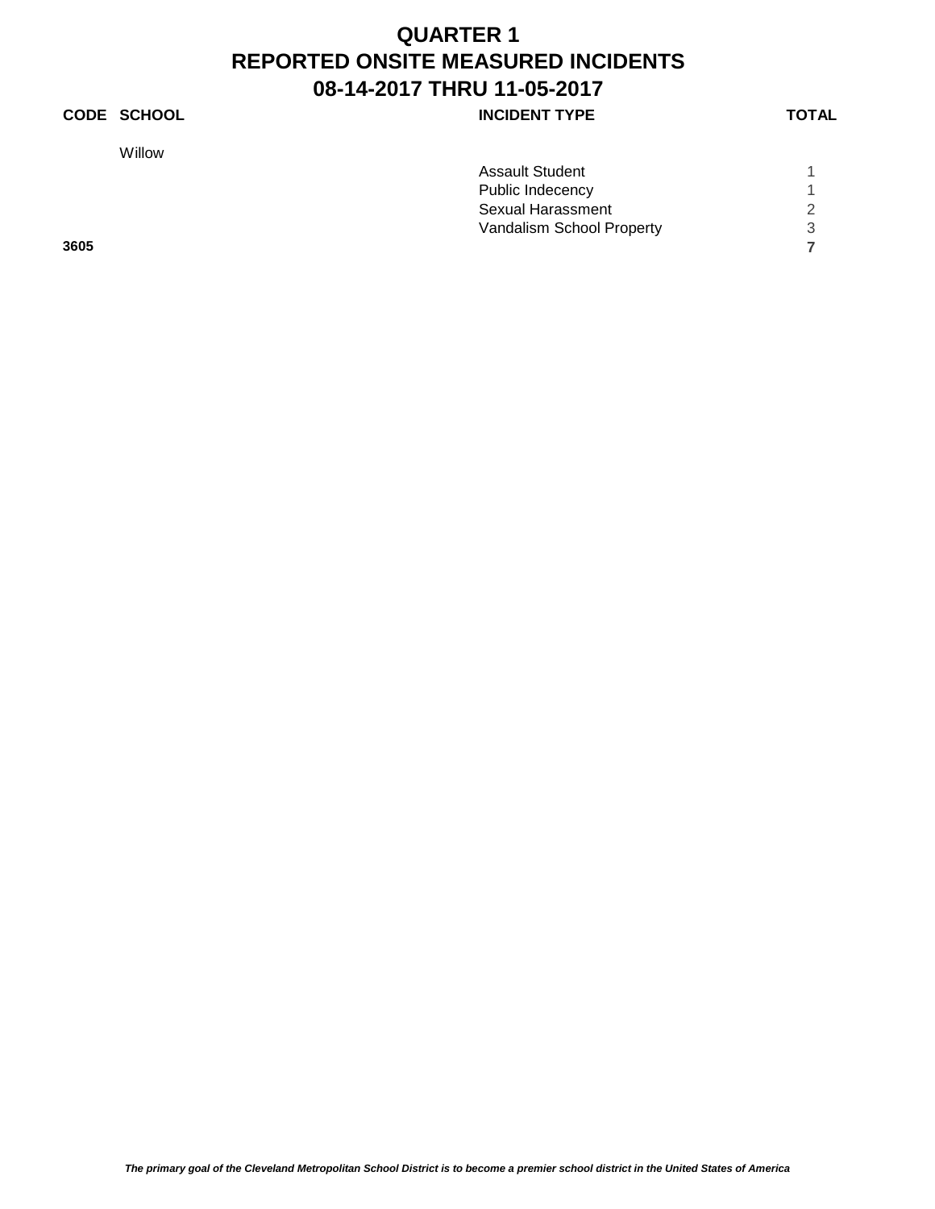# QUARTER 1
# REPORTED ONSITE MEASURED INCIDENTS
# 08-14-2017 THRU 11-05-2017

| CODE | SCHOOL | INCIDENT TYPE | TOTAL |
|---|---|---|---|
| | Willow | | |
| | | Assault Student | 1 |
| | | Public Indecency | 1 |
| | | Sexual Harassment | 2 |
| | | Vandalism School Property | 3 |
| **3605** | | | **7** |

***The primary goal of the Cleveland Metropolitan School District is to become a premier school district in the United States of America***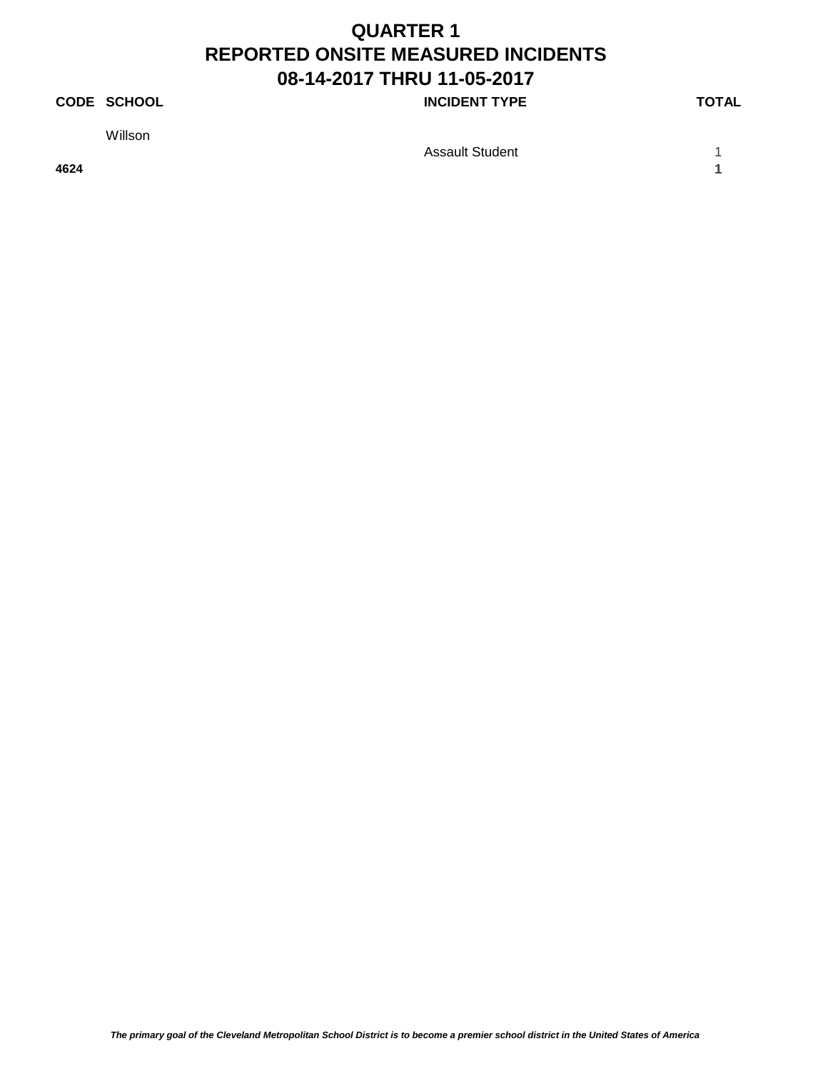# QUARTER 1
# REPORTED ONSITE MEASURED INCIDENTS
# 08-14-2017 THRU 11-05-2017

| CODE | SCHOOL | INCIDENT TYPE | TOTAL |
|---|---|---|---|
| | Willson | | |
| | | Assault Student | 1 |
| **4624** | | | **1** |

***The primary goal of the Cleveland Metropolitan School District is to become a premier school district in the United States of America***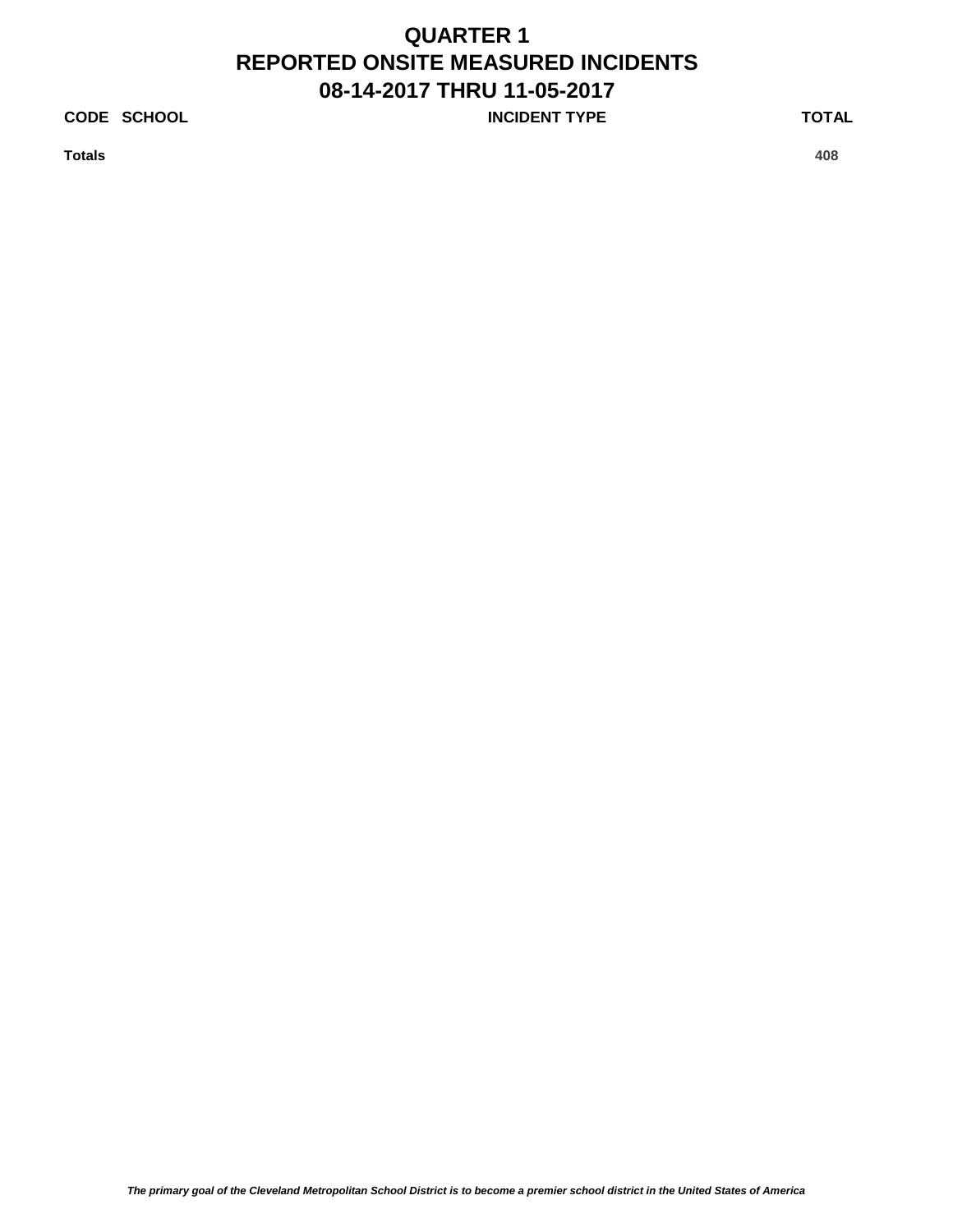# QUARTER 1
# REPORTED ONSITE MEASURED INCIDENTS
# 08-14-2017 THRU 11-05-2017

| CODE | SCHOOL | INCIDENT TYPE | TOTAL |
|---|---|---|---|
| **Totals** | | | **408** |

*The primary goal of the Cleveland Metropolitan School District is to become a premier school district in the United States of America*